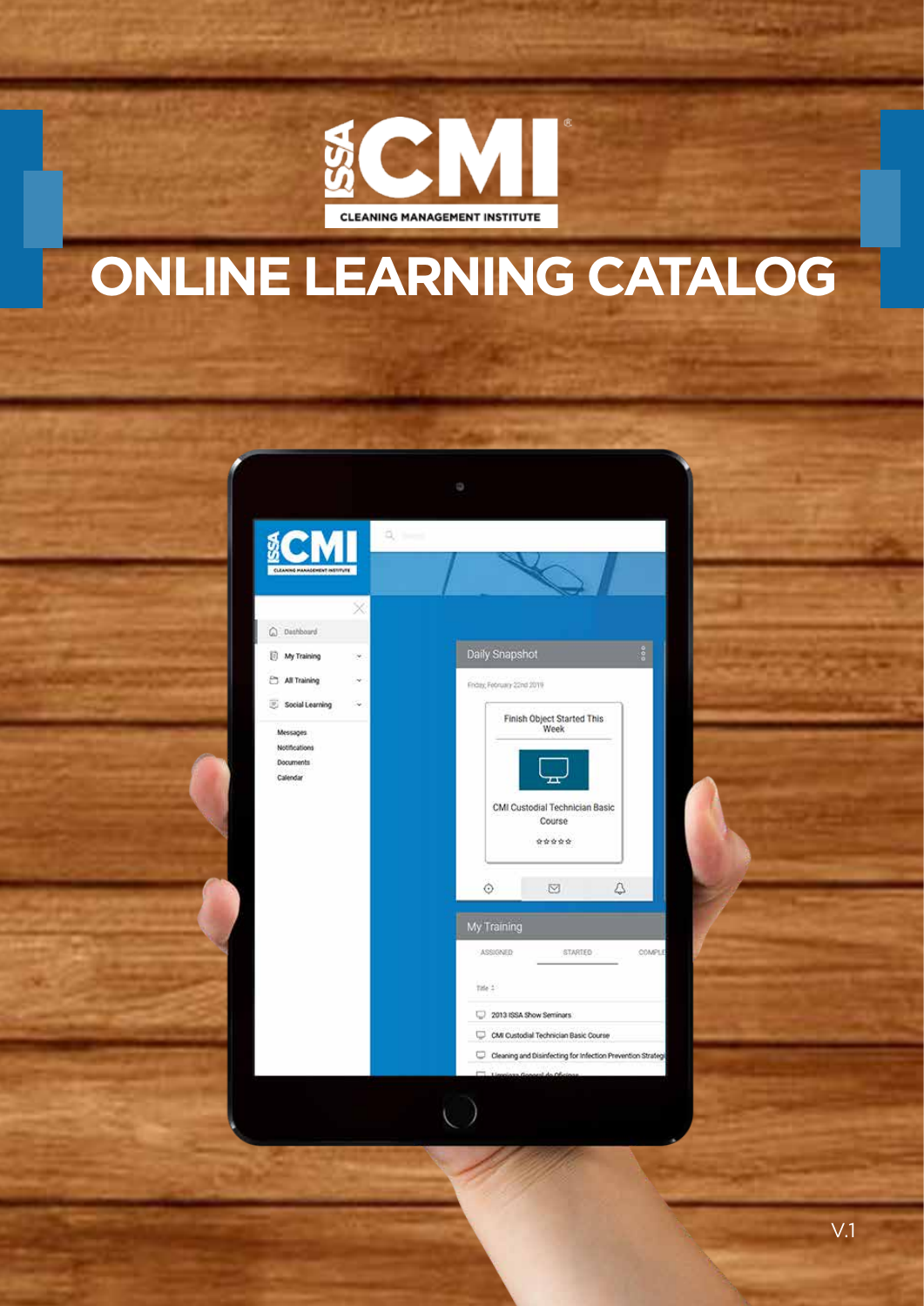ISSA CMI

CLEANING MANAGEMENT INSTITUTE

# ONLINE LEARNING CATALOG

V.1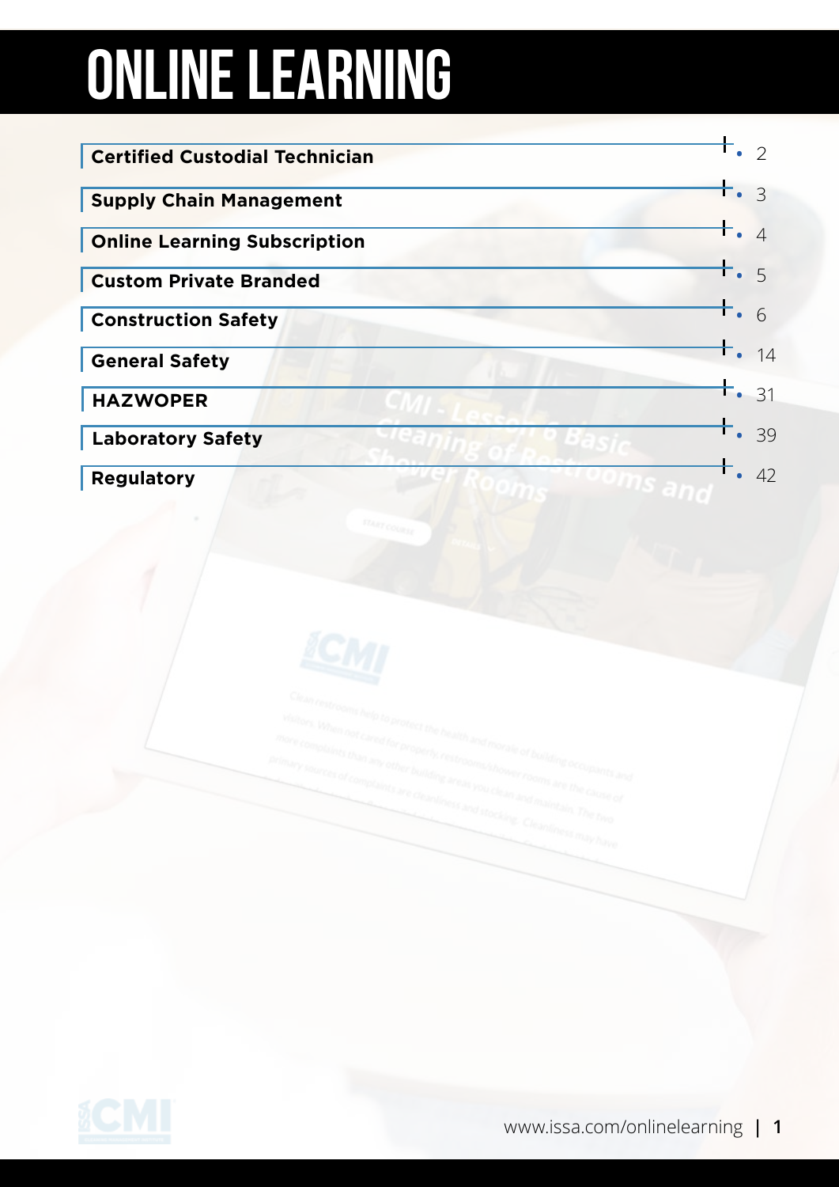# ONLINE LEARNING

| Section | Page |
|---|---|
| **Certified Custodial Technician** | 2 |
| **Supply Chain Management** | 3 |
| **Online Learning Subscription** | 4 |
| **Custom Private Branded** | 5 |
| **Construction Safety** | 6 |
| **General Safety** | 14 |
| **HAZWOPER** | 31 |
| **Laboratory Safety** | 39 |
| **Regulatory** | 42 |

www.issa.com/onlinelearning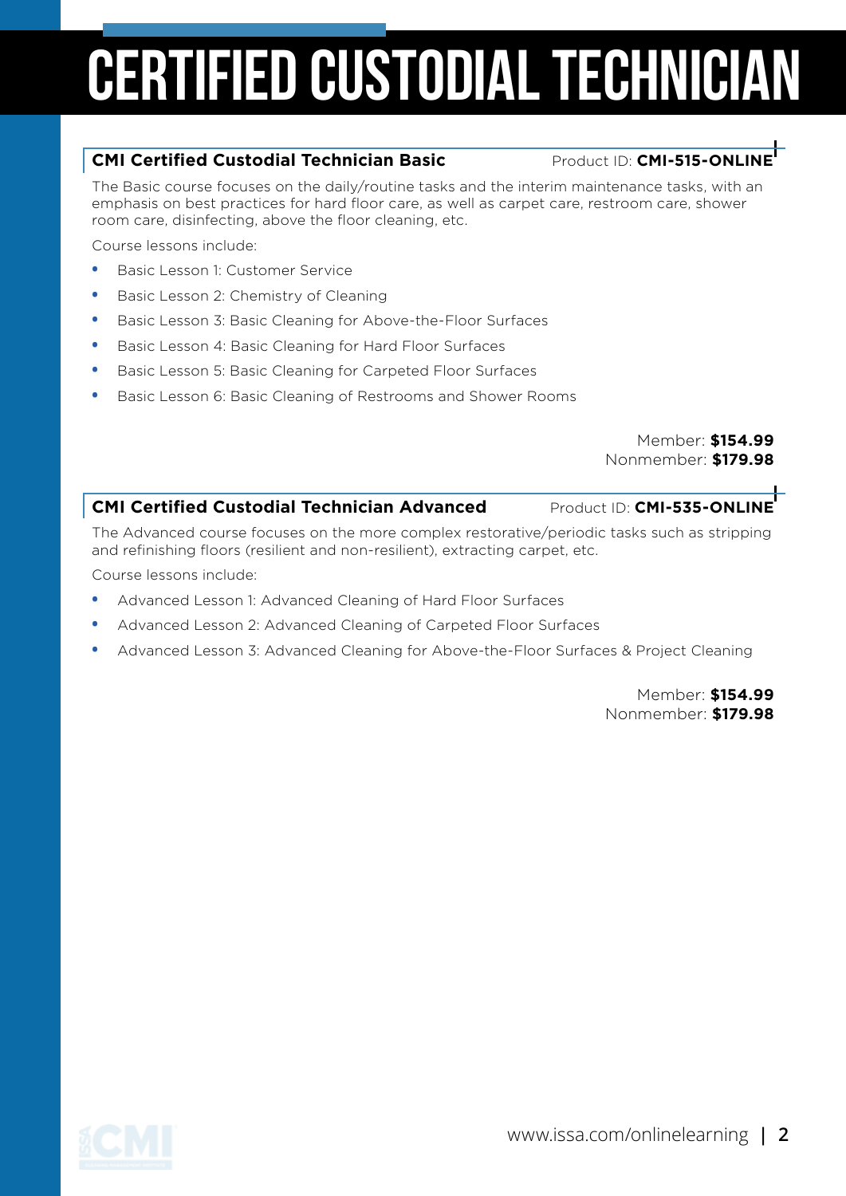# CERTIFIED CUSTODIAL TECHNICIAN

## CMI Certified Custodial Technician Basic

Product ID: **CMI-515-ONLINE**

The Basic course focuses on the daily/routine tasks and the interim maintenance tasks, with an emphasis on best practices for hard floor care, as well as carpet care, restroom care, shower room care, disinfecting, above the floor cleaning, etc.

Course lessons include:

- Basic Lesson 1: Customer Service
- Basic Lesson 2: Chemistry of Cleaning
- Basic Lesson 3: Basic Cleaning for Above-the-Floor Surfaces
- Basic Lesson 4: Basic Cleaning for Hard Floor Surfaces
- Basic Lesson 5: Basic Cleaning for Carpeted Floor Surfaces
- Basic Lesson 6: Basic Cleaning of Restrooms and Shower Rooms

Member: **$154.99**
Nonmember: **$179.98**

## CMI Certified Custodial Technician Advanced

Product ID: **CMI-535-ONLINE**

The Advanced course focuses on the more complex restorative/periodic tasks such as stripping and refinishing floors (resilient and non-resilient), extracting carpet, etc.

Course lessons include:

- Advanced Lesson 1: Advanced Cleaning of Hard Floor Surfaces
- Advanced Lesson 2: Advanced Cleaning of Carpeted Floor Surfaces
- Advanced Lesson 3: Advanced Cleaning for Above-the-Floor Surfaces & Project Cleaning

Member: **$154.99**
Nonmember: **$179.98**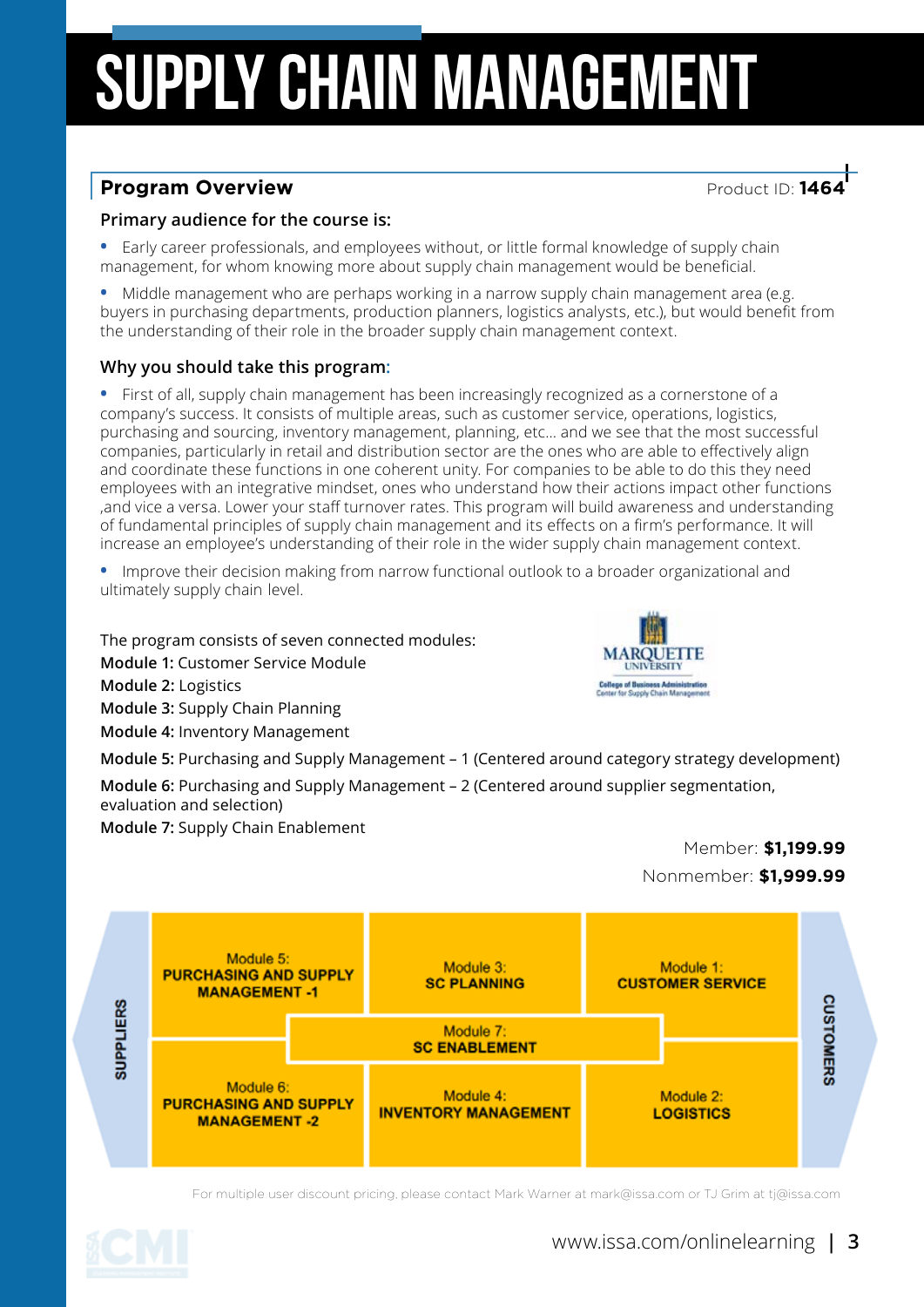# SUPPLY CHAIN MANAGEMENT

## Program Overview

Product ID: **1464**

### Primary audience for the course is:

- Early career professionals, and employees without, or little formal knowledge of supply chain management, for whom knowing more about supply chain management would be beneficial.
- Middle management who are perhaps working in a narrow supply chain management area (e.g. buyers in purchasing departments, production planners, logistics analysts, etc.), but would benefit from the understanding of their role in the broader supply chain management context.

### Why you should take this program:

- First of all, supply chain management has been increasingly recognized as a cornerstone of a company's success. It consists of multiple areas, such as customer service, operations, logistics, purchasing and sourcing, inventory management, planning, etc… and we see that the most successful companies, particularly in retail and distribution sector are the ones who are able to effectively align and coordinate these functions in one coherent unity. For companies to be able to do this they need employees with an integrative mindset, ones who understand how their actions impact other functions ,and vice a versa. Lower your staff turnover rates. This program will build awareness and understanding of fundamental principles of supply chain management and its effects on a firm's performance. It will increase an employee's understanding of their role in the wider supply chain management context.
- Improve their decision making from narrow functional outlook to a broader organizational and ultimately supply chain level.

The program consists of seven connected modules:

**Module 1:** Customer Service Module

**Module 2:** Logistics

**Module 3:** Supply Chain Planning

**Module 4:** Inventory Management

**Module 5:** Purchasing and Supply Management – 1 (Centered around category strategy development)

**Module 6:** Purchasing and Supply Management – 2 (Centered around supplier segmentation, evaluation and selection)

**Module 7:** Supply Chain Enablement

Marquette University, College of Business Administration, Center for Supply Chain Management

Member: **$1,199.99**

Nonmember: **$1,999.99**

| SUPPLIERS | Module 5: PURCHASING AND SUPPLY MANAGEMENT -1 | Module 3: SC PLANNING | Module 1: CUSTOMER SERVICE | CUSTOMERS |
|---|---|---|---|---|
| | | Module 7: SC ENABLEMENT | | |
| | Module 6: PURCHASING AND SUPPLY MANAGEMENT -2 | Module 4: INVENTORY MANAGEMENT | Module 2: LOGISTICS | |

For multiple user discount pricing, please contact Mark Warner at mark@issa.com or TJ Grim at tj@issa.com

www.issa.com/onlinelearning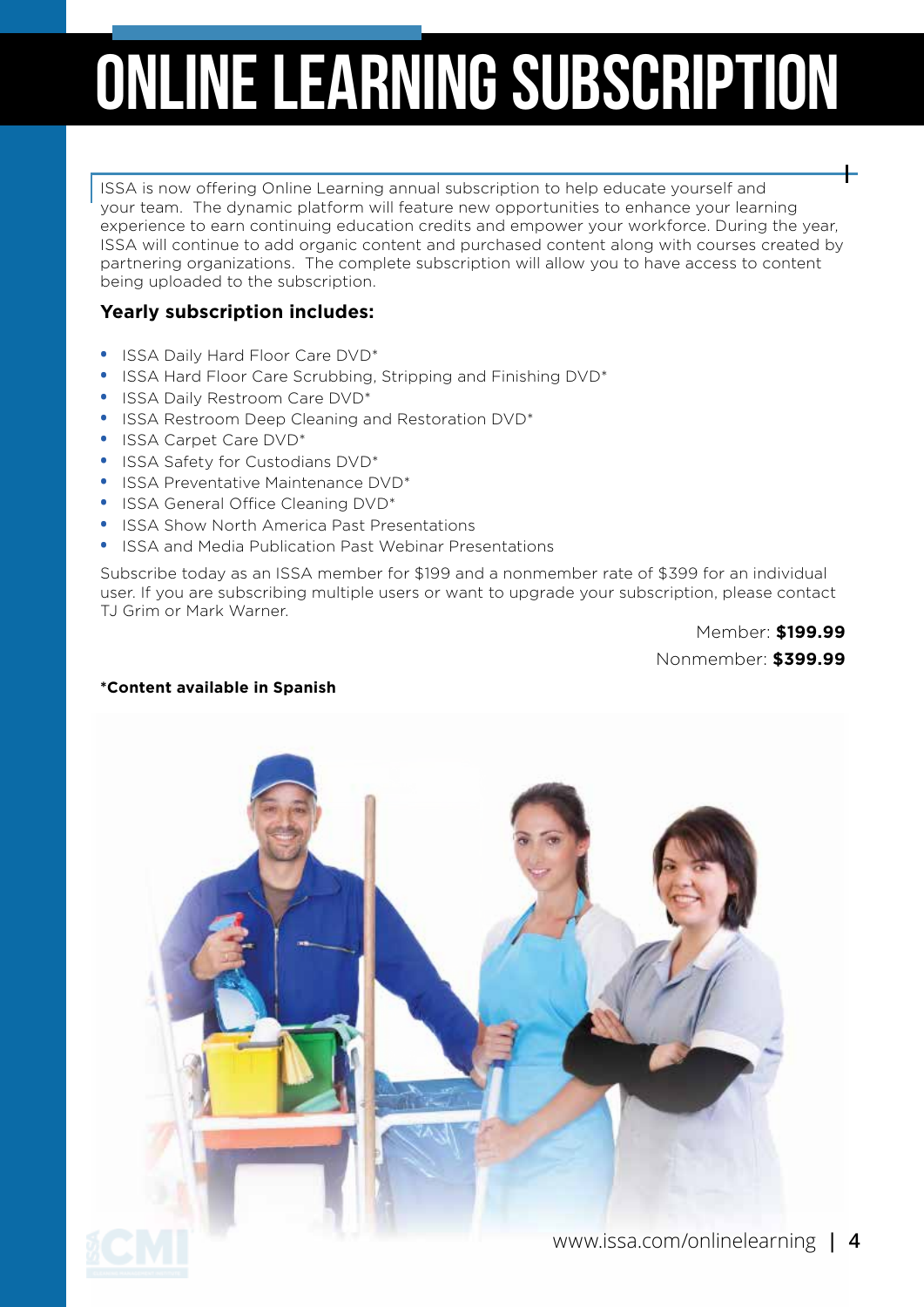# ONLINE LEARNING SUBSCRIPTION

ISSA is now offering Online Learning annual subscription to help educate yourself and your team. The dynamic platform will feature new opportunities to enhance your learning experience to earn continuing education credits and empower your workforce. During the year, ISSA will continue to add organic content and purchased content along with courses created by partnering organizations. The complete subscription will allow you to have access to content being uploaded to the subscription.

**Yearly subscription includes:**

- ISSA Daily Hard Floor Care DVD*
- ISSA Hard Floor Care Scrubbing, Stripping and Finishing DVD*
- ISSA Daily Restroom Care DVD*
- ISSA Restroom Deep Cleaning and Restoration DVD*
- ISSA Carpet Care DVD*
- ISSA Safety for Custodians DVD*
- ISSA Preventative Maintenance DVD*
- ISSA General Office Cleaning DVD*
- ISSA Show North America Past Presentations
- ISSA and Media Publication Past Webinar Presentations

Subscribe today as an ISSA member for $199 and a nonmember rate of $399 for an individual user. If you are subscribing multiple users or want to upgrade your subscription, please contact TJ Grim or Mark Warner.

Member: **$199.99**

Nonmember: **$399.99**

***Content available in Spanish**

www.issa.com/onlinelearning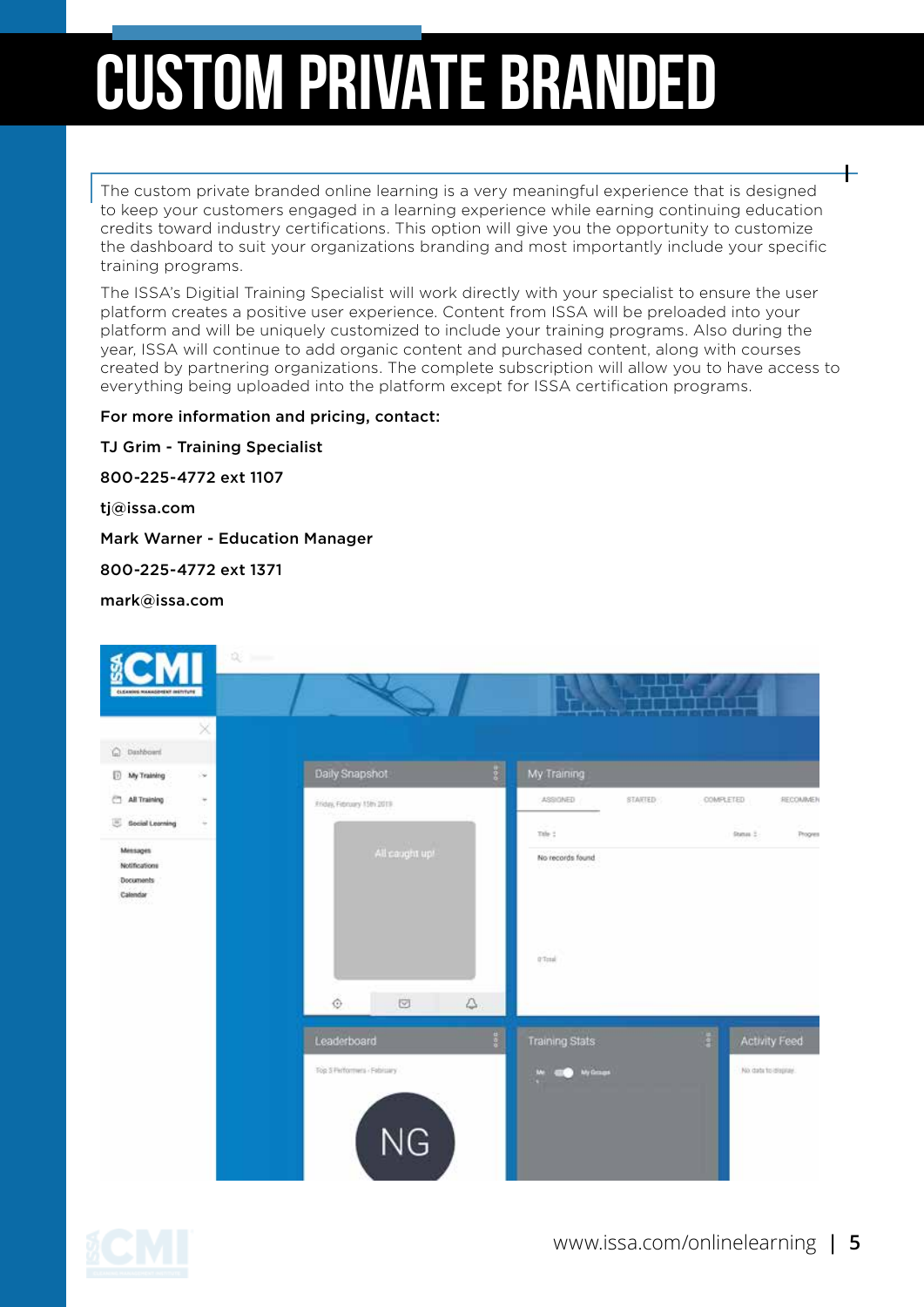# CUSTOM PRIVATE BRANDED

The custom private branded online learning is a very meaningful experience that is designed to keep your customers engaged in a learning experience while earning continuing education credits toward industry certifications. This option will give you the opportunity to customize the dashboard to suit your organizations branding and most importantly include your specific training programs.

The ISSA's Digitial Training Specialist will work directly with your specialist to ensure the user platform creates a positive user experience. Content from ISSA will be preloaded into your platform and will be uniquely customized to include your training programs. Also during the year, ISSA will continue to add organic content and purchased content, along with courses created by partnering organizations. The complete subscription will allow you to have access to everything being uploaded into the platform except for ISSA certification programs.

**For more information and pricing, contact:**

**TJ Grim - Training Specialist**

**800-225-4772 ext 1107**

**tj@issa.com**

**Mark Warner - Education Manager**

**800-225-4772 ext 1371**

**mark@issa.com**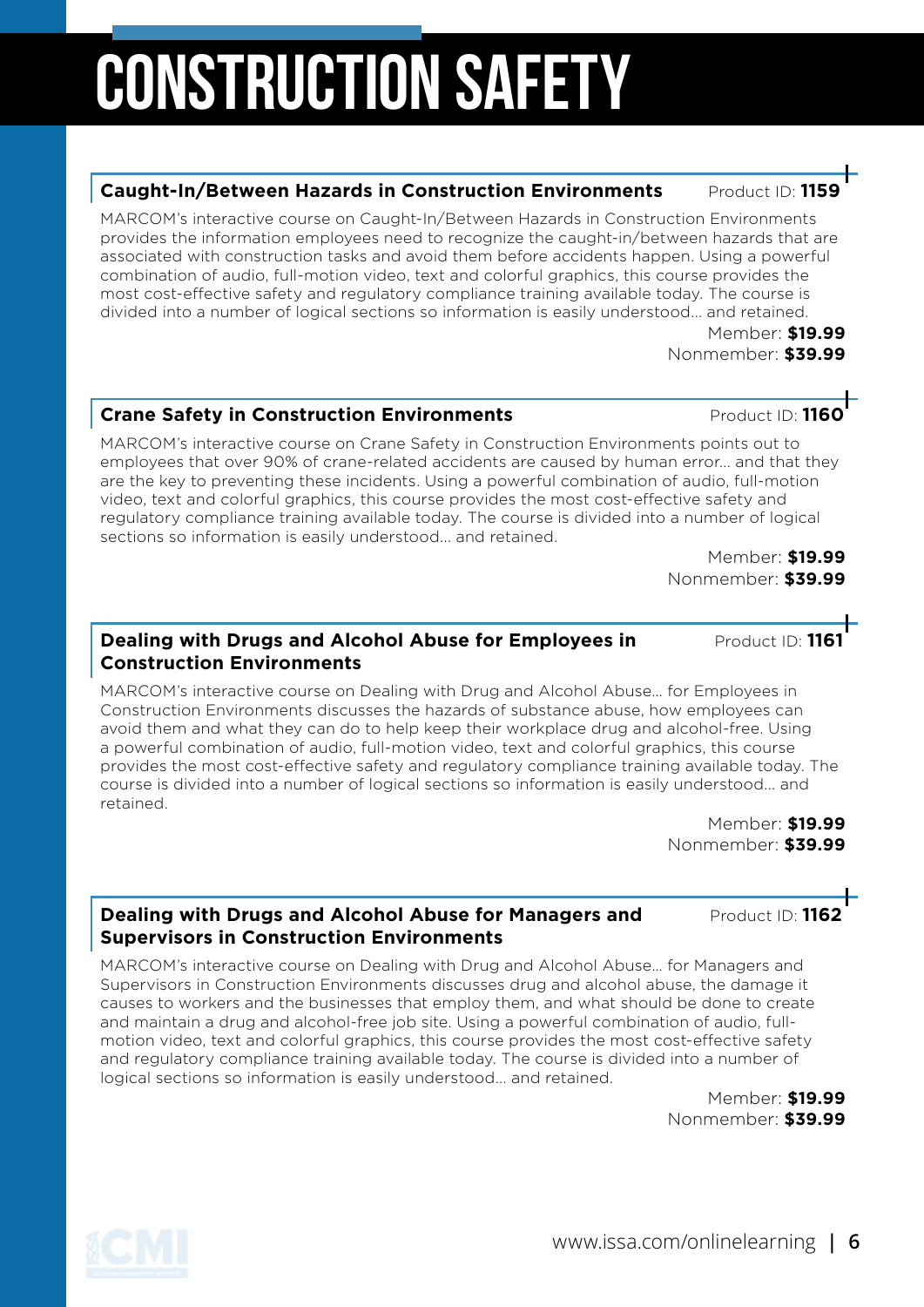# CONSTRUCTION SAFETY

### Caught-In/Between Hazards in Construction Environments

Product ID: **1159**

MARCOM's interactive course on Caught-In/Between Hazards in Construction Environments provides the information employees need to recognize the caught-in/between hazards that are associated with construction tasks and avoid them before accidents happen. Using a powerful combination of audio, full-motion video, text and colorful graphics, this course provides the most cost-effective safety and regulatory compliance training available today. The course is divided into a number of logical sections so information is easily understood… and retained.

Member: **$19.99**
Nonmember: **$39.99**

### Crane Safety in Construction Environments

Product ID: **1160**

MARCOM's interactive course on Crane Safety in Construction Environments points out to employees that over 90% of crane-related accidents are caused by human error… and that they are the key to preventing these incidents. Using a powerful combination of audio, full-motion video, text and colorful graphics, this course provides the most cost-effective safety and regulatory compliance training available today. The course is divided into a number of logical sections so information is easily understood… and retained.

Member: **$19.99**
Nonmember: **$39.99**

### Dealing with Drugs and Alcohol Abuse for Employees in Construction Environments

Product ID: **1161**

MARCOM's interactive course on Dealing with Drug and Alcohol Abuse… for Employees in Construction Environments discusses the hazards of substance abuse, how employees can avoid them and what they can do to help keep their workplace drug and alcohol-free. Using a powerful combination of audio, full-motion video, text and colorful graphics, this course provides the most cost-effective safety and regulatory compliance training available today. The course is divided into a number of logical sections so information is easily understood… and retained.

Member: **$19.99**
Nonmember: **$39.99**

### Dealing with Drugs and Alcohol Abuse for Managers and Supervisors in Construction Environments

Product ID: **1162**

MARCOM's interactive course on Dealing with Drug and Alcohol Abuse… for Managers and Supervisors in Construction Environments discusses drug and alcohol abuse, the damage it causes to workers and the businesses that employ them, and what should be done to create and maintain a drug and alcohol-free job site. Using a powerful combination of audio, full-motion video, text and colorful graphics, this course provides the most cost-effective safety and regulatory compliance training available today. The course is divided into a number of logical sections so information is easily understood… and retained.

Member: **$19.99**
Nonmember: **$39.99**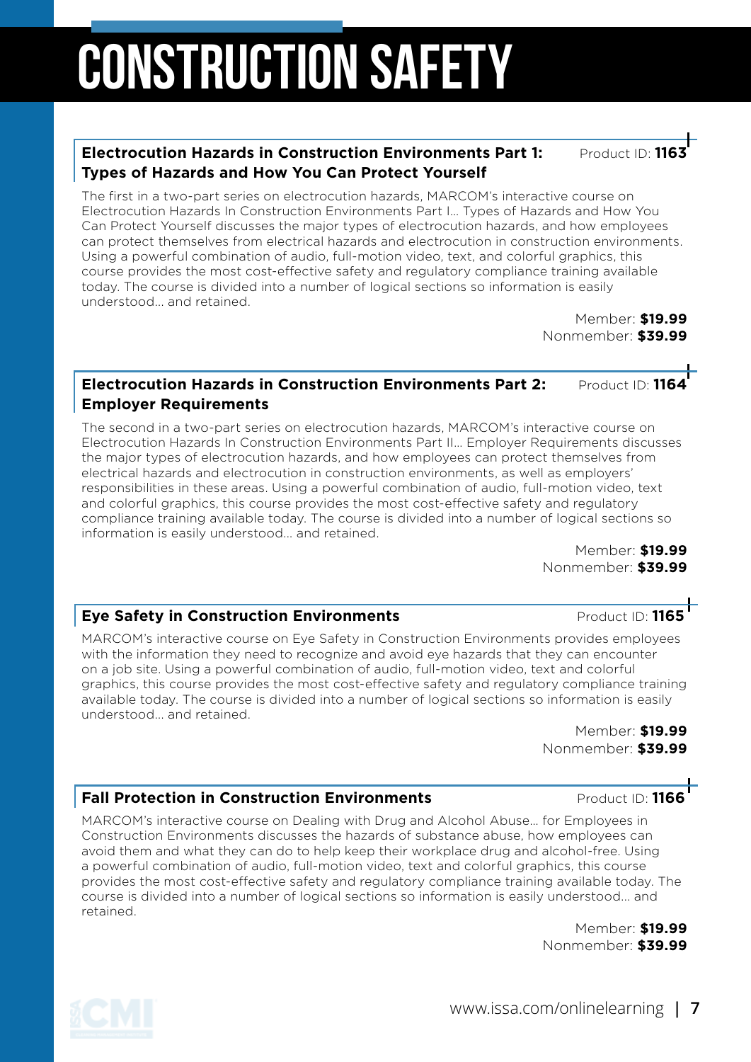# CONSTRUCTION SAFETY

### Electrocution Hazards in Construction Environments Part 1: Types of Hazards and How You Can Protect Yourself

Product ID: **1163**

The first in a two-part series on electrocution hazards, MARCOM's interactive course on Electrocution Hazards In Construction Environments Part I… Types of Hazards and How You Can Protect Yourself discusses the major types of electrocution hazards, and how employees can protect themselves from electrical hazards and electrocution in construction environments. Using a powerful combination of audio, full-motion video, text, and colorful graphics, this course provides the most cost-effective safety and regulatory compliance training available today. The course is divided into a number of logical sections so information is easily understood… and retained.

Member: **$19.99**
Nonmember: **$39.99**

### Electrocution Hazards in Construction Environments Part 2: Employer Requirements

Product ID: **1164**

The second in a two-part series on electrocution hazards, MARCOM's interactive course on Electrocution Hazards In Construction Environments Part II… Employer Requirements discusses the major types of electrocution hazards, and how employees can protect themselves from electrical hazards and electrocution in construction environments, as well as employers' responsibilities in these areas. Using a powerful combination of audio, full-motion video, text and colorful graphics, this course provides the most cost-effective safety and regulatory compliance training available today. The course is divided into a number of logical sections so information is easily understood… and retained.

Member: **$19.99**
Nonmember: **$39.99**

### Eye Safety in Construction Environments

Product ID: **1165**

MARCOM's interactive course on Eye Safety in Construction Environments provides employees with the information they need to recognize and avoid eye hazards that they can encounter on a job site. Using a powerful combination of audio, full-motion video, text and colorful graphics, this course provides the most cost-effective safety and regulatory compliance training available today. The course is divided into a number of logical sections so information is easily understood… and retained.

Member: **$19.99**
Nonmember: **$39.99**

### Fall Protection in Construction Environments

Product ID: **1166**

MARCOM's interactive course on Dealing with Drug and Alcohol Abuse… for Employees in Construction Environments discusses the hazards of substance abuse, how employees can avoid them and what they can do to help keep their workplace drug and alcohol-free. Using a powerful combination of audio, full-motion video, text and colorful graphics, this course provides the most cost-effective safety and regulatory compliance training available today. The course is divided into a number of logical sections so information is easily understood… and retained.

Member: **$19.99**
Nonmember: **$39.99**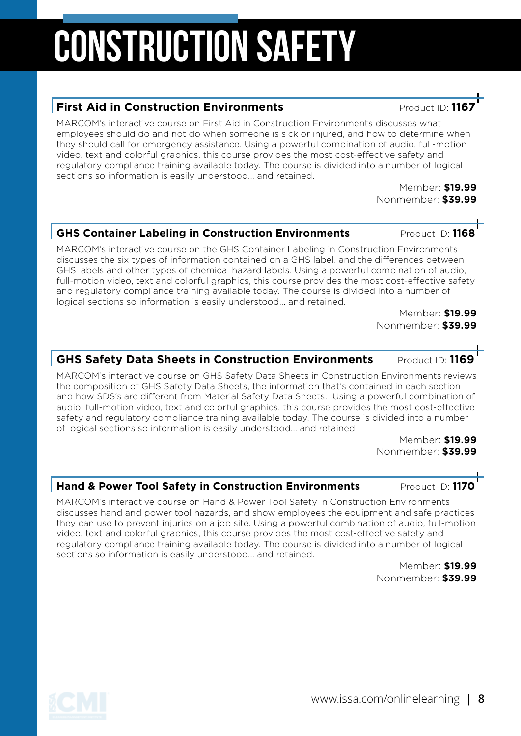# CONSTRUCTION SAFETY

## First Aid in Construction Environments

Product ID: **1167**

MARCOM's interactive course on First Aid in Construction Environments discusses what employees should do and not do when someone is sick or injured, and how to determine when they should call for emergency assistance. Using a powerful combination of audio, full-motion video, text and colorful graphics, this course provides the most cost-effective safety and regulatory compliance training available today. The course is divided into a number of logical sections so information is easily understood... and retained.

Member: **$19.99**
Nonmember: **$39.99**

## GHS Container Labeling in Construction Environments

Product ID: **1168**

MARCOM's interactive course on the GHS Container Labeling in Construction Environments discusses the six types of information contained on a GHS label, and the differences between GHS labels and other types of chemical hazard labels. Using a powerful combination of audio, full-motion video, text and colorful graphics, this course provides the most cost-effective safety and regulatory compliance training available today. The course is divided into a number of logical sections so information is easily understood... and retained.

Member: **$19.99**
Nonmember: **$39.99**

## GHS Safety Data Sheets in Construction Environments

Product ID: **1169**

MARCOM's interactive course on GHS Safety Data Sheets in Construction Environments reviews the composition of GHS Safety Data Sheets, the information that's contained in each section and how SDS's are different from Material Safety Data Sheets. Using a powerful combination of audio, full-motion video, text and colorful graphics, this course provides the most cost-effective safety and regulatory compliance training available today. The course is divided into a number of logical sections so information is easily understood... and retained.

Member: **$19.99**
Nonmember: **$39.99**

## Hand & Power Tool Safety in Construction Environments

Product ID: **1170**

MARCOM's interactive course on Hand & Power Tool Safety in Construction Environments discusses hand and power tool hazards, and show employees the equipment and safe practices they can use to prevent injuries on a job site. Using a powerful combination of audio, full-motion video, text and colorful graphics, this course provides the most cost-effective safety and regulatory compliance training available today. The course is divided into a number of logical sections so information is easily understood... and retained.

Member: **$19.99**
Nonmember: **$39.99**

www.issa.com/onlinelearning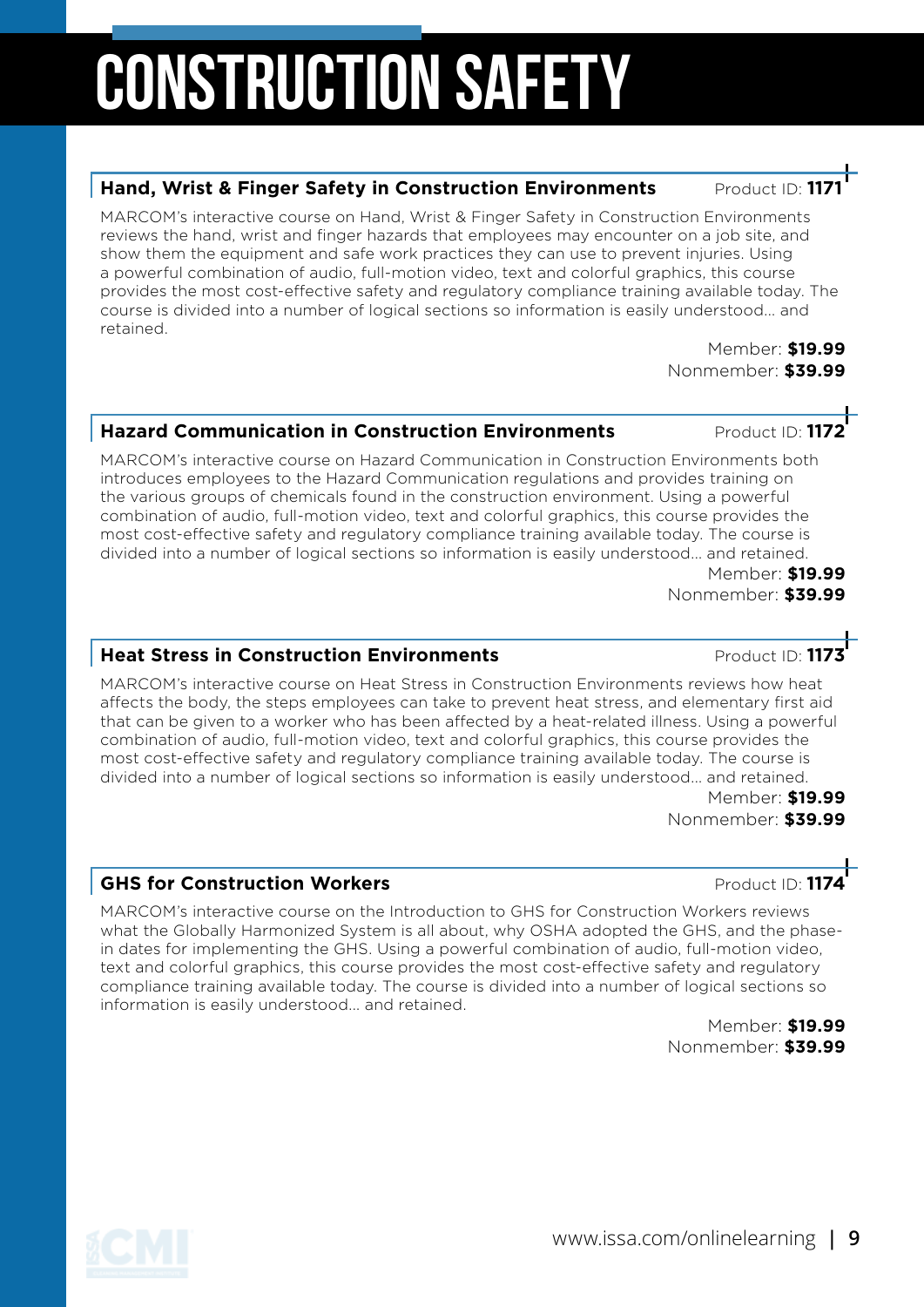# CONSTRUCTION SAFETY

## Hand, Wrist & Finger Safety in Construction Environments

Product ID: **1171**

MARCOM's interactive course on Hand, Wrist & Finger Safety in Construction Environments reviews the hand, wrist and finger hazards that employees may encounter on a job site, and show them the equipment and safe work practices they can use to prevent injuries. Using a powerful combination of audio, full-motion video, text and colorful graphics, this course provides the most cost-effective safety and regulatory compliance training available today. The course is divided into a number of logical sections so information is easily understood... and retained.

Member: **$19.99**
Nonmember: **$39.99**

## Hazard Communication in Construction Environments

Product ID: **1172**

MARCOM's interactive course on Hazard Communication in Construction Environments both introduces employees to the Hazard Communication regulations and provides training on the various groups of chemicals found in the construction environment. Using a powerful combination of audio, full-motion video, text and colorful graphics, this course provides the most cost-effective safety and regulatory compliance training available today. The course is divided into a number of logical sections so information is easily understood... and retained.

Member: **$19.99**
Nonmember: **$39.99**

## Heat Stress in Construction Environments

Product ID: **1173**

MARCOM's interactive course on Heat Stress in Construction Environments reviews how heat affects the body, the steps employees can take to prevent heat stress, and elementary first aid that can be given to a worker who has been affected by a heat-related illness. Using a powerful combination of audio, full-motion video, text and colorful graphics, this course provides the most cost-effective safety and regulatory compliance training available today. The course is divided into a number of logical sections so information is easily understood... and retained.

Member: **$19.99**
Nonmember: **$39.99**

## GHS for Construction Workers

Product ID: **1174**

MARCOM's interactive course on the Introduction to GHS for Construction Workers reviews what the Globally Harmonized System is all about, why OSHA adopted the GHS, and the phase-in dates for implementing the GHS. Using a powerful combination of audio, full-motion video, text and colorful graphics, this course provides the most cost-effective safety and regulatory compliance training available today. The course is divided into a number of logical sections so information is easily understood... and retained.

Member: **$19.99**
Nonmember: **$39.99**

www.issa.com/onlinelearning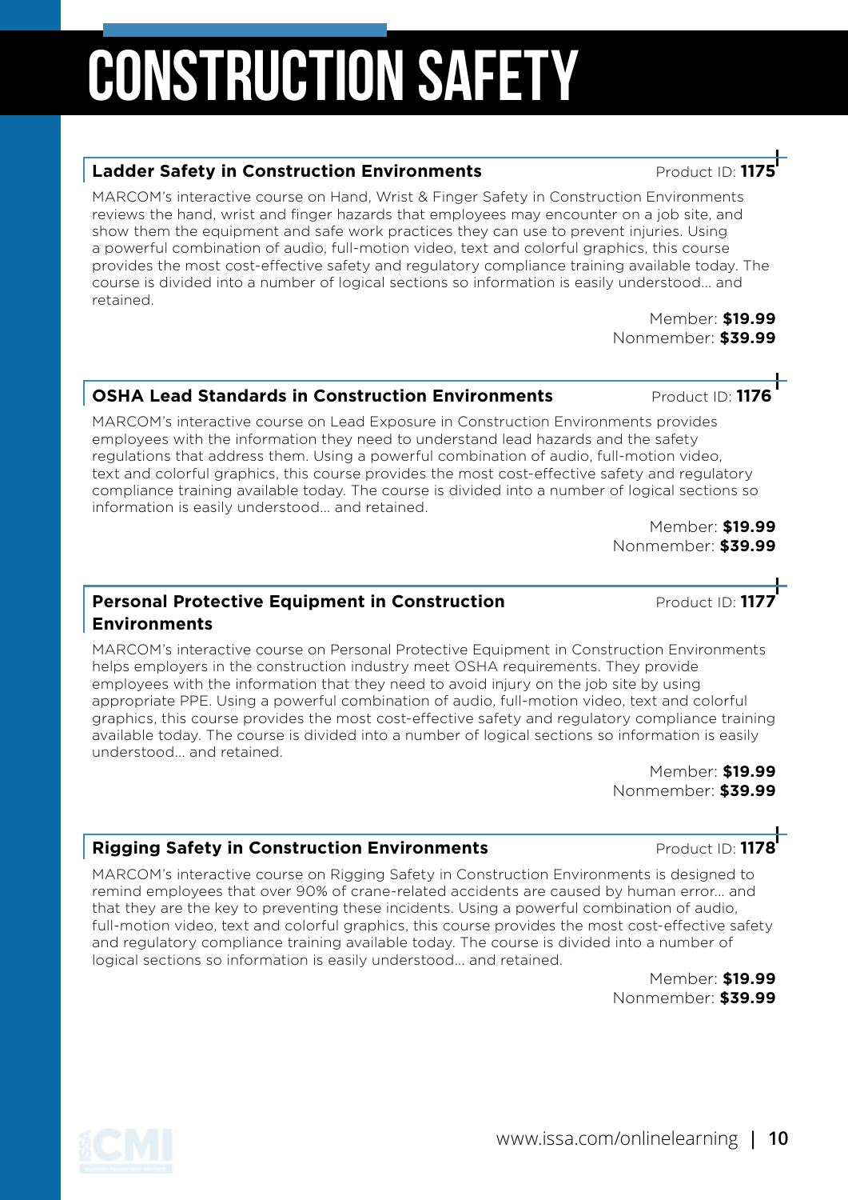# CONSTRUCTION SAFETY

### Ladder Safety in Construction Environments

Product ID: **1175**

MARCOM's interactive course on Hand, Wrist & Finger Safety in Construction Environments reviews the hand, wrist and finger hazards that employees may encounter on a job site, and show them the equipment and safe work practices they can use to prevent injuries. Using a powerful combination of audio, full-motion video, text and colorful graphics, this course provides the most cost-effective safety and regulatory compliance training available today. The course is divided into a number of logical sections so information is easily understood… and retained.

Member: **$19.99**
Nonmember: **$39.99**

### OSHA Lead Standards in Construction Environments

Product ID: **1176**

MARCOM's interactive course on Lead Exposure in Construction Environments provides employees with the information they need to understand lead hazards and the safety regulations that address them. Using a powerful combination of audio, full-motion video, text and colorful graphics, this course provides the most cost-effective safety and regulatory compliance training available today. The course is divided into a number of logical sections so information is easily understood… and retained.

Member: **$19.99**
Nonmember: **$39.99**

### Personal Protective Equipment in Construction Environments

Product ID: **1177**

MARCOM's interactive course on Personal Protective Equipment in Construction Environments helps employers in the construction industry meet OSHA requirements. They provide employees with the information that they need to avoid injury on the job site by using appropriate PPE. Using a powerful combination of audio, full-motion video, text and colorful graphics, this course provides the most cost-effective safety and regulatory compliance training available today. The course is divided into a number of logical sections so information is easily understood… and retained.

Member: **$19.99**
Nonmember: **$39.99**

### Rigging Safety in Construction Environments

Product ID: **1178**

MARCOM's interactive course on Rigging Safety in Construction Environments is designed to remind employees that over 90% of crane-related accidents are caused by human error… and that they are the key to preventing these incidents. Using a powerful combination of audio, full-motion video, text and colorful graphics, this course provides the most cost-effective safety and regulatory compliance training available today. The course is divided into a number of logical sections so information is easily understood… and retained.

Member: **$19.99**
Nonmember: **$39.99**

www.issa.com/onlinelearning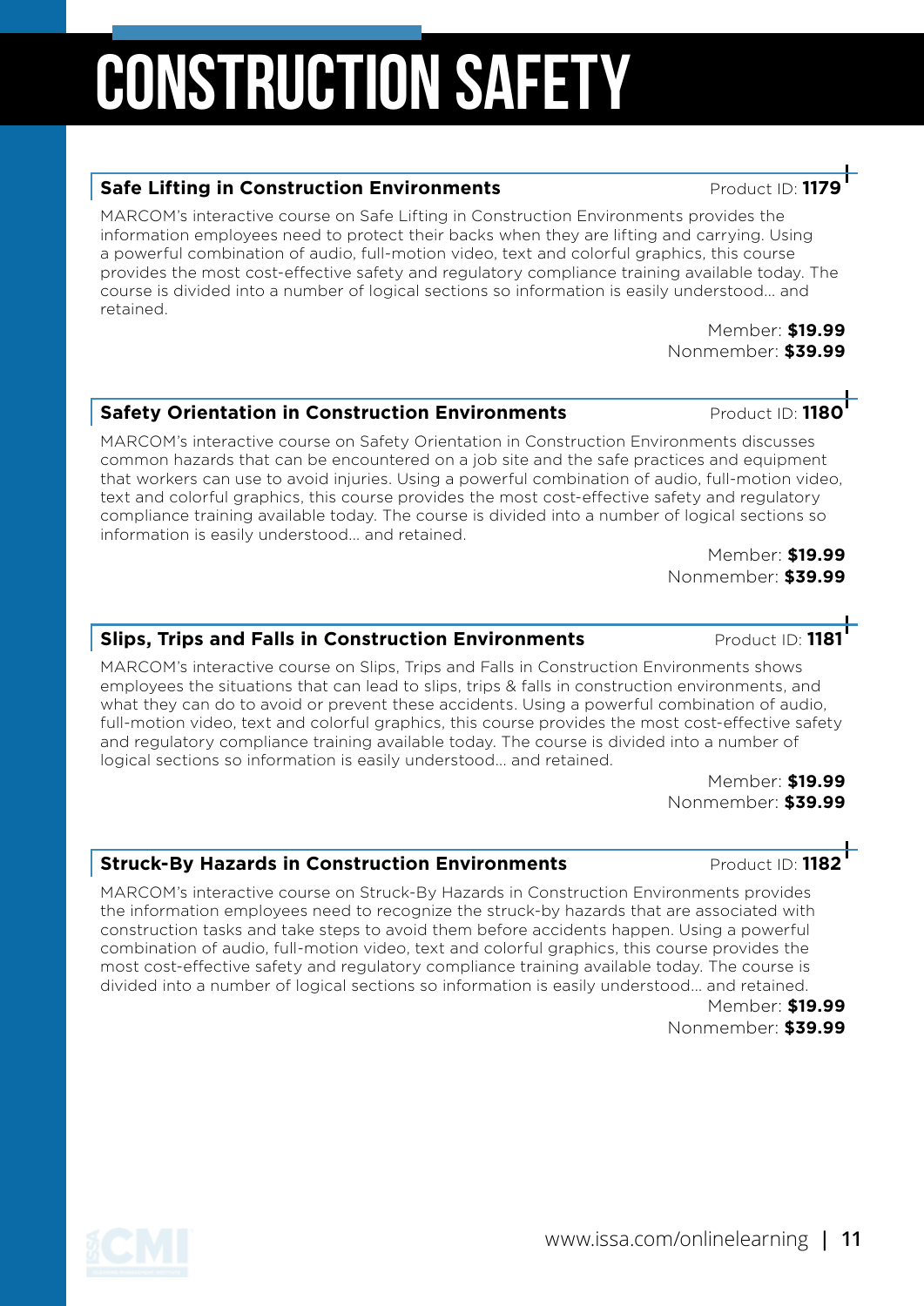# CONSTRUCTION SAFETY

### Safe Lifting in Construction Environments

Product ID: **1179**

MARCOM's interactive course on Safe Lifting in Construction Environments provides the information employees need to protect their backs when they are lifting and carrying. Using a powerful combination of audio, full-motion video, text and colorful graphics, this course provides the most cost-effective safety and regulatory compliance training available today. The course is divided into a number of logical sections so information is easily understood... and retained.

Member: **$19.99**
Nonmember: **$39.99**

### Safety Orientation in Construction Environments

Product ID: **1180**

MARCOM's interactive course on Safety Orientation in Construction Environments discusses common hazards that can be encountered on a job site and the safe practices and equipment that workers can use to avoid injuries. Using a powerful combination of audio, full-motion video, text and colorful graphics, this course provides the most cost-effective safety and regulatory compliance training available today. The course is divided into a number of logical sections so information is easily understood... and retained.

Member: **$19.99**
Nonmember: **$39.99**

### Slips, Trips and Falls in Construction Environments

Product ID: **1181**

MARCOM's interactive course on Slips, Trips and Falls in Construction Environments shows employees the situations that can lead to slips, trips & falls in construction environments, and what they can do to avoid or prevent these accidents. Using a powerful combination of audio, full-motion video, text and colorful graphics, this course provides the most cost-effective safety and regulatory compliance training available today. The course is divided into a number of logical sections so information is easily understood... and retained.

Member: **$19.99**
Nonmember: **$39.99**

### Struck-By Hazards in Construction Environments

Product ID: **1182**

MARCOM's interactive course on Struck-By Hazards in Construction Environments provides the information employees need to recognize the struck-by hazards that are associated with construction tasks and take steps to avoid them before accidents happen. Using a powerful combination of audio, full-motion video, text and colorful graphics, this course provides the most cost-effective safety and regulatory compliance training available today. The course is divided into a number of logical sections so information is easily understood... and retained.

Member: **$19.99**
Nonmember: **$39.99**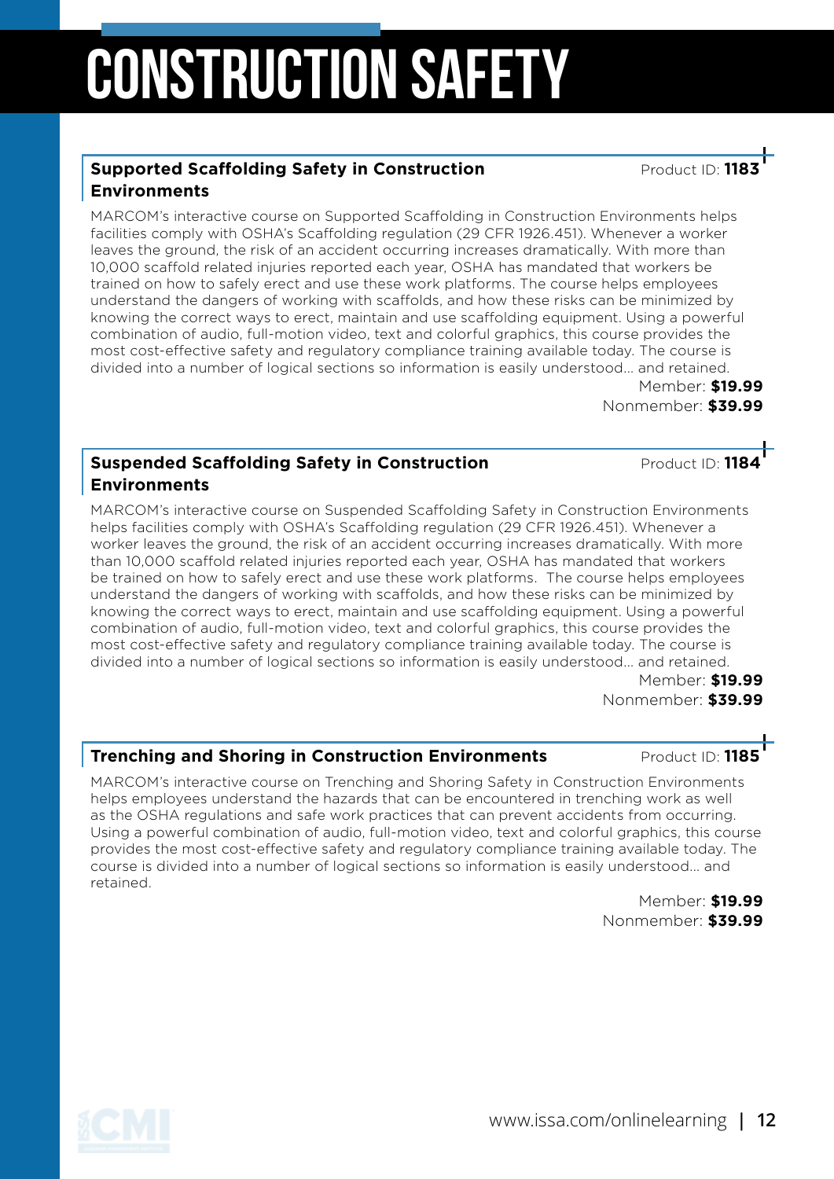# CONSTRUCTION SAFETY

### Supported Scaffolding Safety in Construction Environments

Product ID: **1183**

MARCOM's interactive course on Supported Scaffolding in Construction Environments helps facilities comply with OSHA's Scaffolding regulation (29 CFR 1926.451). Whenever a worker leaves the ground, the risk of an accident occurring increases dramatically. With more than 10,000 scaffold related injuries reported each year, OSHA has mandated that workers be trained on how to safely erect and use these work platforms. The course helps employees understand the dangers of working with scaffolds, and how these risks can be minimized by knowing the correct ways to erect, maintain and use scaffolding equipment. Using a powerful combination of audio, full-motion video, text and colorful graphics, this course provides the most cost-effective safety and regulatory compliance training available today. The course is divided into a number of logical sections so information is easily understood... and retained.

Member: **$19.99**
Nonmember: **$39.99**

### Suspended Scaffolding Safety in Construction Environments

Product ID: **1184**

MARCOM's interactive course on Suspended Scaffolding Safety in Construction Environments helps facilities comply with OSHA's Scaffolding regulation (29 CFR 1926.451). Whenever a worker leaves the ground, the risk of an accident occurring increases dramatically. With more than 10,000 scaffold related injuries reported each year, OSHA has mandated that workers be trained on how to safely erect and use these work platforms. The course helps employees understand the dangers of working with scaffolds, and how these risks can be minimized by knowing the correct ways to erect, maintain and use scaffolding equipment. Using a powerful combination of audio, full-motion video, text and colorful graphics, this course provides the most cost-effective safety and regulatory compliance training available today. The course is divided into a number of logical sections so information is easily understood... and retained.

Member: **$19.99**
Nonmember: **$39.99**

### Trenching and Shoring in Construction Environments

Product ID: **1185**

MARCOM's interactive course on Trenching and Shoring Safety in Construction Environments helps employees understand the hazards that can be encountered in trenching work as well as the OSHA regulations and safe work practices that can prevent accidents from occurring. Using a powerful combination of audio, full-motion video, text and colorful graphics, this course provides the most cost-effective safety and regulatory compliance training available today. The course is divided into a number of logical sections so information is easily understood... and retained.

Member: **$19.99**
Nonmember: **$39.99**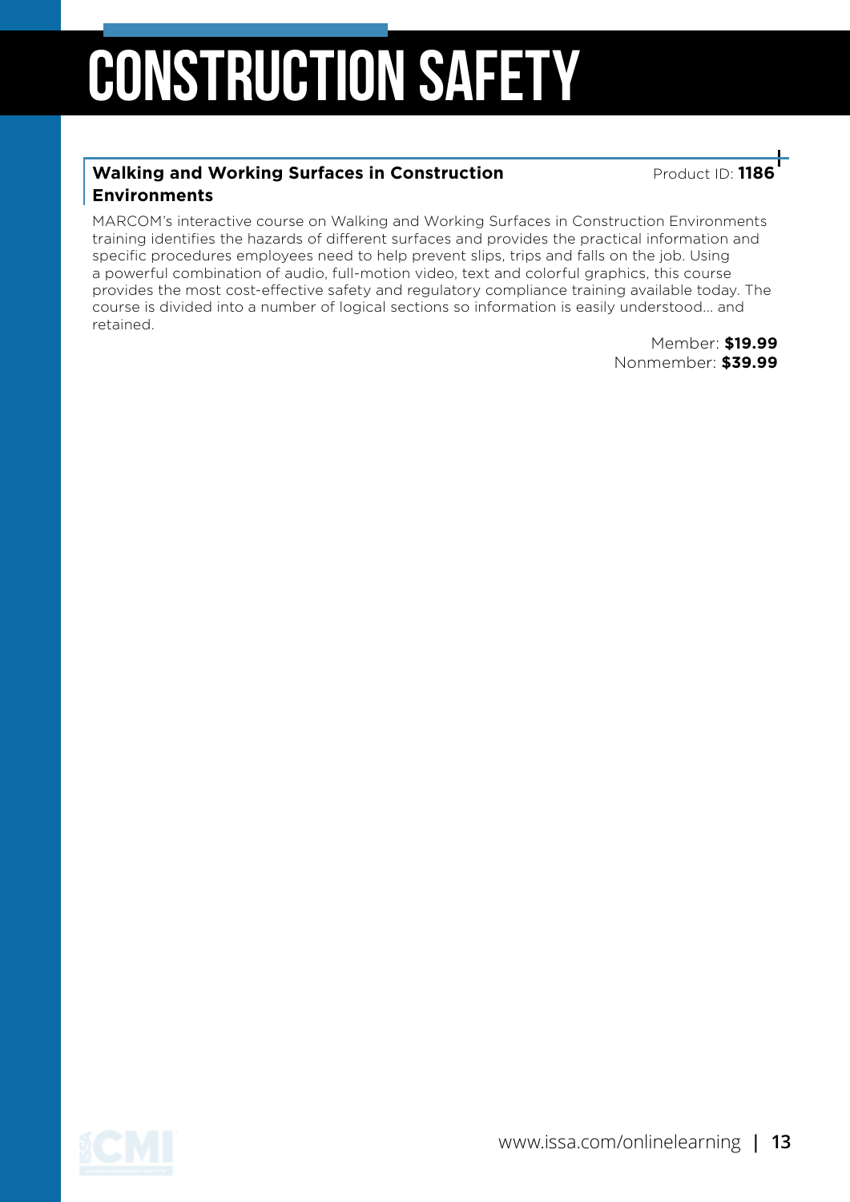# CONSTRUCTION SAFETY

### Walking and Working Surfaces in Construction Environments

Product ID: **1186**

MARCOM's interactive course on Walking and Working Surfaces in Construction Environments training identifies the hazards of different surfaces and provides the practical information and specific procedures employees need to help prevent slips, trips and falls on the job. Using a powerful combination of audio, full-motion video, text and colorful graphics, this course provides the most cost-effective safety and regulatory compliance training available today. The course is divided into a number of logical sections so information is easily understood... and retained.

Member: **$19.99**
Nonmember: **$39.99**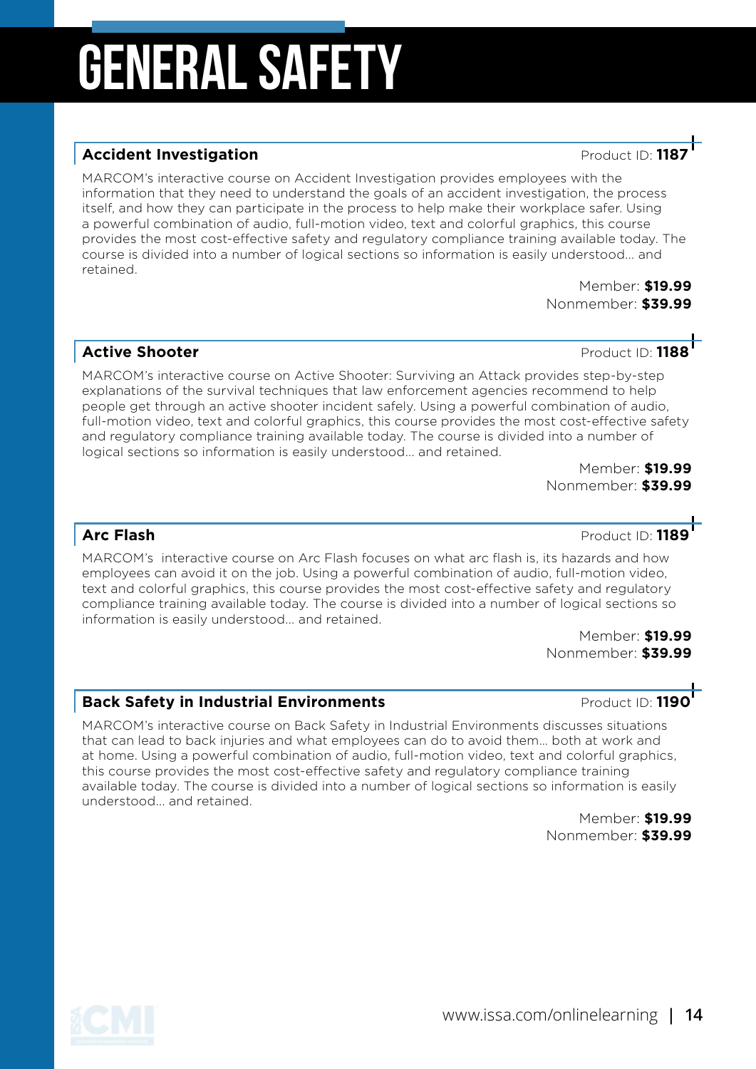# GENERAL SAFETY

## Accident Investigation

Product ID: **1187**

MARCOM's interactive course on Accident Investigation provides employees with the information that they need to understand the goals of an accident investigation, the process itself, and how they can participate in the process to help make their workplace safer. Using a powerful combination of audio, full-motion video, text and colorful graphics, this course provides the most cost-effective safety and regulatory compliance training available today. The course is divided into a number of logical sections so information is easily understood… and retained.

Member: **$19.99**
Nonmember: **$39.99**

## Active Shooter

Product ID: **1188**

MARCOM's interactive course on Active Shooter: Surviving an Attack provides step-by-step explanations of the survival techniques that law enforcement agencies recommend to help people get through an active shooter incident safely. Using a powerful combination of audio, full-motion video, text and colorful graphics, this course provides the most cost-effective safety and regulatory compliance training available today. The course is divided into a number of logical sections so information is easily understood… and retained.

Member: **$19.99**
Nonmember: **$39.99**

## Arc Flash

Product ID: **1189**

MARCOM's interactive course on Arc Flash focuses on what arc flash is, its hazards and how employees can avoid it on the job. Using a powerful combination of audio, full-motion video, text and colorful graphics, this course provides the most cost-effective safety and regulatory compliance training available today. The course is divided into a number of logical sections so information is easily understood… and retained.

Member: **$19.99**
Nonmember: **$39.99**

## Back Safety in Industrial Environments

Product ID: **1190**

MARCOM's interactive course on Back Safety in Industrial Environments discusses situations that can lead to back injuries and what employees can do to avoid them… both at work and at home. Using a powerful combination of audio, full-motion video, text and colorful graphics, this course provides the most cost-effective safety and regulatory compliance training available today. The course is divided into a number of logical sections so information is easily understood… and retained.

Member: **$19.99**
Nonmember: **$39.99**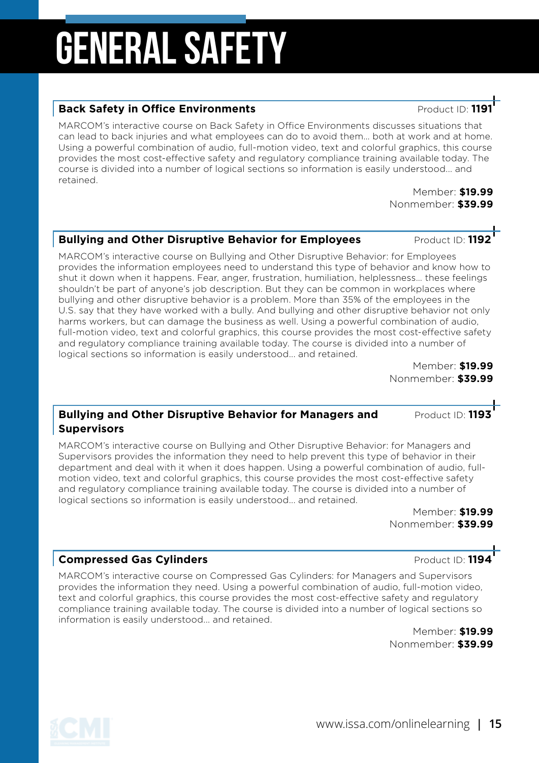# GENERAL SAFETY

## Back Safety in Office Environments

Product ID: **1191**

MARCOM's interactive course on Back Safety in Office Environments discusses situations that can lead to back injuries and what employees can do to avoid them... both at work and at home. Using a powerful combination of audio, full-motion video, text and colorful graphics, this course provides the most cost-effective safety and regulatory compliance training available today. The course is divided into a number of logical sections so information is easily understood... and retained.

Member: **$19.99**
Nonmember: **$39.99**

## Bullying and Other Disruptive Behavior for Employees

Product ID: **1192**

MARCOM's interactive course on Bullying and Other Disruptive Behavior: for Employees provides the information employees need to understand this type of behavior and know how to shut it down when it happens. Fear, anger, frustration, humiliation, helplessness... these feelings shouldn't be part of anyone's job description. But they can be common in workplaces where bullying and other disruptive behavior is a problem. More than 35% of the employees in the U.S. say that they have worked with a bully. And bullying and other disruptive behavior not only harms workers, but can damage the business as well. Using a powerful combination of audio, full-motion video, text and colorful graphics, this course provides the most cost-effective safety and regulatory compliance training available today. The course is divided into a number of logical sections so information is easily understood... and retained.

Member: **$19.99**
Nonmember: **$39.99**

## Bullying and Other Disruptive Behavior for Managers and Supervisors

Product ID: **1193**

MARCOM's interactive course on Bullying and Other Disruptive Behavior: for Managers and Supervisors provides the information they need to help prevent this type of behavior in their department and deal with it when it does happen. Using a powerful combination of audio, full-motion video, text and colorful graphics, this course provides the most cost-effective safety and regulatory compliance training available today. The course is divided into a number of logical sections so information is easily understood... and retained.

Member: **$19.99**
Nonmember: **$39.99**

## Compressed Gas Cylinders

Product ID: **1194**

MARCOM's interactive course on Compressed Gas Cylinders: for Managers and Supervisors provides the information they need. Using a powerful combination of audio, full-motion video, text and colorful graphics, this course provides the most cost-effective safety and regulatory compliance training available today. The course is divided into a number of logical sections so information is easily understood... and retained.

Member: **$19.99**
Nonmember: **$39.99**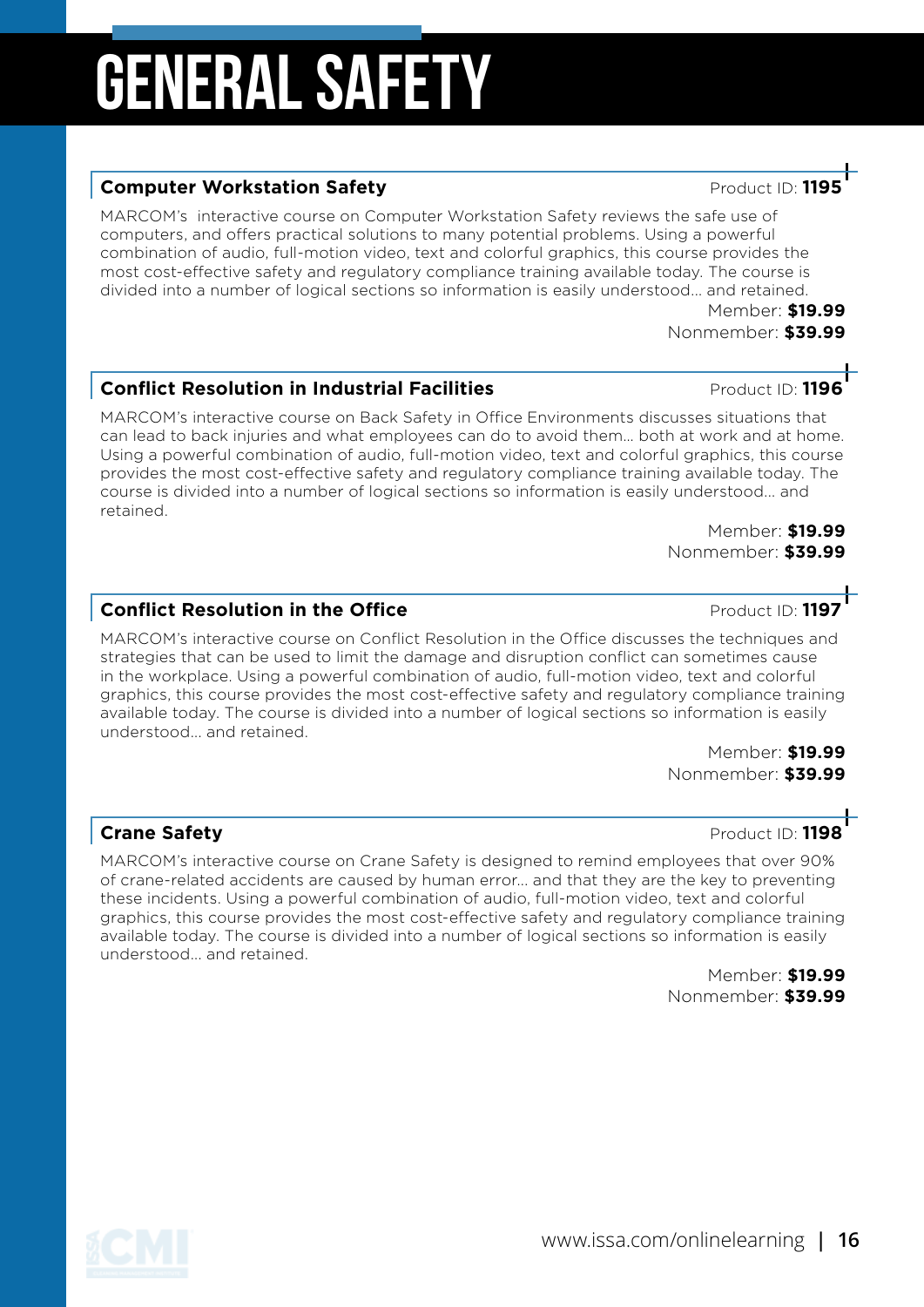# GENERAL SAFETY

## Computer Workstation Safety

Product ID: **1195**

MARCOM's interactive course on Computer Workstation Safety reviews the safe use of computers, and offers practical solutions to many potential problems. Using a powerful combination of audio, full-motion video, text and colorful graphics, this course provides the most cost-effective safety and regulatory compliance training available today. The course is divided into a number of logical sections so information is easily understood... and retained.

Member: **$19.99**
Nonmember: **$39.99**

## Conflict Resolution in Industrial Facilities

Product ID: **1196**

MARCOM's interactive course on Back Safety in Office Environments discusses situations that can lead to back injuries and what employees can do to avoid them... both at work and at home. Using a powerful combination of audio, full-motion video, text and colorful graphics, this course provides the most cost-effective safety and regulatory compliance training available today. The course is divided into a number of logical sections so information is easily understood... and retained.

Member: **$19.99**
Nonmember: **$39.99**

## Conflict Resolution in the Office

Product ID: **1197**

MARCOM's interactive course on Conflict Resolution in the Office discusses the techniques and strategies that can be used to limit the damage and disruption conflict can sometimes cause in the workplace. Using a powerful combination of audio, full-motion video, text and colorful graphics, this course provides the most cost-effective safety and regulatory compliance training available today. The course is divided into a number of logical sections so information is easily understood... and retained.

Member: **$19.99**
Nonmember: **$39.99**

## Crane Safety

Product ID: **1198**

MARCOM's interactive course on Crane Safety is designed to remind employees that over 90% of crane-related accidents are caused by human error... and that they are the key to preventing these incidents. Using a powerful combination of audio, full-motion video, text and colorful graphics, this course provides the most cost-effective safety and regulatory compliance training available today. The course is divided into a number of logical sections so information is easily understood... and retained.

Member: **$19.99**
Nonmember: **$39.99**

www.issa.com/onlinelearning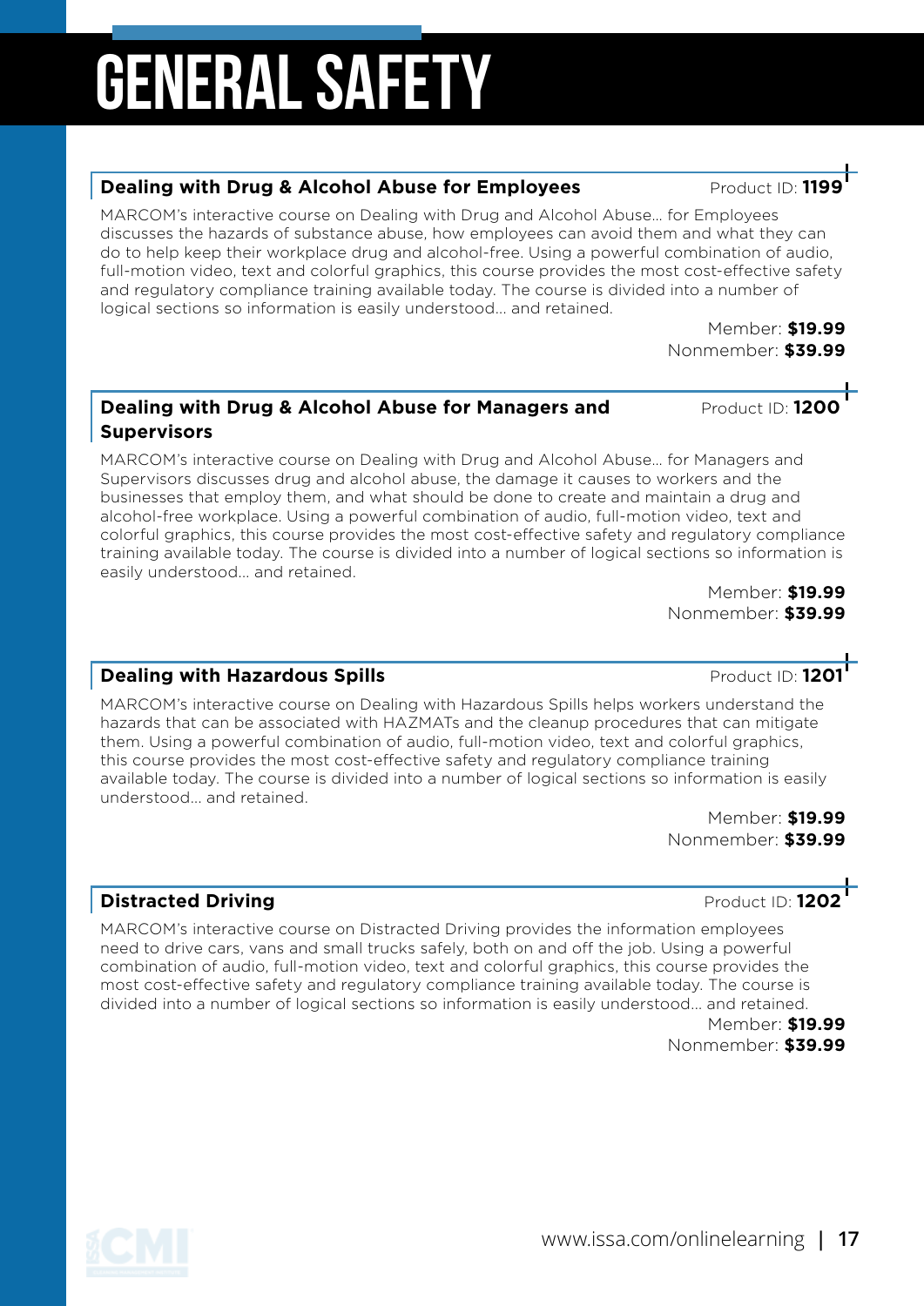# GENERAL SAFETY

## Dealing with Drug & Alcohol Abuse for Employees

Product ID: **1199**

MARCOM's interactive course on Dealing with Drug and Alcohol Abuse... for Employees discusses the hazards of substance abuse, how employees can avoid them and what they can do to help keep their workplace drug and alcohol-free. Using a powerful combination of audio, full-motion video, text and colorful graphics, this course provides the most cost-effective safety and regulatory compliance training available today. The course is divided into a number of logical sections so information is easily understood... and retained.

Member: **$19.99**
Nonmember: **$39.99**

## Dealing with Drug & Alcohol Abuse for Managers and Supervisors

Product ID: **1200**

MARCOM's interactive course on Dealing with Drug and Alcohol Abuse... for Managers and Supervisors discusses drug and alcohol abuse, the damage it causes to workers and the businesses that employ them, and what should be done to create and maintain a drug and alcohol-free workplace. Using a powerful combination of audio, full-motion video, text and colorful graphics, this course provides the most cost-effective safety and regulatory compliance training available today. The course is divided into a number of logical sections so information is easily understood... and retained.

Member: **$19.99**
Nonmember: **$39.99**

## Dealing with Hazardous Spills

Product ID: **1201**

MARCOM's interactive course on Dealing with Hazardous Spills helps workers understand the hazards that can be associated with HAZMATs and the cleanup procedures that can mitigate them. Using a powerful combination of audio, full-motion video, text and colorful graphics, this course provides the most cost-effective safety and regulatory compliance training available today. The course is divided into a number of logical sections so information is easily understood... and retained.

Member: **$19.99**
Nonmember: **$39.99**

## Distracted Driving

Product ID: **1202**

MARCOM's interactive course on Distracted Driving provides the information employees need to drive cars, vans and small trucks safely, both on and off the job. Using a powerful combination of audio, full-motion video, text and colorful graphics, this course provides the most cost-effective safety and regulatory compliance training available today. The course is divided into a number of logical sections so information is easily understood... and retained.

Member: **$19.99**
Nonmember: **$39.99**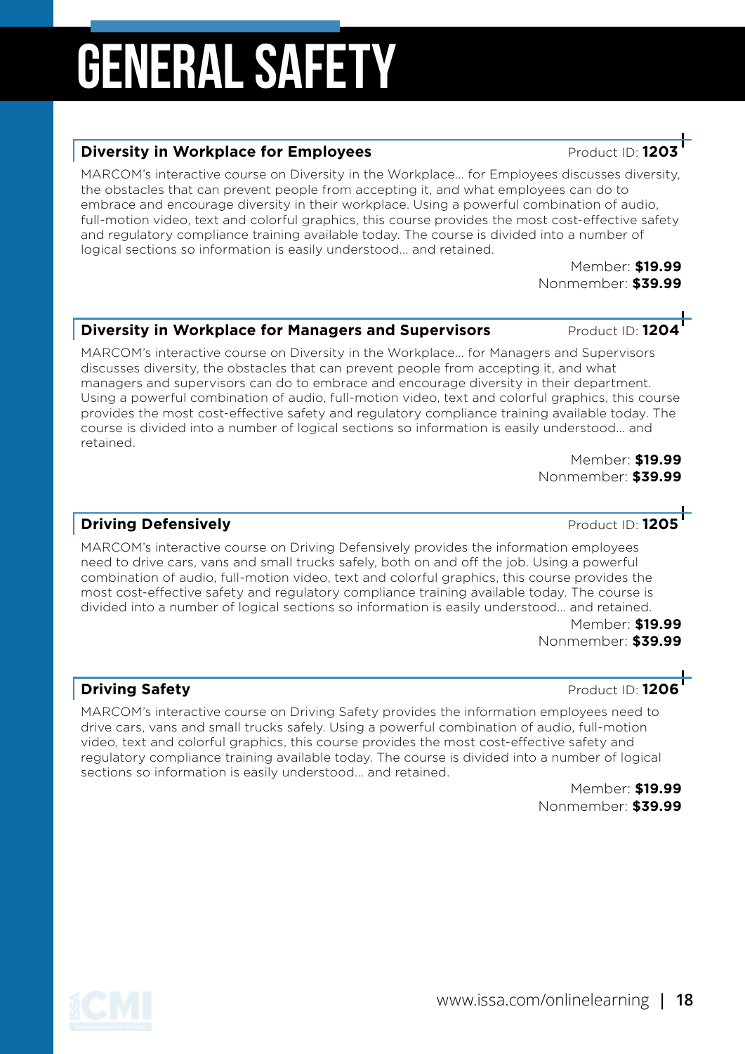# GENERAL SAFETY

## Diversity in Workplace for Employees

Product ID: **1203**

MARCOM's interactive course on Diversity in the Workplace... for Employees discusses diversity, the obstacles that can prevent people from accepting it, and what employees can do to embrace and encourage diversity in their workplace. Using a powerful combination of audio, full-motion video, text and colorful graphics, this course provides the most cost-effective safety and regulatory compliance training available today. The course is divided into a number of logical sections so information is easily understood... and retained.

Member: **$19.99**
Nonmember: **$39.99**

## Diversity in Workplace for Managers and Supervisors

Product ID: **1204**

MARCOM's interactive course on Diversity in the Workplace... for Managers and Supervisors discusses diversity, the obstacles that can prevent people from accepting it, and what managers and supervisors can do to embrace and encourage diversity in their department. Using a powerful combination of audio, full-motion video, text and colorful graphics, this course provides the most cost-effective safety and regulatory compliance training available today. The course is divided into a number of logical sections so information is easily understood... and retained.

Member: **$19.99**
Nonmember: **$39.99**

## Driving Defensively

Product ID: **1205**

MARCOM's interactive course on Driving Defensively provides the information employees need to drive cars, vans and small trucks safely, both on and off the job. Using a powerful combination of audio, full-motion video, text and colorful graphics, this course provides the most cost-effective safety and regulatory compliance training available today. The course is divided into a number of logical sections so information is easily understood... and retained.

Member: **$19.99**
Nonmember: **$39.99**

## Driving Safety

Product ID: **1206**

MARCOM's interactive course on Driving Safety provides the information employees need to drive cars, vans and small trucks safely. Using a powerful combination of audio, full-motion video, text and colorful graphics, this course provides the most cost-effective safety and regulatory compliance training available today. The course is divided into a number of logical sections so information is easily understood... and retained.

Member: **$19.99**
Nonmember: **$39.99**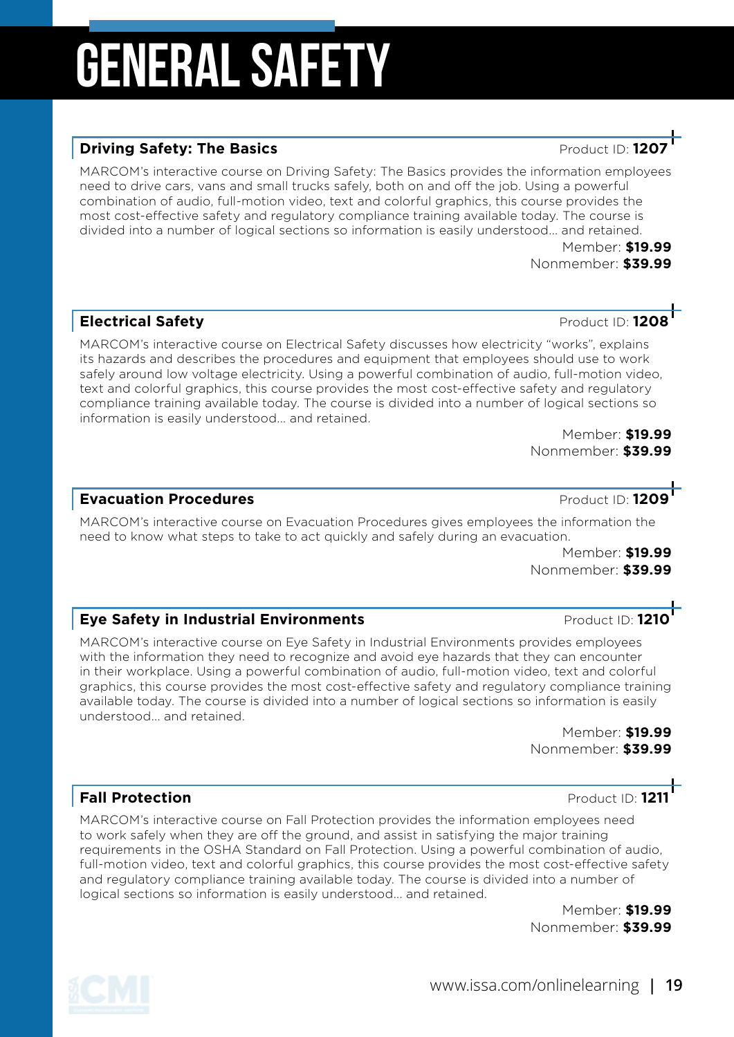# GENERAL SAFETY

## Driving Safety: The Basics

Product ID: **1207**

MARCOM's interactive course on Driving Safety: The Basics provides the information employees need to drive cars, vans and small trucks safely, both on and off the job. Using a powerful combination of audio, full-motion video, text and colorful graphics, this course provides the most cost-effective safety and regulatory compliance training available today. The course is divided into a number of logical sections so information is easily understood… and retained.

Member: **$19.99**
Nonmember: **$39.99**

## Electrical Safety

Product ID: **1208**

MARCOM's interactive course on Electrical Safety discusses how electricity "works", explains its hazards and describes the procedures and equipment that employees should use to work safely around low voltage electricity. Using a powerful combination of audio, full-motion video, text and colorful graphics, this course provides the most cost-effective safety and regulatory compliance training available today. The course is divided into a number of logical sections so information is easily understood… and retained.

Member: **$19.99**
Nonmember: **$39.99**

## Evacuation Procedures

Product ID: **1209**

MARCOM's interactive course on Evacuation Procedures gives employees the information the need to know what steps to take to act quickly and safely during an evacuation.

Member: **$19.99**
Nonmember: **$39.99**

## Eye Safety in Industrial Environments

Product ID: **1210**

MARCOM's interactive course on Eye Safety in Industrial Environments provides employees with the information they need to recognize and avoid eye hazards that they can encounter in their workplace. Using a powerful combination of audio, full-motion video, text and colorful graphics, this course provides the most cost-effective safety and regulatory compliance training available today. The course is divided into a number of logical sections so information is easily understood… and retained.

Member: **$19.99**
Nonmember: **$39.99**

## Fall Protection

Product ID: **1211**

MARCOM's interactive course on Fall Protection provides the information employees need to work safely when they are off the ground, and assist in satisfying the major training requirements in the OSHA Standard on Fall Protection. Using a powerful combination of audio, full-motion video, text and colorful graphics, this course provides the most cost-effective safety and regulatory compliance training available today. The course is divided into a number of logical sections so information is easily understood… and retained.

Member: **$19.99**
Nonmember: **$39.99**

www.issa.com/onlinelearning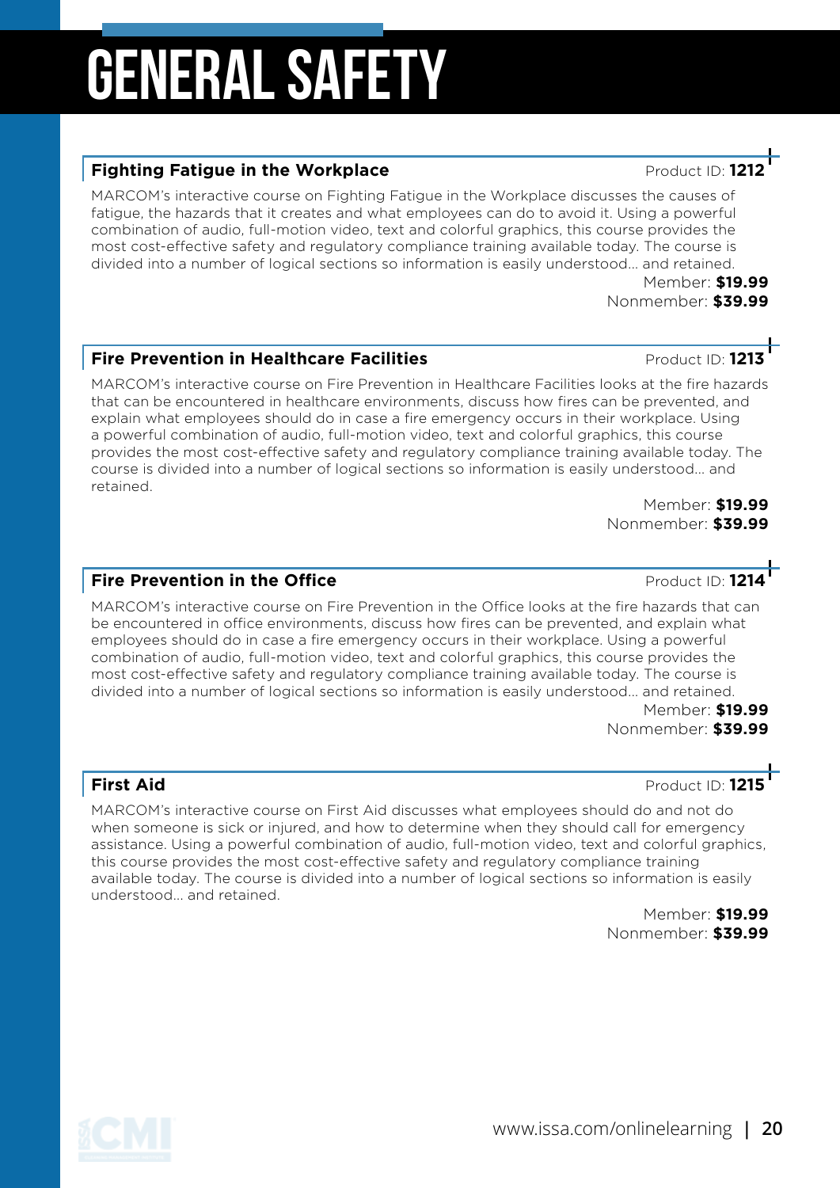# GENERAL SAFETY

## Fighting Fatigue in the Workplace

Product ID: **1212**

MARCOM's interactive course on Fighting Fatigue in the Workplace discusses the causes of fatigue, the hazards that it creates and what employees can do to avoid it. Using a powerful combination of audio, full-motion video, text and colorful graphics, this course provides the most cost-effective safety and regulatory compliance training available today. The course is divided into a number of logical sections so information is easily understood… and retained.

Member: **$19.99**
Nonmember: **$39.99**

## Fire Prevention in Healthcare Facilities

Product ID: **1213**

MARCOM's interactive course on Fire Prevention in Healthcare Facilities looks at the fire hazards that can be encountered in healthcare environments, discuss how fires can be prevented, and explain what employees should do in case a fire emergency occurs in their workplace. Using a powerful combination of audio, full-motion video, text and colorful graphics, this course provides the most cost-effective safety and regulatory compliance training available today. The course is divided into a number of logical sections so information is easily understood… and retained.

Member: **$19.99**
Nonmember: **$39.99**

## Fire Prevention in the Office

Product ID: **1214**

MARCOM's interactive course on Fire Prevention in the Office looks at the fire hazards that can be encountered in office environments, discuss how fires can be prevented, and explain what employees should do in case a fire emergency occurs in their workplace. Using a powerful combination of audio, full-motion video, text and colorful graphics, this course provides the most cost-effective safety and regulatory compliance training available today. The course is divided into a number of logical sections so information is easily understood… and retained.

Member: **$19.99**
Nonmember: **$39.99**

## First Aid

Product ID: **1215**

MARCOM's interactive course on First Aid discusses what employees should do and not do when someone is sick or injured, and how to determine when they should call for emergency assistance. Using a powerful combination of audio, full-motion video, text and colorful graphics, this course provides the most cost-effective safety and regulatory compliance training available today. The course is divided into a number of logical sections so information is easily understood… and retained.

Member: **$19.99**
Nonmember: **$39.99**

www.issa.com/onlinelearning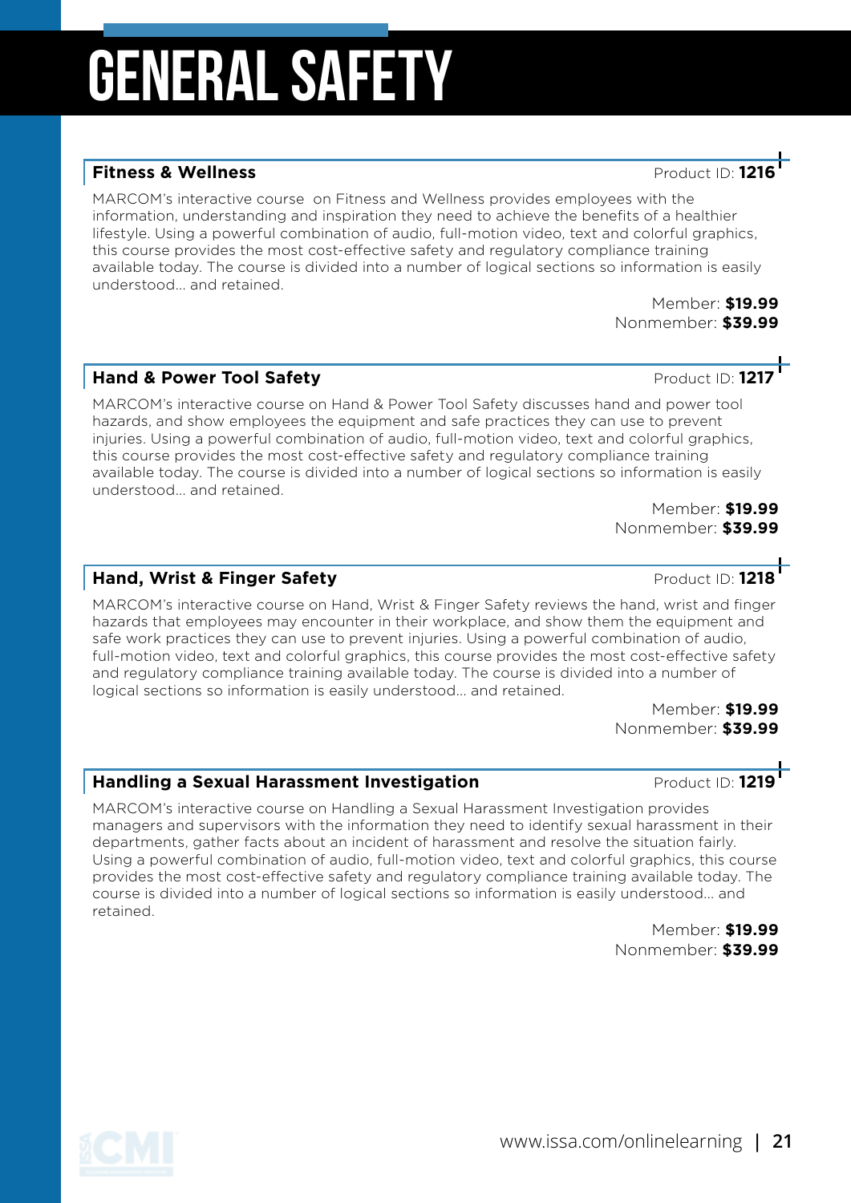# GENERAL SAFETY

### Fitness & Wellness

Product ID: **1216**

MARCOM's interactive course on Fitness and Wellness provides employees with the information, understanding and inspiration they need to achieve the benefits of a healthier lifestyle. Using a powerful combination of audio, full-motion video, text and colorful graphics, this course provides the most cost-effective safety and regulatory compliance training available today. The course is divided into a number of logical sections so information is easily understood... and retained.

Member: **$19.99**
Nonmember: **$39.99**

### Hand & Power Tool Safety

Product ID: **1217**

MARCOM's interactive course on Hand & Power Tool Safety discusses hand and power tool hazards, and show employees the equipment and safe practices they can use to prevent injuries. Using a powerful combination of audio, full-motion video, text and colorful graphics, this course provides the most cost-effective safety and regulatory compliance training available today. The course is divided into a number of logical sections so information is easily understood... and retained.

Member: **$19.99**
Nonmember: **$39.99**

### Hand, Wrist & Finger Safety

Product ID: **1218**

MARCOM's interactive course on Hand, Wrist & Finger Safety reviews the hand, wrist and finger hazards that employees may encounter in their workplace, and show them the equipment and safe work practices they can use to prevent injuries. Using a powerful combination of audio, full-motion video, text and colorful graphics, this course provides the most cost-effective safety and regulatory compliance training available today. The course is divided into a number of logical sections so information is easily understood... and retained.

Member: **$19.99**
Nonmember: **$39.99**

### Handling a Sexual Harassment Investigation

Product ID: **1219**

MARCOM's interactive course on Handling a Sexual Harassment Investigation provides managers and supervisors with the information they need to identify sexual harassment in their departments, gather facts about an incident of harassment and resolve the situation fairly. Using a powerful combination of audio, full-motion video, text and colorful graphics, this course provides the most cost-effective safety and regulatory compliance training available today. The course is divided into a number of logical sections so information is easily understood... and retained.

Member: **$19.99**
Nonmember: **$39.99**

www.issa.com/onlinelearning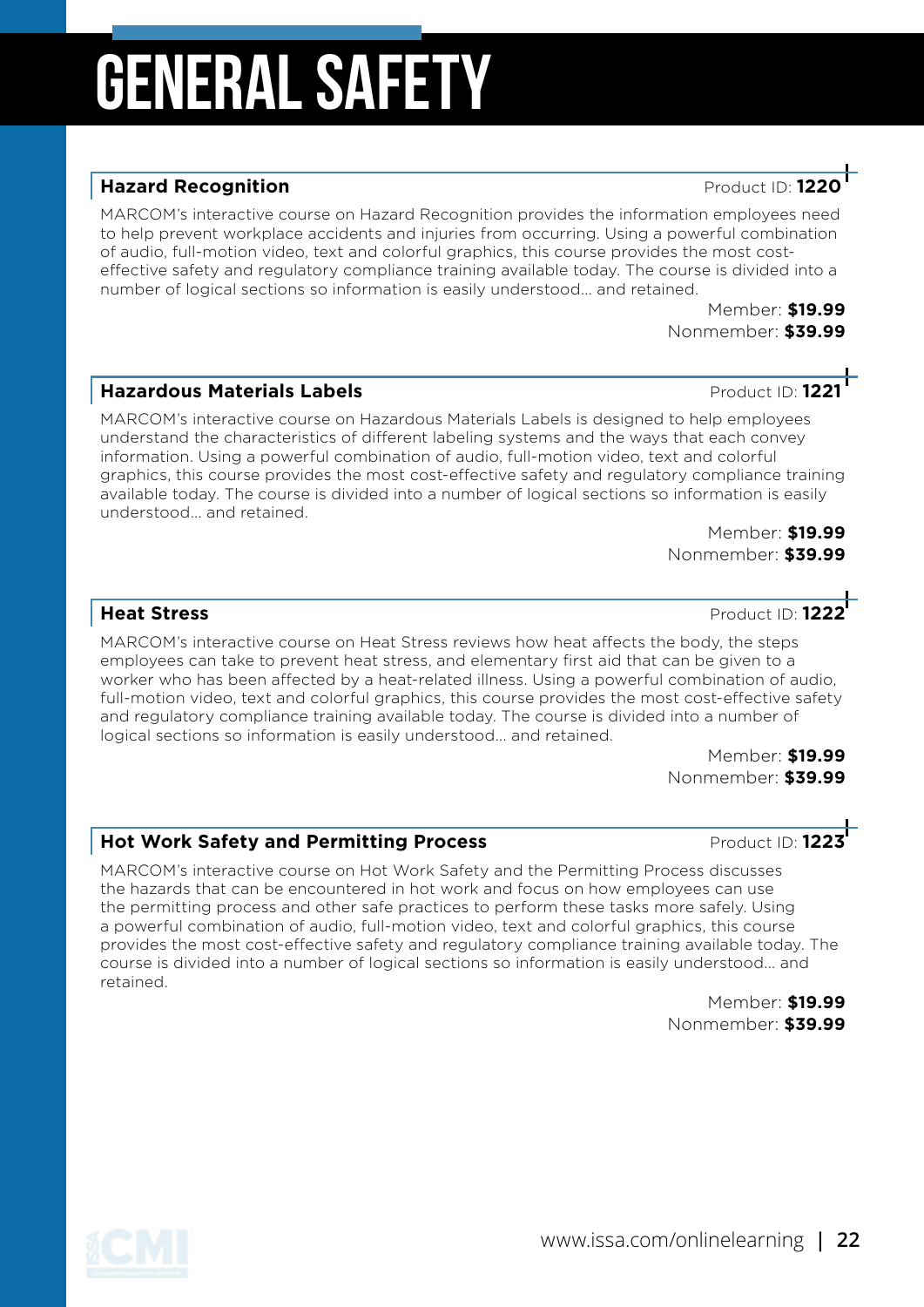# GENERAL SAFETY

## Hazard Recognition

Product ID: **1220**

MARCOM's interactive course on Hazard Recognition provides the information employees need to help prevent workplace accidents and injuries from occurring. Using a powerful combination of audio, full-motion video, text and colorful graphics, this course provides the most cost-effective safety and regulatory compliance training available today. The course is divided into a number of logical sections so information is easily understood... and retained.

Member: **$19.99**
Nonmember: **$39.99**

## Hazardous Materials Labels

Product ID: **1221**

MARCOM's interactive course on Hazardous Materials Labels is designed to help employees understand the characteristics of different labeling systems and the ways that each convey information. Using a powerful combination of audio, full-motion video, text and colorful graphics, this course provides the most cost-effective safety and regulatory compliance training available today. The course is divided into a number of logical sections so information is easily understood... and retained.

Member: **$19.99**
Nonmember: **$39.99**

## Heat Stress

Product ID: **1222**

MARCOM's interactive course on Heat Stress reviews how heat affects the body, the steps employees can take to prevent heat stress, and elementary first aid that can be given to a worker who has been affected by a heat-related illness. Using a powerful combination of audio, full-motion video, text and colorful graphics, this course provides the most cost-effective safety and regulatory compliance training available today. The course is divided into a number of logical sections so information is easily understood... and retained.

Member: **$19.99**
Nonmember: **$39.99**

## Hot Work Safety and Permitting Process

Product ID: **1223**

MARCOM's interactive course on Hot Work Safety and the Permitting Process discusses the hazards that can be encountered in hot work and focus on how employees can use the permitting process and other safe practices to perform these tasks more safely. Using a powerful combination of audio, full-motion video, text and colorful graphics, this course provides the most cost-effective safety and regulatory compliance training available today. The course is divided into a number of logical sections so information is easily understood... and retained.

Member: **$19.99**
Nonmember: **$39.99**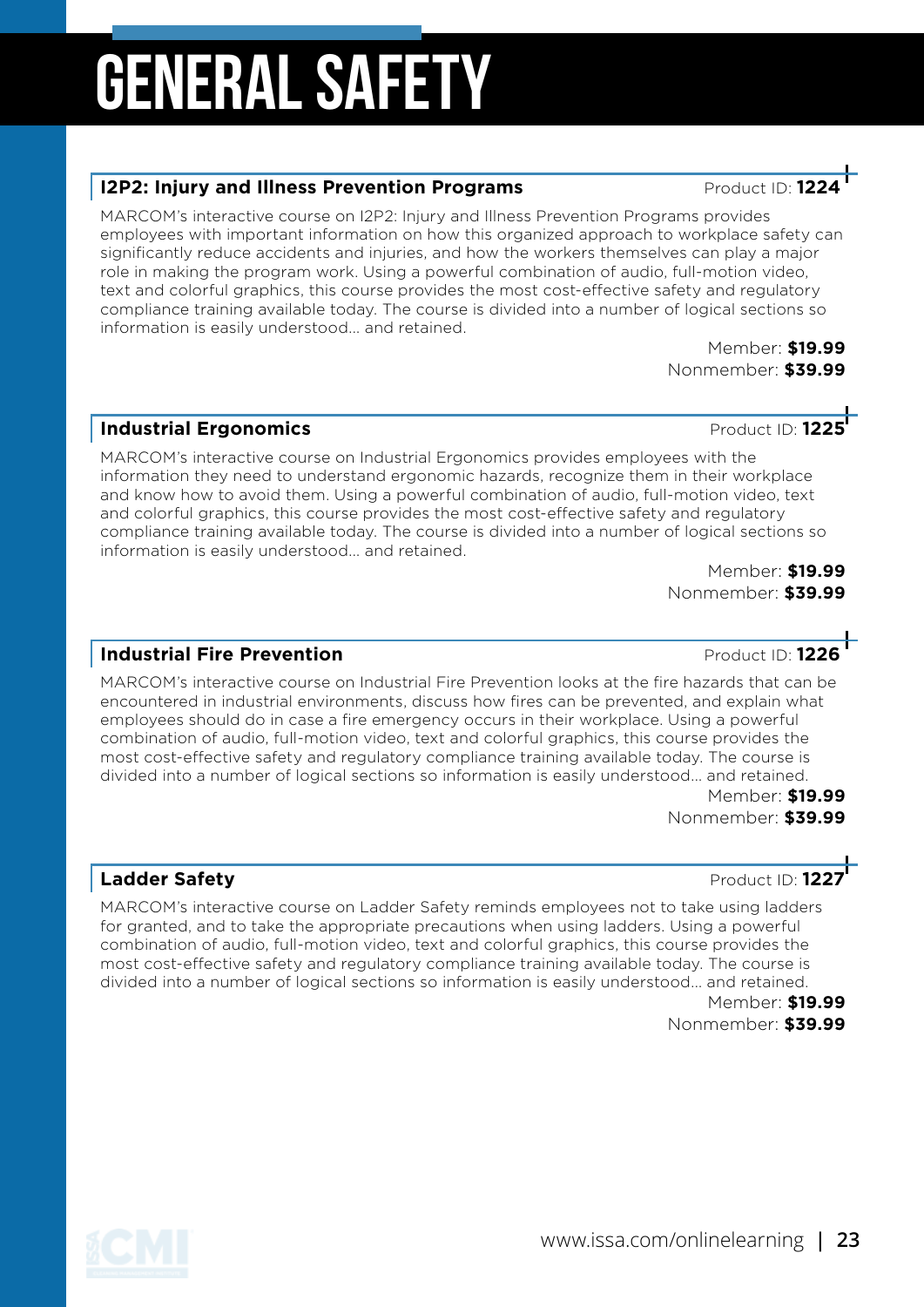# GENERAL SAFETY

## I2P2: Injury and Illness Prevention Programs

Product ID: **1224**

MARCOM's interactive course on I2P2: Injury and Illness Prevention Programs provides employees with important information on how this organized approach to workplace safety can significantly reduce accidents and injuries, and how the workers themselves can play a major role in making the program work. Using a powerful combination of audio, full-motion video, text and colorful graphics, this course provides the most cost-effective safety and regulatory compliance training available today. The course is divided into a number of logical sections so information is easily understood… and retained.

Member: **$19.99**
Nonmember: **$39.99**

## Industrial Ergonomics

Product ID: **1225**

MARCOM's interactive course on Industrial Ergonomics provides employees with the information they need to understand ergonomic hazards, recognize them in their workplace and know how to avoid them. Using a powerful combination of audio, full-motion video, text and colorful graphics, this course provides the most cost-effective safety and regulatory compliance training available today. The course is divided into a number of logical sections so information is easily understood… and retained.

Member: **$19.99**
Nonmember: **$39.99**

## Industrial Fire Prevention

Product ID: **1226**

MARCOM's interactive course on Industrial Fire Prevention looks at the fire hazards that can be encountered in industrial environments, discuss how fires can be prevented, and explain what employees should do in case a fire emergency occurs in their workplace. Using a powerful combination of audio, full-motion video, text and colorful graphics, this course provides the most cost-effective safety and regulatory compliance training available today. The course is divided into a number of logical sections so information is easily understood… and retained.

Member: **$19.99**
Nonmember: **$39.99**

## Ladder Safety

Product ID: **1227**

MARCOM's interactive course on Ladder Safety reminds employees not to take using ladders for granted, and to take the appropriate precautions when using ladders. Using a powerful combination of audio, full-motion video, text and colorful graphics, this course provides the most cost-effective safety and regulatory compliance training available today. The course is divided into a number of logical sections so information is easily understood… and retained.

Member: **$19.99**
Nonmember: **$39.99**

www.issa.com/onlinelearning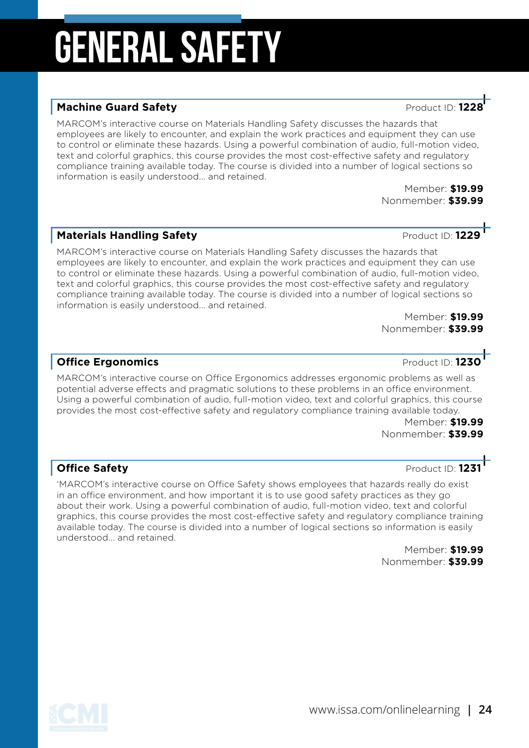# GENERAL SAFETY

## Machine Guard Safety

Product ID: **1228**

MARCOM's interactive course on Materials Handling Safety discusses the hazards that employees are likely to encounter, and explain the work practices and equipment they can use to control or eliminate these hazards. Using a powerful combination of audio, full-motion video, text and colorful graphics, this course provides the most cost-effective safety and regulatory compliance training available today. The course is divided into a number of logical sections so information is easily understood… and retained.

Member: **$19.99**
Nonmember: **$39.99**

## Materials Handling Safety

Product ID: **1229**

MARCOM's interactive course on Materials Handling Safety discusses the hazards that employees are likely to encounter, and explain the work practices and equipment they can use to control or eliminate these hazards. Using a powerful combination of audio, full-motion video, text and colorful graphics, this course provides the most cost-effective safety and regulatory compliance training available today. The course is divided into a number of logical sections so information is easily understood… and retained.

Member: **$19.99**
Nonmember: **$39.99**

## Office Ergonomics

Product ID: **1230**

MARCOM's interactive course on Office Ergonomics addresses ergonomic problems as well as potential adverse effects and pragmatic solutions to these problems in an office environment. Using a powerful combination of audio, full-motion video, text and colorful graphics, this course provides the most cost-effective safety and regulatory compliance training available today.

Member: **$19.99**
Nonmember: **$39.99**

## Office Safety

Product ID: **1231**

'MARCOM's interactive course on Office Safety shows employees that hazards really do exist in an office environment, and how important it is to use good safety practices as they go about their work. Using a powerful combination of audio, full-motion video, text and colorful graphics, this course provides the most cost-effective safety and regulatory compliance training available today. The course is divided into a number of logical sections so information is easily understood… and retained.

Member: **$19.99**
Nonmember: **$39.99**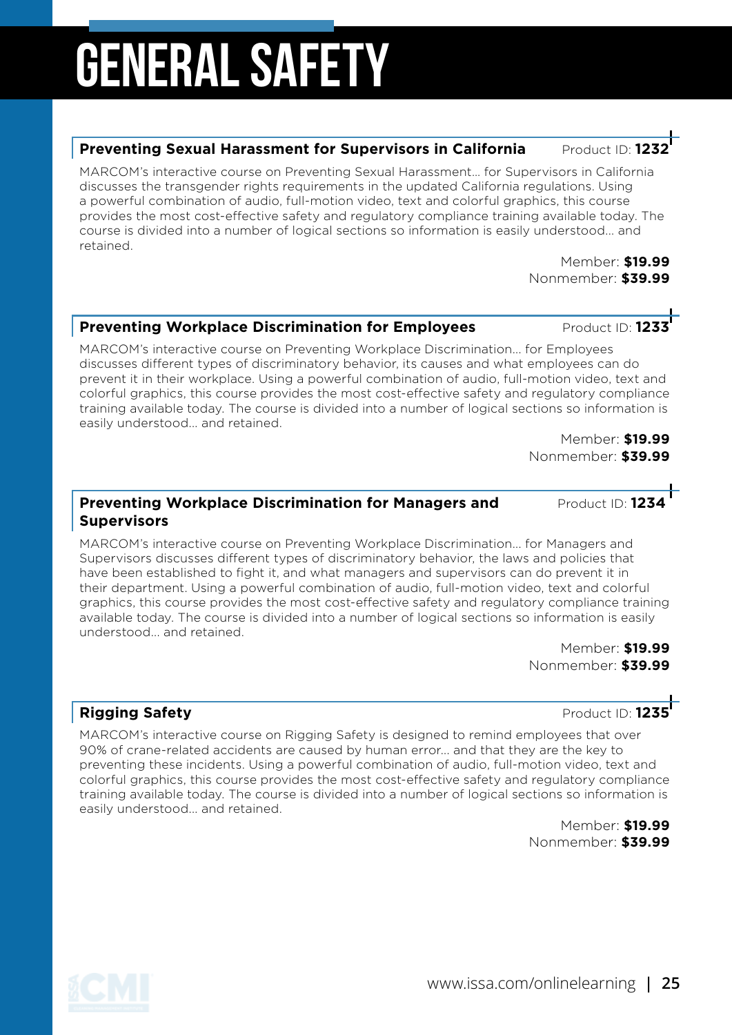# GENERAL SAFETY

### Preventing Sexual Harassment for Supervisors in California

Product ID: **1232**

MARCOM's interactive course on Preventing Sexual Harassment... for Supervisors in California discusses the transgender rights requirements in the updated California regulations. Using a powerful combination of audio, full-motion video, text and colorful graphics, this course provides the most cost-effective safety and regulatory compliance training available today. The course is divided into a number of logical sections so information is easily understood... and retained.

Member: **$19.99**
Nonmember: **$39.99**

### Preventing Workplace Discrimination for Employees

Product ID: **1233**

MARCOM's interactive course on Preventing Workplace Discrimination... for Employees discusses different types of discriminatory behavior, its causes and what employees can do prevent it in their workplace. Using a powerful combination of audio, full-motion video, text and colorful graphics, this course provides the most cost-effective safety and regulatory compliance training available today. The course is divided into a number of logical sections so information is easily understood... and retained.

Member: **$19.99**
Nonmember: **$39.99**

### Preventing Workplace Discrimination for Managers and Supervisors

Product ID: **1234**

MARCOM's interactive course on Preventing Workplace Discrimination... for Managers and Supervisors discusses different types of discriminatory behavior, the laws and policies that have been established to fight it, and what managers and supervisors can do prevent it in their department. Using a powerful combination of audio, full-motion video, text and colorful graphics, this course provides the most cost-effective safety and regulatory compliance training available today. The course is divided into a number of logical sections so information is easily understood... and retained.

Member: **$19.99**
Nonmember: **$39.99**

### Rigging Safety

Product ID: **1235**

MARCOM's interactive course on Rigging Safety is designed to remind employees that over 90% of crane-related accidents are caused by human error... and that they are the key to preventing these incidents. Using a powerful combination of audio, full-motion video, text and colorful graphics, this course provides the most cost-effective safety and regulatory compliance training available today. The course is divided into a number of logical sections so information is easily understood... and retained.

Member: **$19.99**
Nonmember: **$39.99**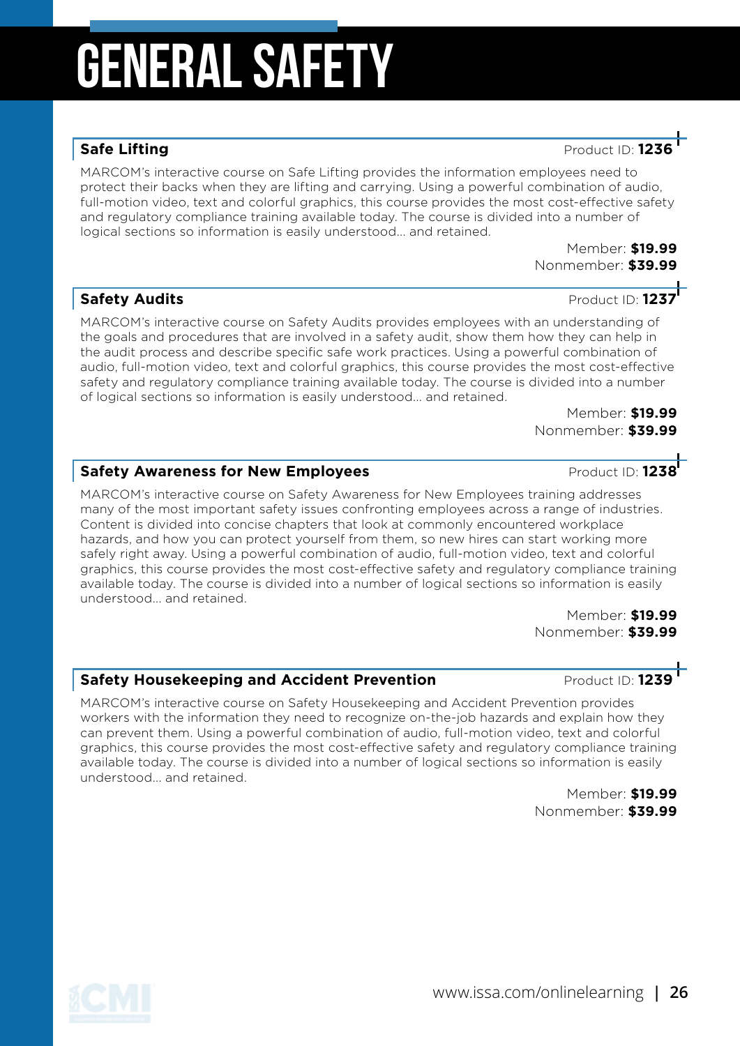# GENERAL SAFETY

## Safe Lifting

Product ID: **1236**

MARCOM's interactive course on Safe Lifting provides the information employees need to protect their backs when they are lifting and carrying. Using a powerful combination of audio, full-motion video, text and colorful graphics, this course provides the most cost-effective safety and regulatory compliance training available today. The course is divided into a number of logical sections so information is easily understood... and retained.

Member: **$19.99**
Nonmember: **$39.99**

## Safety Audits

Product ID: **1237**

MARCOM's interactive course on Safety Audits provides employees with an understanding of the goals and procedures that are involved in a safety audit, show them how they can help in the audit process and describe specific safe work practices. Using a powerful combination of audio, full-motion video, text and colorful graphics, this course provides the most cost-effective safety and regulatory compliance training available today. The course is divided into a number of logical sections so information is easily understood... and retained.

Member: **$19.99**
Nonmember: **$39.99**

## Safety Awareness for New Employees

Product ID: **1238**

MARCOM's interactive course on Safety Awareness for New Employees training addresses many of the most important safety issues confronting employees across a range of industries. Content is divided into concise chapters that look at commonly encountered workplace hazards, and how you can protect yourself from them, so new hires can start working more safely right away. Using a powerful combination of audio, full-motion video, text and colorful graphics, this course provides the most cost-effective safety and regulatory compliance training available today. The course is divided into a number of logical sections so information is easily understood... and retained.

Member: **$19.99**
Nonmember: **$39.99**

## Safety Housekeeping and Accident Prevention

Product ID: **1239**

MARCOM's interactive course on Safety Housekeeping and Accident Prevention provides workers with the information they need to recognize on-the-job hazards and explain how they can prevent them. Using a powerful combination of audio, full-motion video, text and colorful graphics, this course provides the most cost-effective safety and regulatory compliance training available today. The course is divided into a number of logical sections so information is easily understood... and retained.

Member: **$19.99**
Nonmember: **$39.99**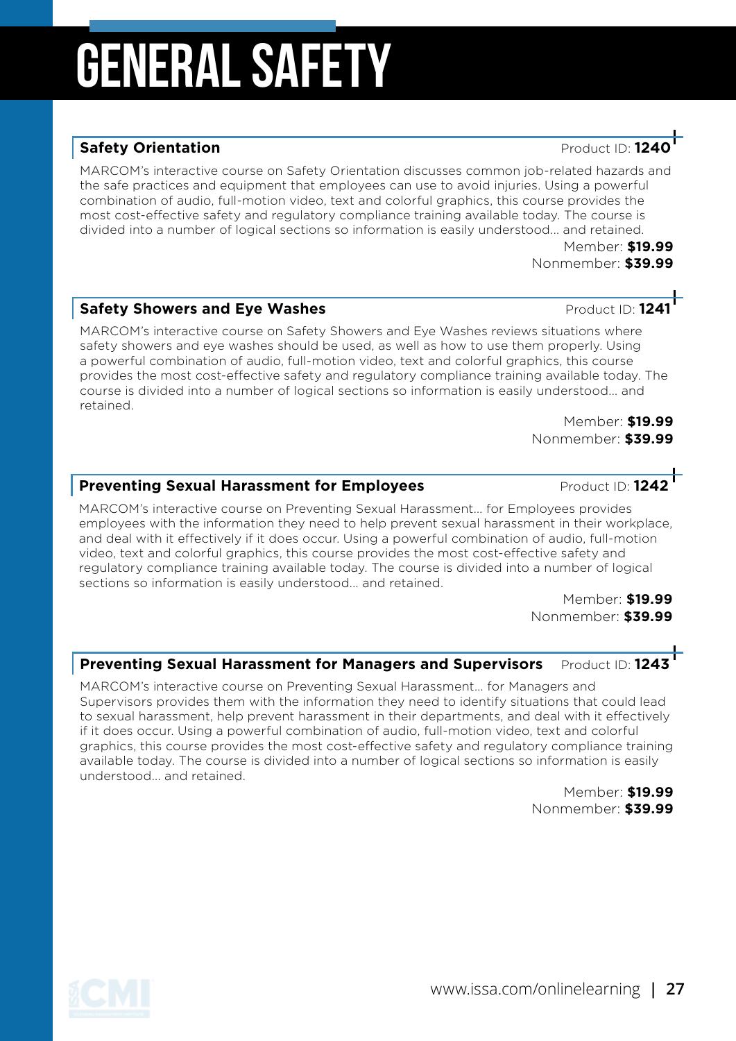# GENERAL SAFETY

## Safety Orientation

Product ID: **1240**

MARCOM's interactive course on Safety Orientation discusses common job-related hazards and the safe practices and equipment that employees can use to avoid injuries. Using a powerful combination of audio, full-motion video, text and colorful graphics, this course provides the most cost-effective safety and regulatory compliance training available today. The course is divided into a number of logical sections so information is easily understood... and retained.

Member: **$19.99**
Nonmember: **$39.99**

## Safety Showers and Eye Washes

Product ID: **1241**

MARCOM's interactive course on Safety Showers and Eye Washes reviews situations where safety showers and eye washes should be used, as well as how to use them properly. Using a powerful combination of audio, full-motion video, text and colorful graphics, this course provides the most cost-effective safety and regulatory compliance training available today. The course is divided into a number of logical sections so information is easily understood... and retained.

Member: **$19.99**
Nonmember: **$39.99**

## Preventing Sexual Harassment for Employees

Product ID: **1242**

MARCOM's interactive course on Preventing Sexual Harassment... for Employees provides employees with the information they need to help prevent sexual harassment in their workplace, and deal with it effectively if it does occur. Using a powerful combination of audio, full-motion video, text and colorful graphics, this course provides the most cost-effective safety and regulatory compliance training available today. The course is divided into a number of logical sections so information is easily understood... and retained.

Member: **$19.99**
Nonmember: **$39.99**

## Preventing Sexual Harassment for Managers and Supervisors

Product ID: **1243**

MARCOM's interactive course on Preventing Sexual Harassment... for Managers and Supervisors provides them with the information they need to identify situations that could lead to sexual harassment, help prevent harassment in their departments, and deal with it effectively if it does occur. Using a powerful combination of audio, full-motion video, text and colorful graphics, this course provides the most cost-effective safety and regulatory compliance training available today. The course is divided into a number of logical sections so information is easily understood... and retained.

Member: **$19.99**
Nonmember: **$39.99**

www.issa.com/onlinelearning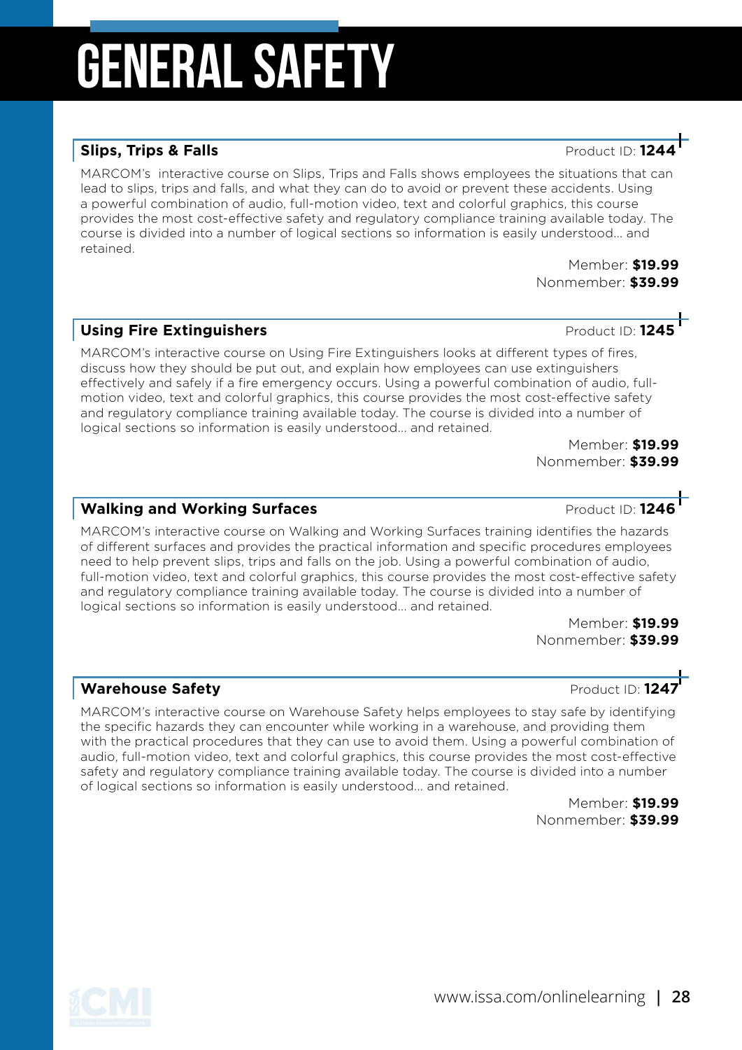# GENERAL SAFETY

## Slips, Trips & Falls

Product ID: **1244**

MARCOM's interactive course on Slips, Trips and Falls shows employees the situations that can lead to slips, trips and falls, and what they can do to avoid or prevent these accidents. Using a powerful combination of audio, full-motion video, text and colorful graphics, this course provides the most cost-effective safety and regulatory compliance training available today. The course is divided into a number of logical sections so information is easily understood... and retained.

Member: **$19.99**
Nonmember: **$39.99**

## Using Fire Extinguishers

Product ID: **1245**

MARCOM's interactive course on Using Fire Extinguishers looks at different types of fires, discuss how they should be put out, and explain how employees can use extinguishers effectively and safely if a fire emergency occurs. Using a powerful combination of audio, full-motion video, text and colorful graphics, this course provides the most cost-effective safety and regulatory compliance training available today. The course is divided into a number of logical sections so information is easily understood... and retained.

Member: **$19.99**
Nonmember: **$39.99**

## Walking and Working Surfaces

Product ID: **1246**

MARCOM's interactive course on Walking and Working Surfaces training identifies the hazards of different surfaces and provides the practical information and specific procedures employees need to help prevent slips, trips and falls on the job. Using a powerful combination of audio, full-motion video, text and colorful graphics, this course provides the most cost-effective safety and regulatory compliance training available today. The course is divided into a number of logical sections so information is easily understood... and retained.

Member: **$19.99**
Nonmember: **$39.99**

## Warehouse Safety

Product ID: **1247**

MARCOM's interactive course on Warehouse Safety helps employees to stay safe by identifying the specific hazards they can encounter while working in a warehouse, and providing them with the practical procedures that they can use to avoid them. Using a powerful combination of audio, full-motion video, text and colorful graphics, this course provides the most cost-effective safety and regulatory compliance training available today. The course is divided into a number of logical sections so information is easily understood... and retained.

Member: **$19.99**
Nonmember: **$39.99**

www.issa.com/onlinelearning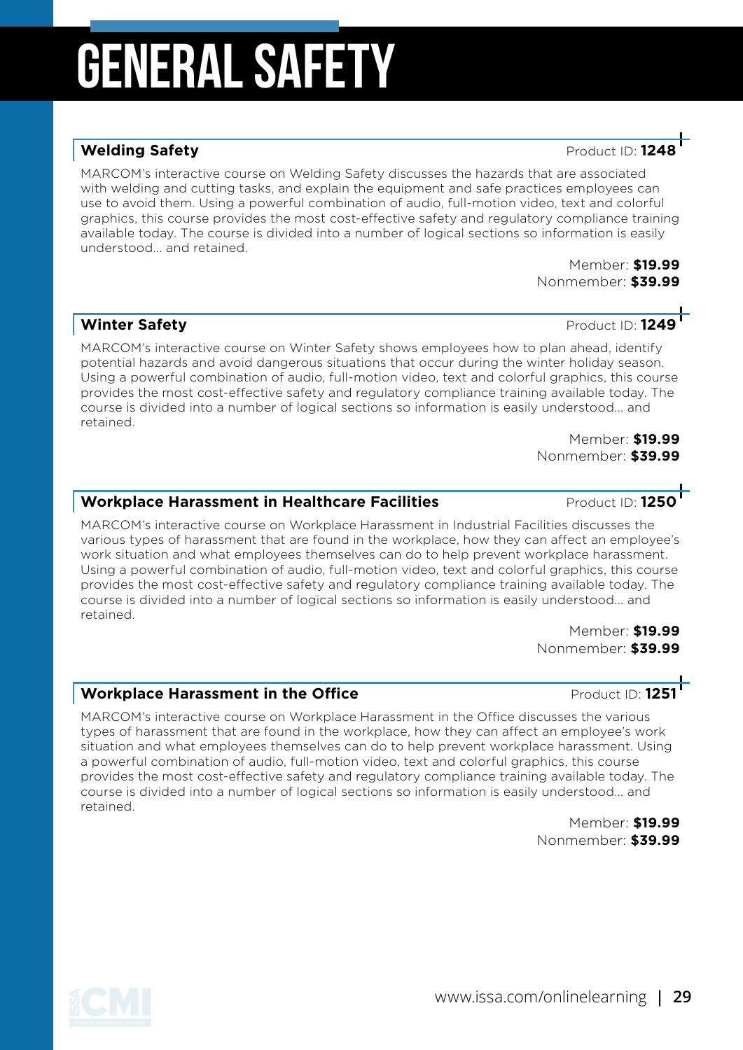# GENERAL SAFETY

## Welding Safety

Product ID: **1248**

MARCOM's interactive course on Welding Safety discusses the hazards that are associated with welding and cutting tasks, and explain the equipment and safe practices employees can use to avoid them. Using a powerful combination of audio, full-motion video, text and colorful graphics, this course provides the most cost-effective safety and regulatory compliance training available today. The course is divided into a number of logical sections so information is easily understood... and retained.

Member: **$19.99**
Nonmember: **$39.99**

## Winter Safety

Product ID: **1249**

MARCOM's interactive course on Winter Safety shows employees how to plan ahead, identify potential hazards and avoid dangerous situations that occur during the winter holiday season. Using a powerful combination of audio, full-motion video, text and colorful graphics, this course provides the most cost-effective safety and regulatory compliance training available today. The course is divided into a number of logical sections so information is easily understood... and retained.

Member: **$19.99**
Nonmember: **$39.99**

## Workplace Harassment in Healthcare Facilities

Product ID: **1250**

MARCOM's interactive course on Workplace Harassment in Industrial Facilities discusses the various types of harassment that are found in the workplace, how they can affect an employee's work situation and what employees themselves can do to help prevent workplace harassment. Using a powerful combination of audio, full-motion video, text and colorful graphics, this course provides the most cost-effective safety and regulatory compliance training available today. The course is divided into a number of logical sections so information is easily understood... and retained.

Member: **$19.99**
Nonmember: **$39.99**

## Workplace Harassment in the Office

Product ID: **1251**

MARCOM's interactive course on Workplace Harassment in the Office discusses the various types of harassment that are found in the workplace, how they can affect an employee's work situation and what employees themselves can do to help prevent workplace harassment. Using a powerful combination of audio, full-motion video, text and colorful graphics, this course provides the most cost-effective safety and regulatory compliance training available today. The course is divided into a number of logical sections so information is easily understood... and retained.

Member: **$19.99**
Nonmember: **$39.99**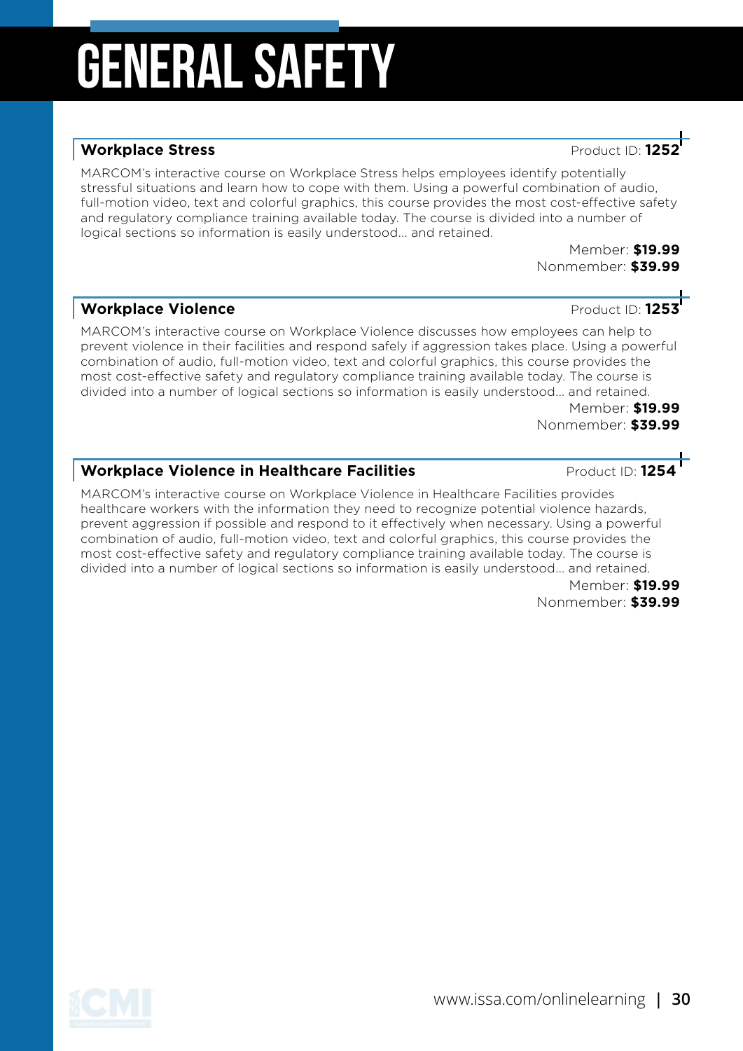# GENERAL SAFETY

### Workplace Stress

Product ID: **1252**

MARCOM's interactive course on Workplace Stress helps employees identify potentially stressful situations and learn how to cope with them. Using a powerful combination of audio, full-motion video, text and colorful graphics, this course provides the most cost-effective safety and regulatory compliance training available today. The course is divided into a number of logical sections so information is easily understood... and retained.

Member: **$19.99**
Nonmember: **$39.99**

### Workplace Violence

Product ID: **1253**

MARCOM's interactive course on Workplace Violence discusses how employees can help to prevent violence in their facilities and respond safely if aggression takes place. Using a powerful combination of audio, full-motion video, text and colorful graphics, this course provides the most cost-effective safety and regulatory compliance training available today. The course is divided into a number of logical sections so information is easily understood... and retained.

Member: **$19.99**
Nonmember: **$39.99**

### Workplace Violence in Healthcare Facilities

Product ID: **1254**

MARCOM's interactive course on Workplace Violence in Healthcare Facilities provides healthcare workers with the information they need to recognize potential violence hazards, prevent aggression if possible and respond to it effectively when necessary. Using a powerful combination of audio, full-motion video, text and colorful graphics, this course provides the most cost-effective safety and regulatory compliance training available today. The course is divided into a number of logical sections so information is easily understood... and retained.

Member: **$19.99**
Nonmember: **$39.99**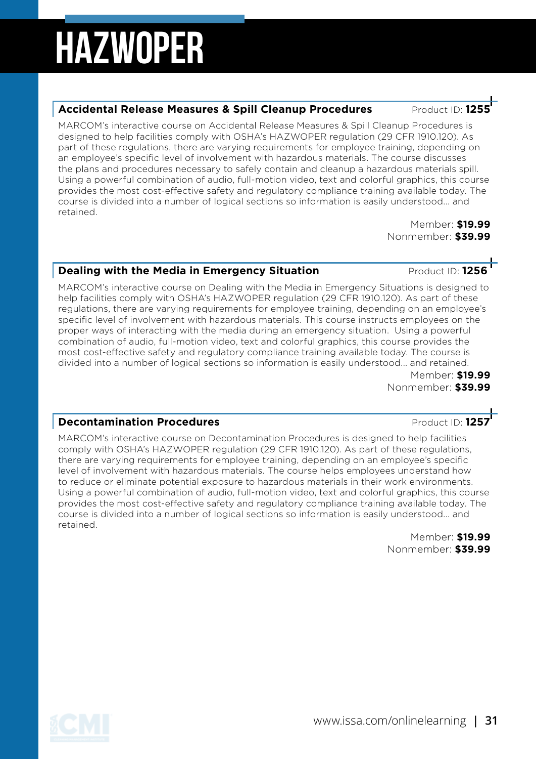# HAZWOPER

### Accidental Release Measures & Spill Cleanup Procedures

Product ID: **1255**

MARCOM's interactive course on Accidental Release Measures & Spill Cleanup Procedures is designed to help facilities comply with OSHA's HAZWOPER regulation (29 CFR 1910.120). As part of these regulations, there are varying requirements for employee training, depending on an employee's specific level of involvement with hazardous materials. The course discusses the plans and procedures necessary to safely contain and cleanup a hazardous materials spill. Using a powerful combination of audio, full-motion video, text and colorful graphics, this course provides the most cost-effective safety and regulatory compliance training available today. The course is divided into a number of logical sections so information is easily understood... and retained.

Member: **$19.99**
Nonmember: **$39.99**

### Dealing with the Media in Emergency Situation

Product ID: **1256**

MARCOM's interactive course on Dealing with the Media in Emergency Situations is designed to help facilities comply with OSHA's HAZWOPER regulation (29 CFR 1910.120). As part of these regulations, there are varying requirements for employee training, depending on an employee's specific level of involvement with hazardous materials. This course instructs employees on the proper ways of interacting with the media during an emergency situation. Using a powerful combination of audio, full-motion video, text and colorful graphics, this course provides the most cost-effective safety and regulatory compliance training available today. The course is divided into a number of logical sections so information is easily understood... and retained.

Member: **$19.99**
Nonmember: **$39.99**

### Decontamination Procedures

Product ID: **1257**

MARCOM's interactive course on Decontamination Procedures is designed to help facilities comply with OSHA's HAZWOPER regulation (29 CFR 1910.120). As part of these regulations, there are varying requirements for employee training, depending on an employee's specific level of involvement with hazardous materials. The course helps employees understand how to reduce or eliminate potential exposure to hazardous materials in their work environments. Using a powerful combination of audio, full-motion video, text and colorful graphics, this course provides the most cost-effective safety and regulatory compliance training available today. The course is divided into a number of logical sections so information is easily understood... and retained.

Member: **$19.99**
Nonmember: **$39.99**

www.issa.com/onlinelearning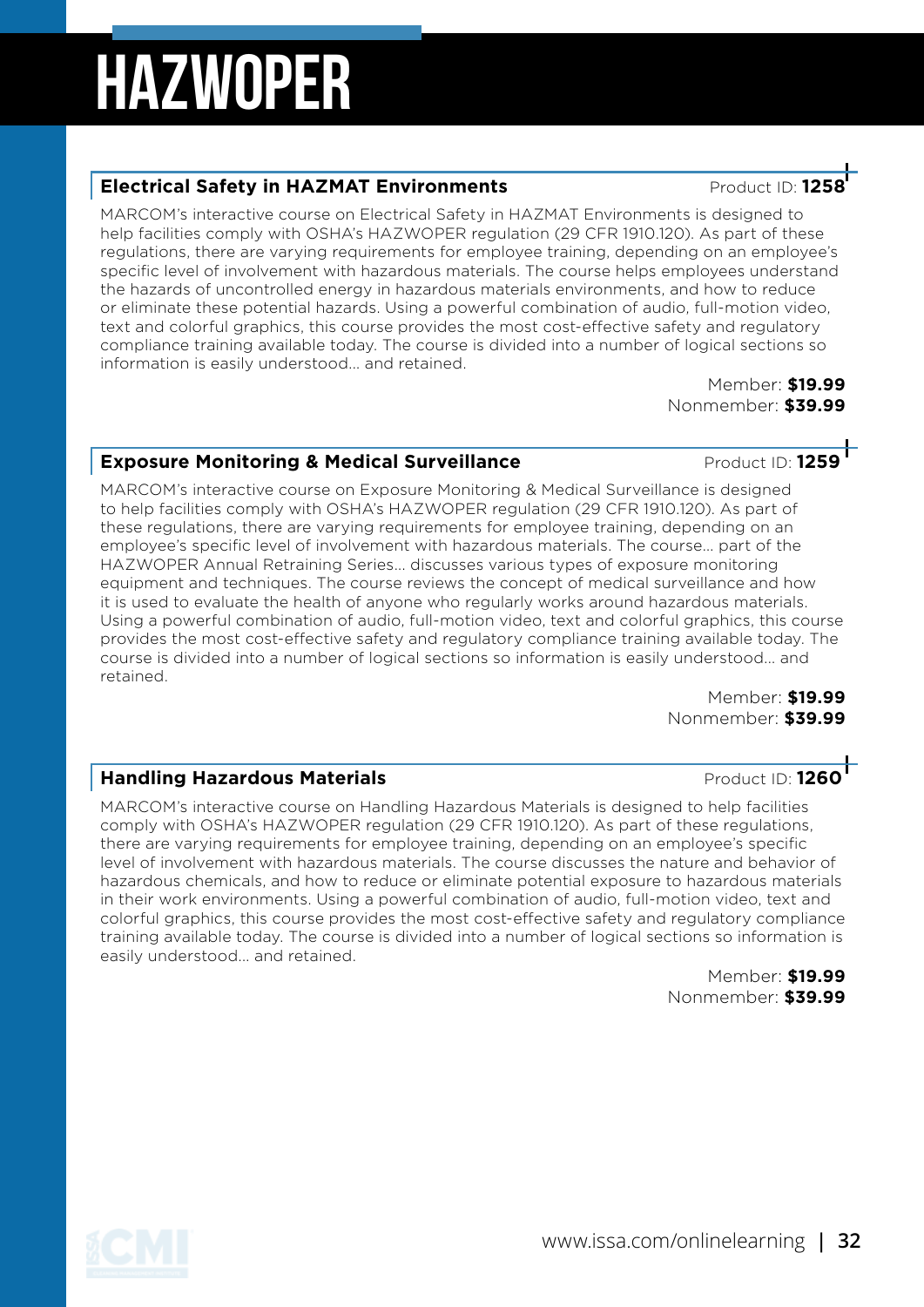# HAZWOPER

## Electrical Safety in HAZMAT Environments

Product ID: **1258**

MARCOM's interactive course on Electrical Safety in HAZMAT Environments is designed to help facilities comply with OSHA's HAZWOPER regulation (29 CFR 1910.120). As part of these regulations, there are varying requirements for employee training, depending on an employee's specific level of involvement with hazardous materials. The course helps employees understand the hazards of uncontrolled energy in hazardous materials environments, and how to reduce or eliminate these potential hazards. Using a powerful combination of audio, full-motion video, text and colorful graphics, this course provides the most cost-effective safety and regulatory compliance training available today. The course is divided into a number of logical sections so information is easily understood... and retained.

Member: **$19.99**
Nonmember: **$39.99**

## Exposure Monitoring & Medical Surveillance

Product ID: **1259**

MARCOM's interactive course on Exposure Monitoring & Medical Surveillance is designed to help facilities comply with OSHA's HAZWOPER regulation (29 CFR 1910.120). As part of these regulations, there are varying requirements for employee training, depending on an employee's specific level of involvement with hazardous materials. The course... part of the HAZWOPER Annual Retraining Series... discusses various types of exposure monitoring equipment and techniques. The course reviews the concept of medical surveillance and how it is used to evaluate the health of anyone who regularly works around hazardous materials. Using a powerful combination of audio, full-motion video, text and colorful graphics, this course provides the most cost-effective safety and regulatory compliance training available today. The course is divided into a number of logical sections so information is easily understood... and retained.

Member: **$19.99**
Nonmember: **$39.99**

## Handling Hazardous Materials

Product ID: **1260**

MARCOM's interactive course on Handling Hazardous Materials is designed to help facilities comply with OSHA's HAZWOPER regulation (29 CFR 1910.120). As part of these regulations, there are varying requirements for employee training, depending on an employee's specific level of involvement with hazardous materials. The course discusses the nature and behavior of hazardous chemicals, and how to reduce or eliminate potential exposure to hazardous materials in their work environments. Using a powerful combination of audio, full-motion video, text and colorful graphics, this course provides the most cost-effective safety and regulatory compliance training available today. The course is divided into a number of logical sections so information is easily understood... and retained.

Member: **$19.99**
Nonmember: **$39.99**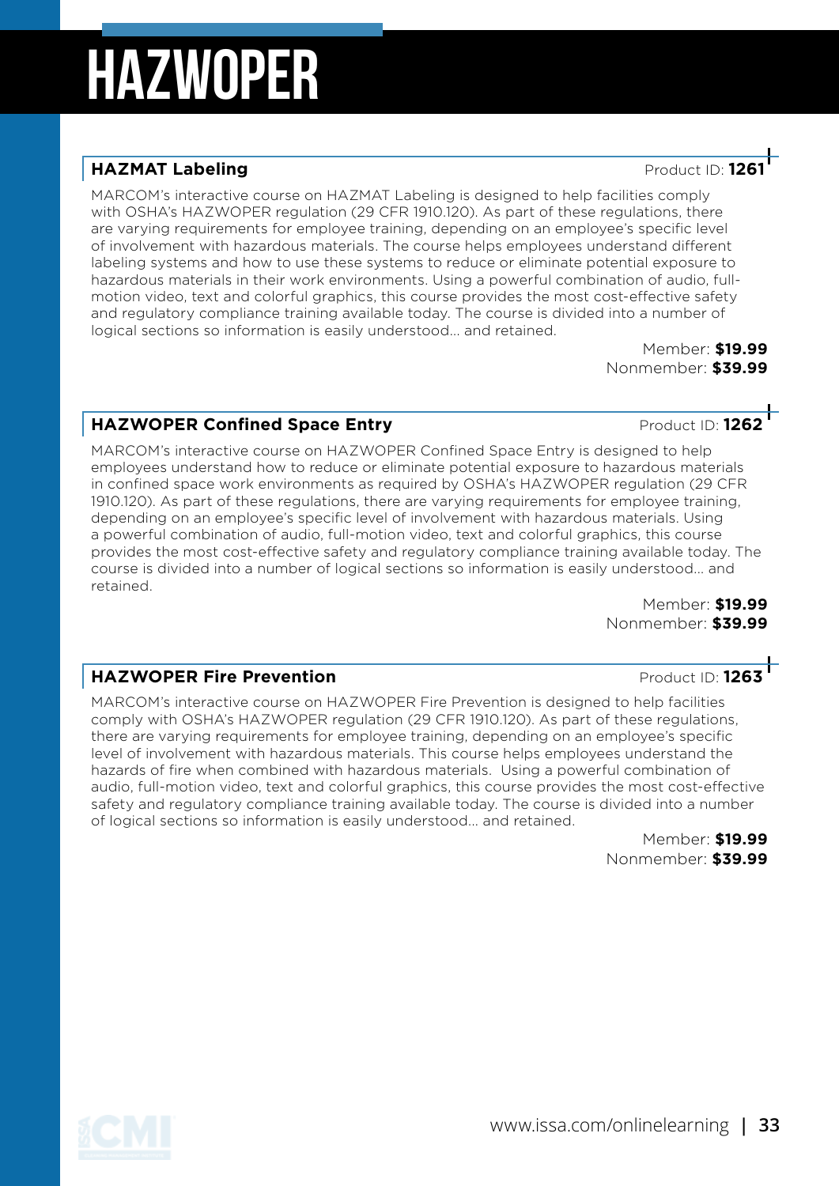# HAZWOPER

### HAZMAT Labeling

Product ID: **1261**

MARCOM's interactive course on HAZMAT Labeling is designed to help facilities comply with OSHA's HAZWOPER regulation (29 CFR 1910.120). As part of these regulations, there are varying requirements for employee training, depending on an employee's specific level of involvement with hazardous materials. The course helps employees understand different labeling systems and how to use these systems to reduce or eliminate potential exposure to hazardous materials in their work environments. Using a powerful combination of audio, full-motion video, text and colorful graphics, this course provides the most cost-effective safety and regulatory compliance training available today. The course is divided into a number of logical sections so information is easily understood... and retained.

Member: **$19.99**
Nonmember: **$39.99**

### HAZWOPER Confined Space Entry

Product ID: **1262**

MARCOM's interactive course on HAZWOPER Confined Space Entry is designed to help employees understand how to reduce or eliminate potential exposure to hazardous materials in confined space work environments as required by OSHA's HAZWOPER regulation (29 CFR 1910.120). As part of these regulations, there are varying requirements for employee training, depending on an employee's specific level of involvement with hazardous materials. Using a powerful combination of audio, full-motion video, text and colorful graphics, this course provides the most cost-effective safety and regulatory compliance training available today. The course is divided into a number of logical sections so information is easily understood... and retained.

Member: **$19.99**
Nonmember: **$39.99**

### HAZWOPER Fire Prevention

Product ID: **1263**

MARCOM's interactive course on HAZWOPER Fire Prevention is designed to help facilities comply with OSHA's HAZWOPER regulation (29 CFR 1910.120). As part of these regulations, there are varying requirements for employee training, depending on an employee's specific level of involvement with hazardous materials. This course helps employees understand the hazards of fire when combined with hazardous materials. Using a powerful combination of audio, full-motion video, text and colorful graphics, this course provides the most cost-effective safety and regulatory compliance training available today. The course is divided into a number of logical sections so information is easily understood... and retained.

Member: **$19.99**
Nonmember: **$39.99**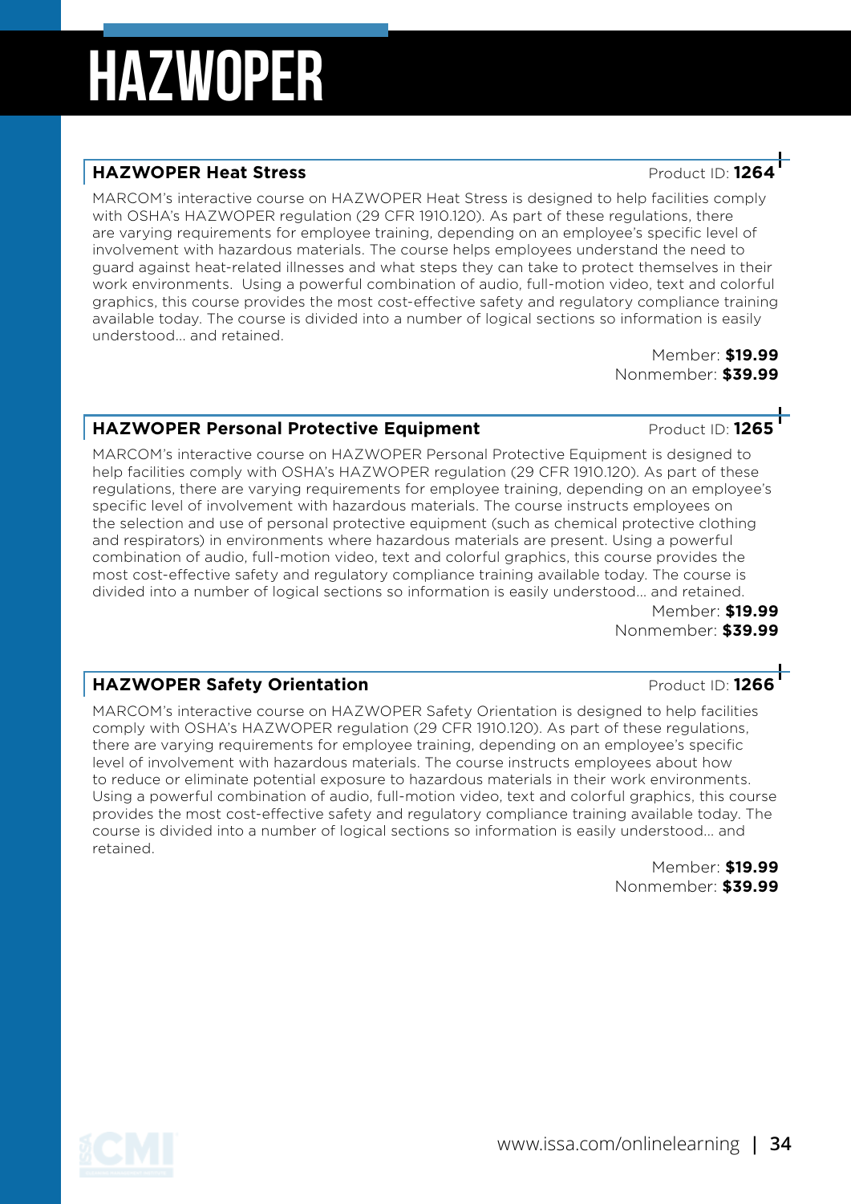# HAZWOPER

### HAZWOPER Heat Stress

Product ID: **1264**

MARCOM's interactive course on HAZWOPER Heat Stress is designed to help facilities comply with OSHA's HAZWOPER regulation (29 CFR 1910.120). As part of these regulations, there are varying requirements for employee training, depending on an employee's specific level of involvement with hazardous materials. The course helps employees understand the need to guard against heat-related illnesses and what steps they can take to protect themselves in their work environments. Using a powerful combination of audio, full-motion video, text and colorful graphics, this course provides the most cost-effective safety and regulatory compliance training available today. The course is divided into a number of logical sections so information is easily understood... and retained.

Member: **$19.99**
Nonmember: **$39.99**

### HAZWOPER Personal Protective Equipment

Product ID: **1265**

MARCOM's interactive course on HAZWOPER Personal Protective Equipment is designed to help facilities comply with OSHA's HAZWOPER regulation (29 CFR 1910.120). As part of these regulations, there are varying requirements for employee training, depending on an employee's specific level of involvement with hazardous materials. The course instructs employees on the selection and use of personal protective equipment (such as chemical protective clothing and respirators) in environments where hazardous materials are present. Using a powerful combination of audio, full-motion video, text and colorful graphics, this course provides the most cost-effective safety and regulatory compliance training available today. The course is divided into a number of logical sections so information is easily understood... and retained.

Member: **$19.99**
Nonmember: **$39.99**

### HAZWOPER Safety Orientation

Product ID: **1266**

MARCOM's interactive course on HAZWOPER Safety Orientation is designed to help facilities comply with OSHA's HAZWOPER regulation (29 CFR 1910.120). As part of these regulations, there are varying requirements for employee training, depending on an employee's specific level of involvement with hazardous materials. The course instructs employees about how to reduce or eliminate potential exposure to hazardous materials in their work environments. Using a powerful combination of audio, full-motion video, text and colorful graphics, this course provides the most cost-effective safety and regulatory compliance training available today. The course is divided into a number of logical sections so information is easily understood... and retained.

Member: **$19.99**
Nonmember: **$39.99**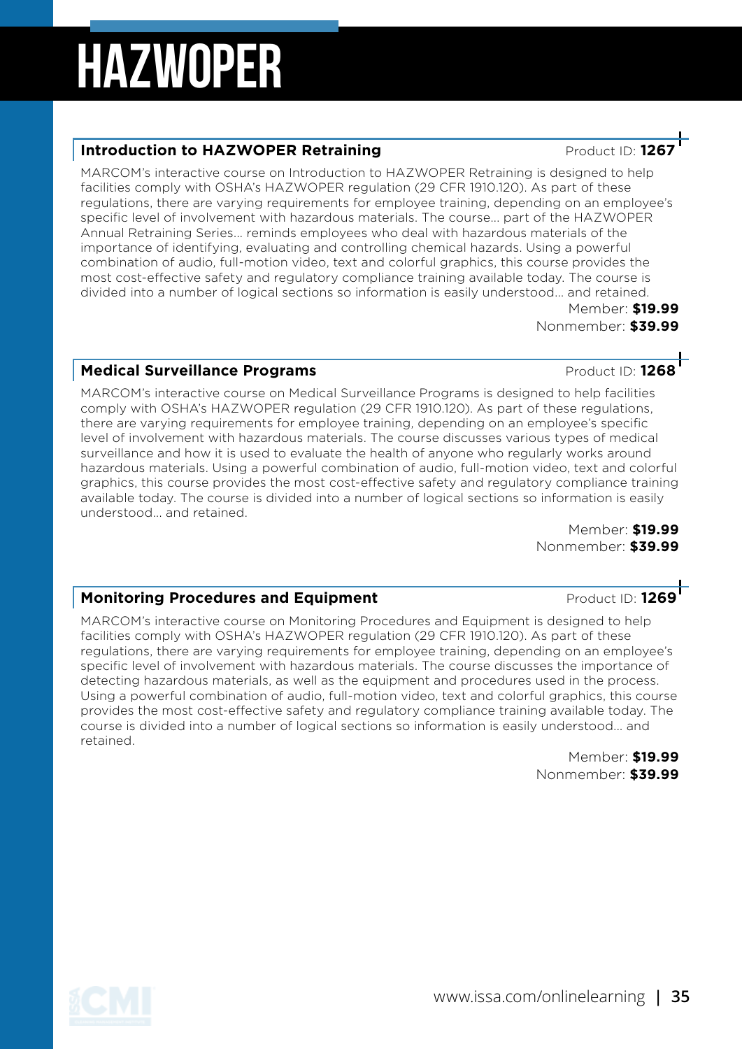# HAZWOPER

### Introduction to HAZWOPER Retraining

Product ID: **1267**

MARCOM's interactive course on Introduction to HAZWOPER Retraining is designed to help facilities comply with OSHA's HAZWOPER regulation (29 CFR 1910.120). As part of these regulations, there are varying requirements for employee training, depending on an employee's specific level of involvement with hazardous materials. The course... part of the HAZWOPER Annual Retraining Series... reminds employees who deal with hazardous materials of the importance of identifying, evaluating and controlling chemical hazards. Using a powerful combination of audio, full-motion video, text and colorful graphics, this course provides the most cost-effective safety and regulatory compliance training available today. The course is divided into a number of logical sections so information is easily understood... and retained.

Member: **$19.99**
Nonmember: **$39.99**

### Medical Surveillance Programs

Product ID: **1268**

MARCOM's interactive course on Medical Surveillance Programs is designed to help facilities comply with OSHA's HAZWOPER regulation (29 CFR 1910.120). As part of these regulations, there are varying requirements for employee training, depending on an employee's specific level of involvement with hazardous materials. The course discusses various types of medical surveillance and how it is used to evaluate the health of anyone who regularly works around hazardous materials. Using a powerful combination of audio, full-motion video, text and colorful graphics, this course provides the most cost-effective safety and regulatory compliance training available today. The course is divided into a number of logical sections so information is easily understood... and retained.

Member: **$19.99**
Nonmember: **$39.99**

### Monitoring Procedures and Equipment

Product ID: **1269**

MARCOM's interactive course on Monitoring Procedures and Equipment is designed to help facilities comply with OSHA's HAZWOPER regulation (29 CFR 1910.120). As part of these regulations, there are varying requirements for employee training, depending on an employee's specific level of involvement with hazardous materials. The course discusses the importance of detecting hazardous materials, as well as the equipment and procedures used in the process. Using a powerful combination of audio, full-motion video, text and colorful graphics, this course provides the most cost-effective safety and regulatory compliance training available today. The course is divided into a number of logical sections so information is easily understood... and retained.

Member: **$19.99**
Nonmember: **$39.99**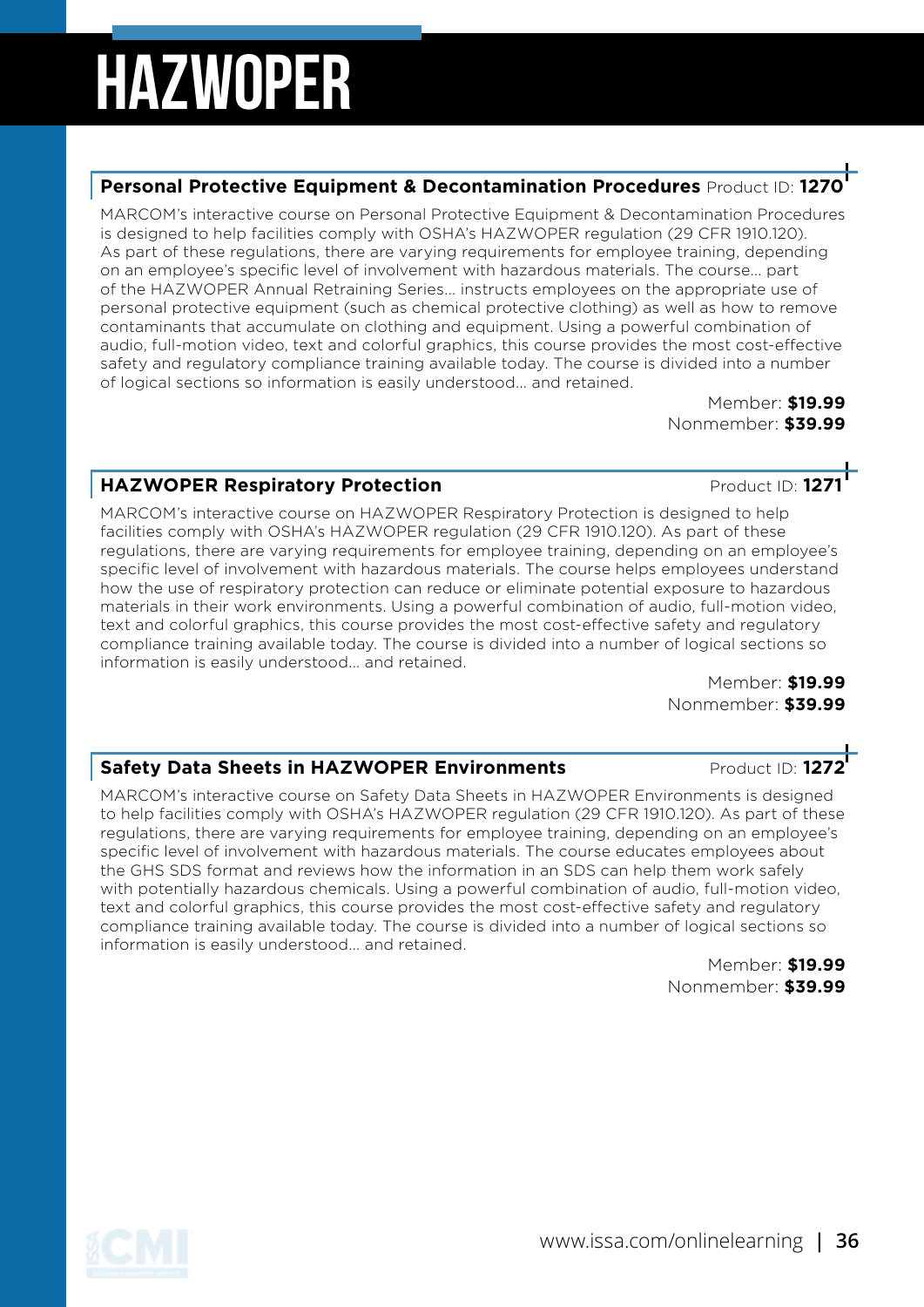# HAZWOPER

### Personal Protective Equipment & Decontamination Procedures Product ID: **1270**

MARCOM's interactive course on Personal Protective Equipment & Decontamination Procedures is designed to help facilities comply with OSHA's HAZWOPER regulation (29 CFR 1910.120). As part of these regulations, there are varying requirements for employee training, depending on an employee's specific level of involvement with hazardous materials. The course... part of the HAZWOPER Annual Retraining Series... instructs employees on the appropriate use of personal protective equipment (such as chemical protective clothing) as well as how to remove contaminants that accumulate on clothing and equipment. Using a powerful combination of audio, full-motion video, text and colorful graphics, this course provides the most cost-effective safety and regulatory compliance training available today. The course is divided into a number of logical sections so information is easily understood... and retained.

Member: **$19.99**
Nonmember: **$39.99**

### HAZWOPER Respiratory Protection Product ID: **1271**

MARCOM's interactive course on HAZWOPER Respiratory Protection is designed to help facilities comply with OSHA's HAZWOPER regulation (29 CFR 1910.120). As part of these regulations, there are varying requirements for employee training, depending on an employee's specific level of involvement with hazardous materials. The course helps employees understand how the use of respiratory protection can reduce or eliminate potential exposure to hazardous materials in their work environments. Using a powerful combination of audio, full-motion video, text and colorful graphics, this course provides the most cost-effective safety and regulatory compliance training available today. The course is divided into a number of logical sections so information is easily understood... and retained.

Member: **$19.99**
Nonmember: **$39.99**

### Safety Data Sheets in HAZWOPER Environments Product ID: **1272**

MARCOM's interactive course on Safety Data Sheets in HAZWOPER Environments is designed to help facilities comply with OSHA's HAZWOPER regulation (29 CFR 1910.120). As part of these regulations, there are varying requirements for employee training, depending on an employee's specific level of involvement with hazardous materials. The course educates employees about the GHS SDS format and reviews how the information in an SDS can help them work safely with potentially hazardous chemicals. Using a powerful combination of audio, full-motion video, text and colorful graphics, this course provides the most cost-effective safety and regulatory compliance training available today. The course is divided into a number of logical sections so information is easily understood... and retained.

Member: **$19.99**
Nonmember: **$39.99**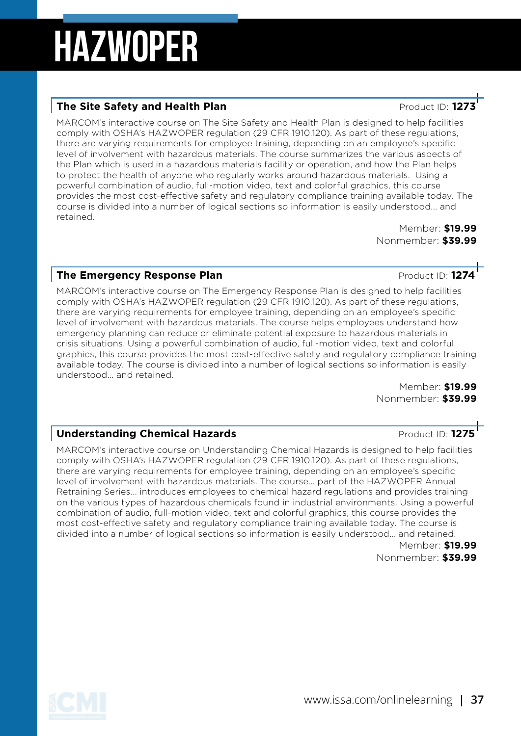# HAZWOPER

## The Site Safety and Health Plan

Product ID: **1273**

MARCOM's interactive course on The Site Safety and Health Plan is designed to help facilities comply with OSHA's HAZWOPER regulation (29 CFR 1910.120). As part of these regulations, there are varying requirements for employee training, depending on an employee's specific level of involvement with hazardous materials. The course summarizes the various aspects of the Plan which is used in a hazardous materials facility or operation, and how the Plan helps to protect the health of anyone who regularly works around hazardous materials. Using a powerful combination of audio, full-motion video, text and colorful graphics, this course provides the most cost-effective safety and regulatory compliance training available today. The course is divided into a number of logical sections so information is easily understood... and retained.

Member: **$19.99**
Nonmember: **$39.99**

## The Emergency Response Plan

Product ID: **1274**

MARCOM's interactive course on The Emergency Response Plan is designed to help facilities comply with OSHA's HAZWOPER regulation (29 CFR 1910.120). As part of these regulations, there are varying requirements for employee training, depending on an employee's specific level of involvement with hazardous materials. The course helps employees understand how emergency planning can reduce or eliminate potential exposure to hazardous materials in crisis situations. Using a powerful combination of audio, full-motion video, text and colorful graphics, this course provides the most cost-effective safety and regulatory compliance training available today. The course is divided into a number of logical sections so information is easily understood... and retained.

Member: **$19.99**
Nonmember: **$39.99**

## Understanding Chemical Hazards

Product ID: **1275**

MARCOM's interactive course on Understanding Chemical Hazards is designed to help facilities comply with OSHA's HAZWOPER regulation (29 CFR 1910.120). As part of these regulations, there are varying requirements for employee training, depending on an employee's specific level of involvement with hazardous materials. The course... part of the HAZWOPER Annual Retraining Series... introduces employees to chemical hazard regulations and provides training on the various types of hazardous chemicals found in industrial environments. Using a powerful combination of audio, full-motion video, text and colorful graphics, this course provides the most cost-effective safety and regulatory compliance training available today. The course is divided into a number of logical sections so information is easily understood... and retained.

Member: **$19.99**
Nonmember: **$39.99**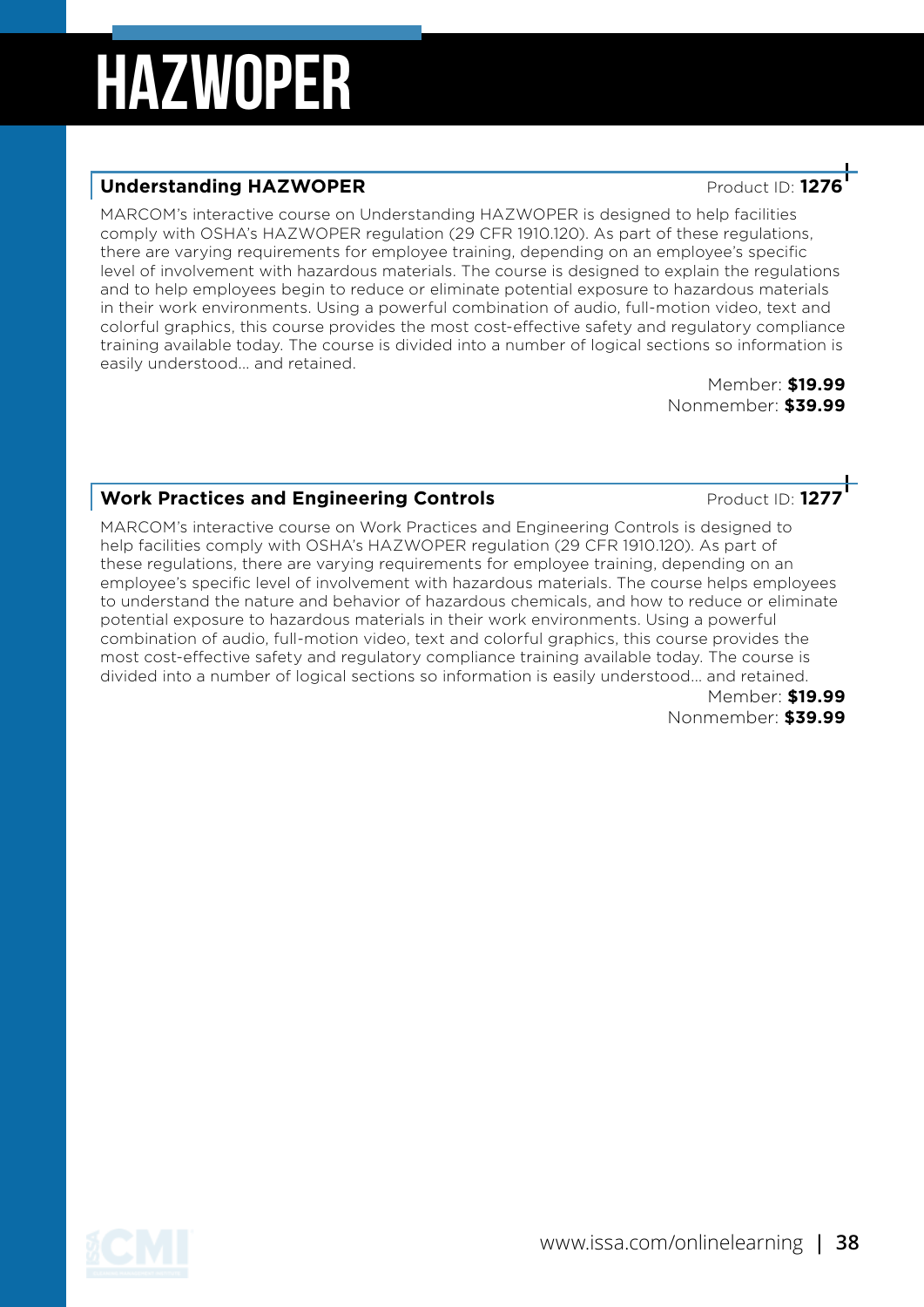# HAZWOPER

## Understanding HAZWOPER

Product ID: **1276**

MARCOM's interactive course on Understanding HAZWOPER is designed to help facilities comply with OSHA's HAZWOPER regulation (29 CFR 1910.120). As part of these regulations, there are varying requirements for employee training, depending on an employee's specific level of involvement with hazardous materials. The course is designed to explain the regulations and to help employees begin to reduce or eliminate potential exposure to hazardous materials in their work environments. Using a powerful combination of audio, full-motion video, text and colorful graphics, this course provides the most cost-effective safety and regulatory compliance training available today. The course is divided into a number of logical sections so information is easily understood... and retained.

Member: **$19.99**
Nonmember: **$39.99**

## Work Practices and Engineering Controls

Product ID: **1277**

MARCOM's interactive course on Work Practices and Engineering Controls is designed to help facilities comply with OSHA's HAZWOPER regulation (29 CFR 1910.120). As part of these regulations, there are varying requirements for employee training, depending on an employee's specific level of involvement with hazardous materials. The course helps employees to understand the nature and behavior of hazardous chemicals, and how to reduce or eliminate potential exposure to hazardous materials in their work environments. Using a powerful combination of audio, full-motion video, text and colorful graphics, this course provides the most cost-effective safety and regulatory compliance training available today. The course is divided into a number of logical sections so information is easily understood... and retained.

Member: **$19.99**
Nonmember: **$39.99**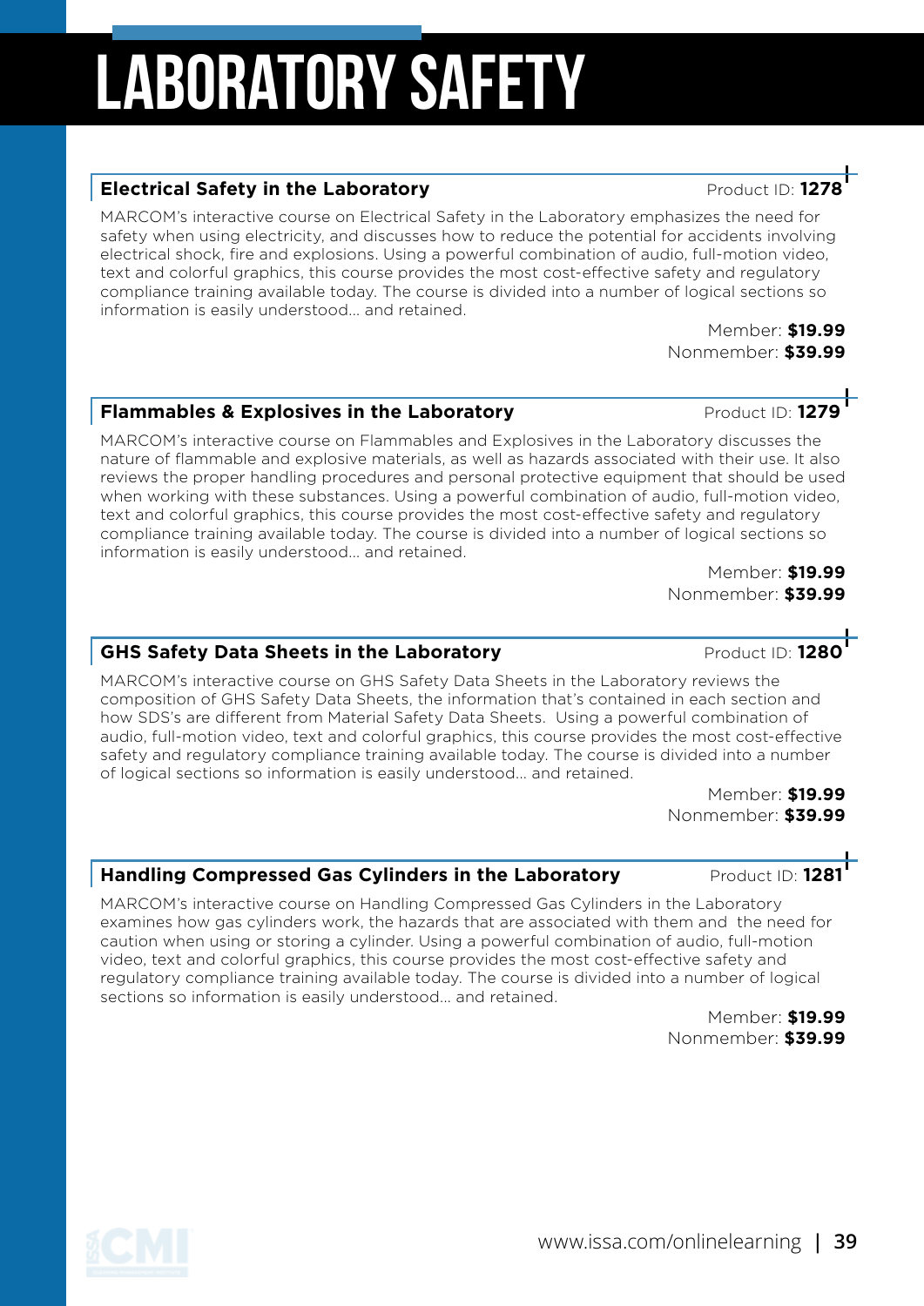# LABORATORY SAFETY

## Electrical Safety in the Laboratory

Product ID: **1278**

MARCOM's interactive course on Electrical Safety in the Laboratory emphasizes the need for safety when using electricity, and discusses how to reduce the potential for accidents involving electrical shock, fire and explosions. Using a powerful combination of audio, full-motion video, text and colorful graphics, this course provides the most cost-effective safety and regulatory compliance training available today. The course is divided into a number of logical sections so information is easily understood... and retained.

Member: **$19.99**
Nonmember: **$39.99**

## Flammables & Explosives in the Laboratory

Product ID: **1279**

MARCOM's interactive course on Flammables and Explosives in the Laboratory discusses the nature of flammable and explosive materials, as well as hazards associated with their use. It also reviews the proper handling procedures and personal protective equipment that should be used when working with these substances. Using a powerful combination of audio, full-motion video, text and colorful graphics, this course provides the most cost-effective safety and regulatory compliance training available today. The course is divided into a number of logical sections so information is easily understood... and retained.

Member: **$19.99**
Nonmember: **$39.99**

## GHS Safety Data Sheets in the Laboratory

Product ID: **1280**

MARCOM's interactive course on GHS Safety Data Sheets in the Laboratory reviews the composition of GHS Safety Data Sheets, the information that's contained in each section and how SDS's are different from Material Safety Data Sheets. Using a powerful combination of audio, full-motion video, text and colorful graphics, this course provides the most cost-effective safety and regulatory compliance training available today. The course is divided into a number of logical sections so information is easily understood... and retained.

Member: **$19.99**
Nonmember: **$39.99**

## Handling Compressed Gas Cylinders in the Laboratory

Product ID: **1281**

MARCOM's interactive course on Handling Compressed Gas Cylinders in the Laboratory examines how gas cylinders work, the hazards that are associated with them and the need for caution when using or storing a cylinder. Using a powerful combination of audio, full-motion video, text and colorful graphics, this course provides the most cost-effective safety and regulatory compliance training available today. The course is divided into a number of logical sections so information is easily understood... and retained.

Member: **$19.99**
Nonmember: **$39.99**

www.issa.com/onlinelearning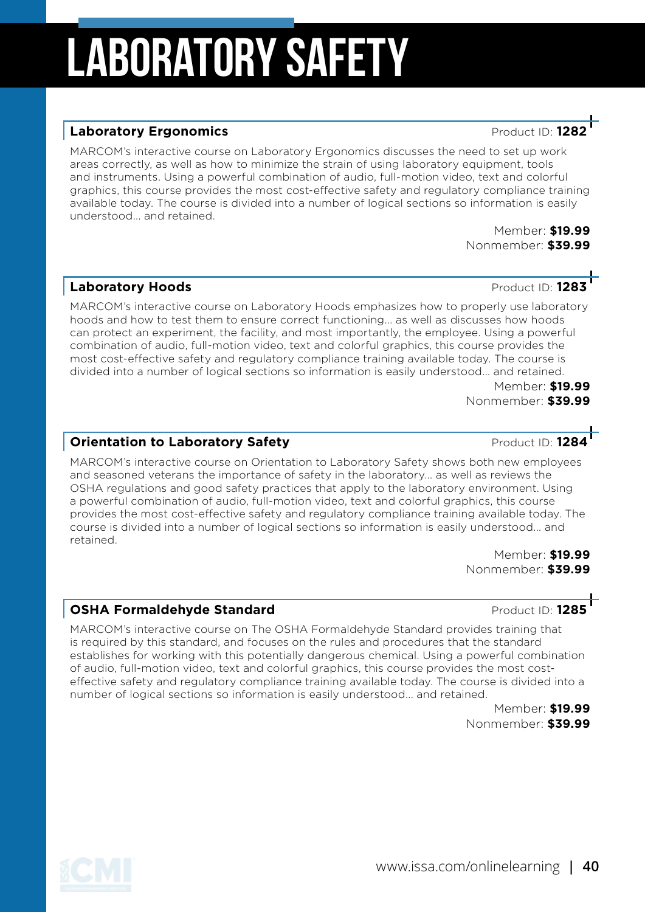# LABORATORY SAFETY

### Laboratory Ergonomics

Product ID: **1282**

MARCOM's interactive course on Laboratory Ergonomics discusses the need to set up work areas correctly, as well as how to minimize the strain of using laboratory equipment, tools and instruments. Using a powerful combination of audio, full-motion video, text and colorful graphics, this course provides the most cost-effective safety and regulatory compliance training available today. The course is divided into a number of logical sections so information is easily understood... and retained.

Member: **$19.99**
Nonmember: **$39.99**

### Laboratory Hoods

Product ID: **1283**

MARCOM's interactive course on Laboratory Hoods emphasizes how to properly use laboratory hoods and how to test them to ensure correct functioning... as well as discusses how hoods can protect an experiment, the facility, and most importantly, the employee. Using a powerful combination of audio, full-motion video, text and colorful graphics, this course provides the most cost-effective safety and regulatory compliance training available today. The course is divided into a number of logical sections so information is easily understood... and retained.

Member: **$19.99**
Nonmember: **$39.99**

### Orientation to Laboratory Safety

Product ID: **1284**

MARCOM's interactive course on Orientation to Laboratory Safety shows both new employees and seasoned veterans the importance of safety in the laboratory... as well as reviews the OSHA regulations and good safety practices that apply to the laboratory environment. Using a powerful combination of audio, full-motion video, text and colorful graphics, this course provides the most cost-effective safety and regulatory compliance training available today. The course is divided into a number of logical sections so information is easily understood... and retained.

Member: **$19.99**
Nonmember: **$39.99**

### OSHA Formaldehyde Standard

Product ID: **1285**

MARCOM's interactive course on The OSHA Formaldehyde Standard provides training that is required by this standard, and focuses on the rules and procedures that the standard establishes for working with this potentially dangerous chemical. Using a powerful combination of audio, full-motion video, text and colorful graphics, this course provides the most cost-effective safety and regulatory compliance training available today. The course is divided into a number of logical sections so information is easily understood... and retained.

Member: **$19.99**
Nonmember: **$39.99**

www.issa.com/onlinelearning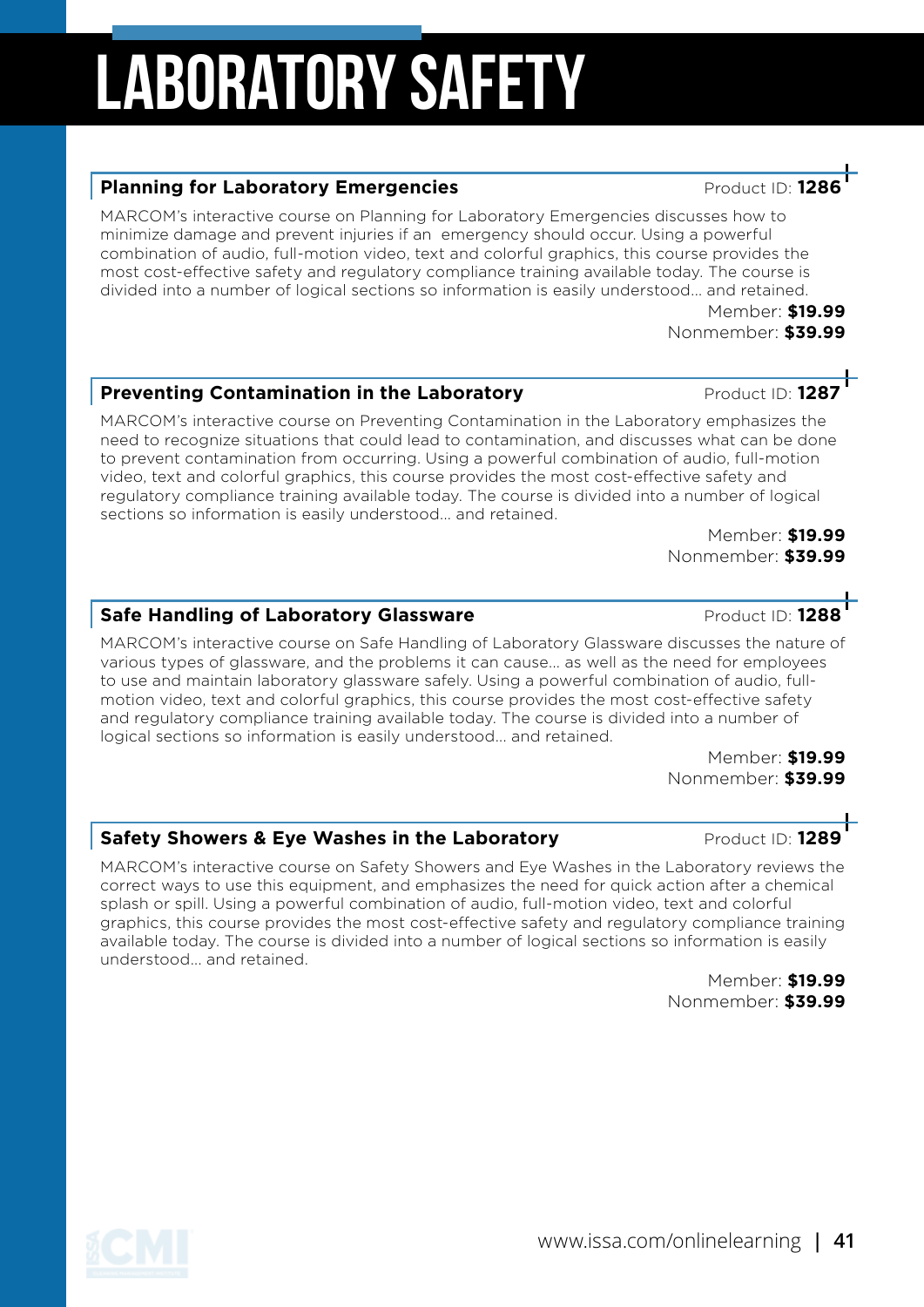# LABORATORY SAFETY

## Planning for Laboratory Emergencies

Product ID: **1286**

MARCOM's interactive course on Planning for Laboratory Emergencies discusses how to minimize damage and prevent injuries if an emergency should occur. Using a powerful combination of audio, full-motion video, text and colorful graphics, this course provides the most cost-effective safety and regulatory compliance training available today. The course is divided into a number of logical sections so information is easily understood... and retained.

Member: **$19.99**
Nonmember: **$39.99**

## Preventing Contamination in the Laboratory

Product ID: **1287**

MARCOM's interactive course on Preventing Contamination in the Laboratory emphasizes the need to recognize situations that could lead to contamination, and discusses what can be done to prevent contamination from occurring. Using a powerful combination of audio, full-motion video, text and colorful graphics, this course provides the most cost-effective safety and regulatory compliance training available today. The course is divided into a number of logical sections so information is easily understood... and retained.

Member: **$19.99**
Nonmember: **$39.99**

## Safe Handling of Laboratory Glassware

Product ID: **1288**

MARCOM's interactive course on Safe Handling of Laboratory Glassware discusses the nature of various types of glassware, and the problems it can cause... as well as the need for employees to use and maintain laboratory glassware safely. Using a powerful combination of audio, full-motion video, text and colorful graphics, this course provides the most cost-effective safety and regulatory compliance training available today. The course is divided into a number of logical sections so information is easily understood... and retained.

Member: **$19.99**
Nonmember: **$39.99**

## Safety Showers & Eye Washes in the Laboratory

Product ID: **1289**

MARCOM's interactive course on Safety Showers and Eye Washes in the Laboratory reviews the correct ways to use this equipment, and emphasizes the need for quick action after a chemical splash or spill. Using a powerful combination of audio, full-motion video, text and colorful graphics, this course provides the most cost-effective safety and regulatory compliance training available today. The course is divided into a number of logical sections so information is easily understood... and retained.

Member: **$19.99**
Nonmember: **$39.99**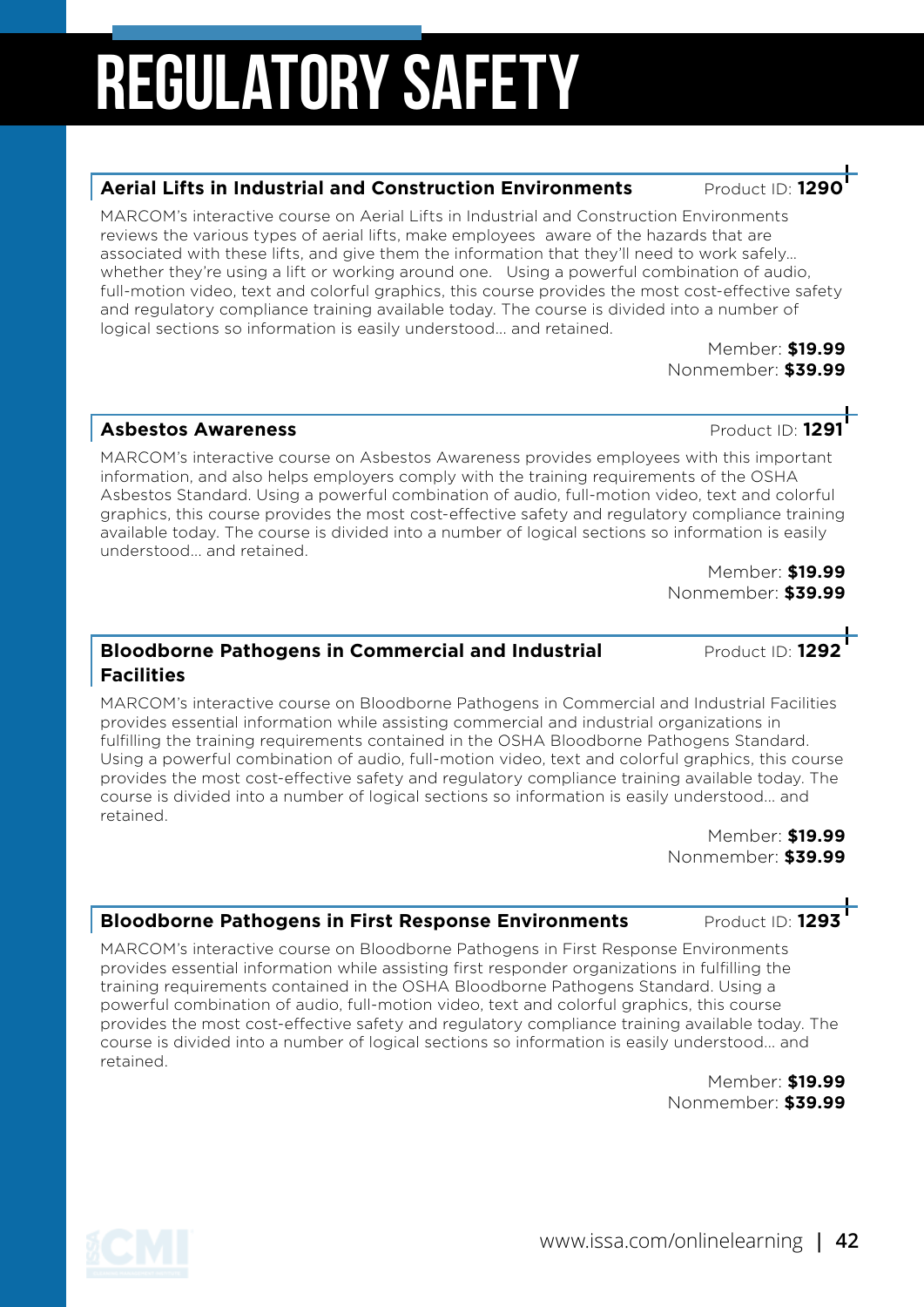# REGULATORY SAFETY

## Aerial Lifts in Industrial and Construction Environments

Product ID: **1290**

MARCOM's interactive course on Aerial Lifts in Industrial and Construction Environments reviews the various types of aerial lifts, make employees aware of the hazards that are associated with these lifts, and give them the information that they'll need to work safely… whether they're using a lift or working around one. Using a powerful combination of audio, full-motion video, text and colorful graphics, this course provides the most cost-effective safety and regulatory compliance training available today. The course is divided into a number of logical sections so information is easily understood… and retained.

Member: **$19.99**
Nonmember: **$39.99**

## Asbestos Awareness

Product ID: **1291**

MARCOM's interactive course on Asbestos Awareness provides employees with this important information, and also helps employers comply with the training requirements of the OSHA Asbestos Standard. Using a powerful combination of audio, full-motion video, text and colorful graphics, this course provides the most cost-effective safety and regulatory compliance training available today. The course is divided into a number of logical sections so information is easily understood… and retained.

Member: **$19.99**
Nonmember: **$39.99**

## Bloodborne Pathogens in Commercial and Industrial Facilities

Product ID: **1292**

MARCOM's interactive course on Bloodborne Pathogens in Commercial and Industrial Facilities provides essential information while assisting commercial and industrial organizations in fulfilling the training requirements contained in the OSHA Bloodborne Pathogens Standard. Using a powerful combination of audio, full-motion video, text and colorful graphics, this course provides the most cost-effective safety and regulatory compliance training available today. The course is divided into a number of logical sections so information is easily understood… and retained.

Member: **$19.99**
Nonmember: **$39.99**

## Bloodborne Pathogens in First Response Environments

Product ID: **1293**

MARCOM's interactive course on Bloodborne Pathogens in First Response Environments provides essential information while assisting first responder organizations in fulfilling the training requirements contained in the OSHA Bloodborne Pathogens Standard. Using a powerful combination of audio, full-motion video, text and colorful graphics, this course provides the most cost-effective safety and regulatory compliance training available today. The course is divided into a number of logical sections so information is easily understood… and retained.

Member: **$19.99**
Nonmember: **$39.99**

www.issa.com/onlinelearning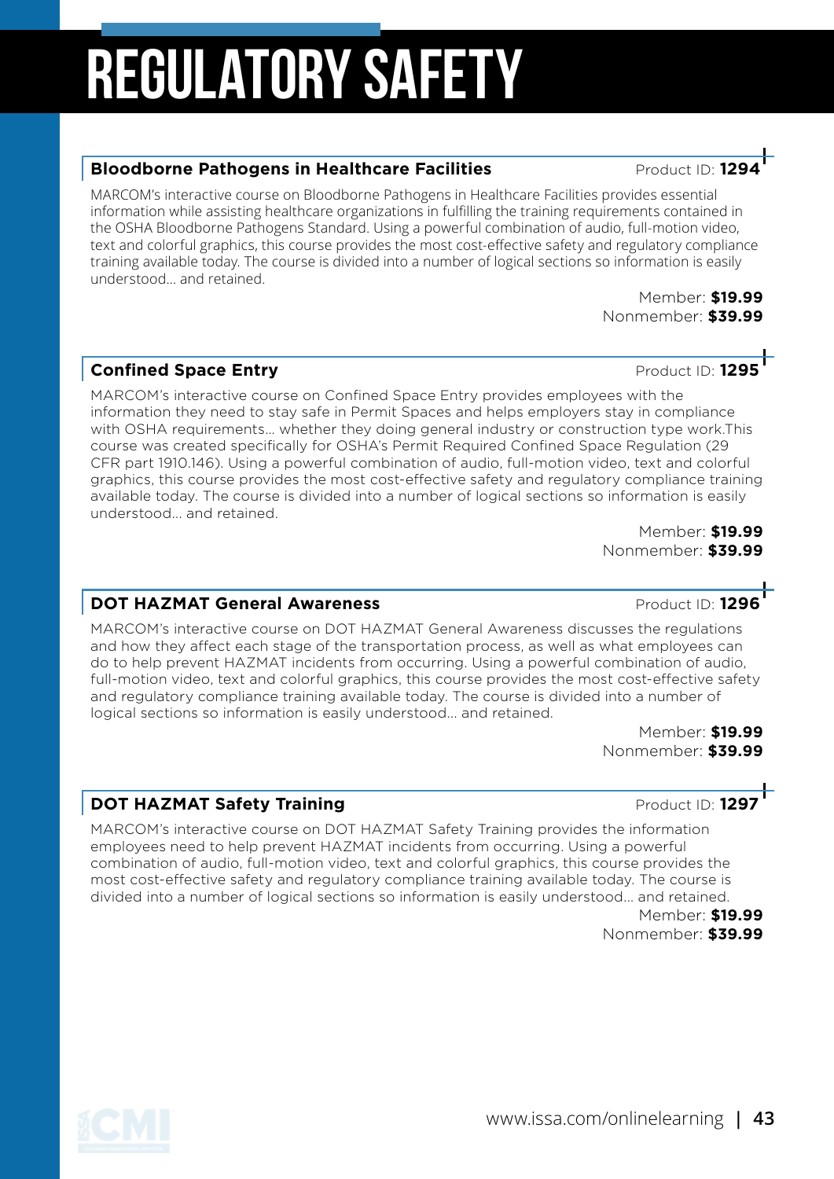# REGULATORY SAFETY

### Bloodborne Pathogens in Healthcare Facilities

Product ID: **1294**

MARCOM's interactive course on Bloodborne Pathogens in Healthcare Facilities provides essential information while assisting healthcare organizations in fulfilling the training requirements contained in the OSHA Bloodborne Pathogens Standard. Using a powerful combination of audio, full-motion video, text and colorful graphics, this course provides the most cost-effective safety and regulatory compliance training available today. The course is divided into a number of logical sections so information is easily understood... and retained.

Member: **$19.99**
Nonmember: **$39.99**

### Confined Space Entry

Product ID: **1295**

MARCOM's interactive course on Confined Space Entry provides employees with the information they need to stay safe in Permit Spaces and helps employers stay in compliance with OSHA requirements... whether they doing general industry or construction type work.This course was created specifically for OSHA's Permit Required Confined Space Regulation (29 CFR part 1910.146). Using a powerful combination of audio, full-motion video, text and colorful graphics, this course provides the most cost-effective safety and regulatory compliance training available today. The course is divided into a number of logical sections so information is easily understood... and retained.

Member: **$19.99**
Nonmember: **$39.99**

### DOT HAZMAT General Awareness

Product ID: **1296**

MARCOM's interactive course on DOT HAZMAT General Awareness discusses the regulations and how they affect each stage of the transportation process, as well as what employees can do to help prevent HAZMAT incidents from occurring. Using a powerful combination of audio, full-motion video, text and colorful graphics, this course provides the most cost-effective safety and regulatory compliance training available today. The course is divided into a number of logical sections so information is easily understood... and retained.

Member: **$19.99**
Nonmember: **$39.99**

### DOT HAZMAT Safety Training

Product ID: **1297**

MARCOM's interactive course on DOT HAZMAT Safety Training provides the information employees need to help prevent HAZMAT incidents from occurring. Using a powerful combination of audio, full-motion video, text and colorful graphics, this course provides the most cost-effective safety and regulatory compliance training available today. The course is divided into a number of logical sections so information is easily understood... and retained.

Member: **$19.99**
Nonmember: **$39.99**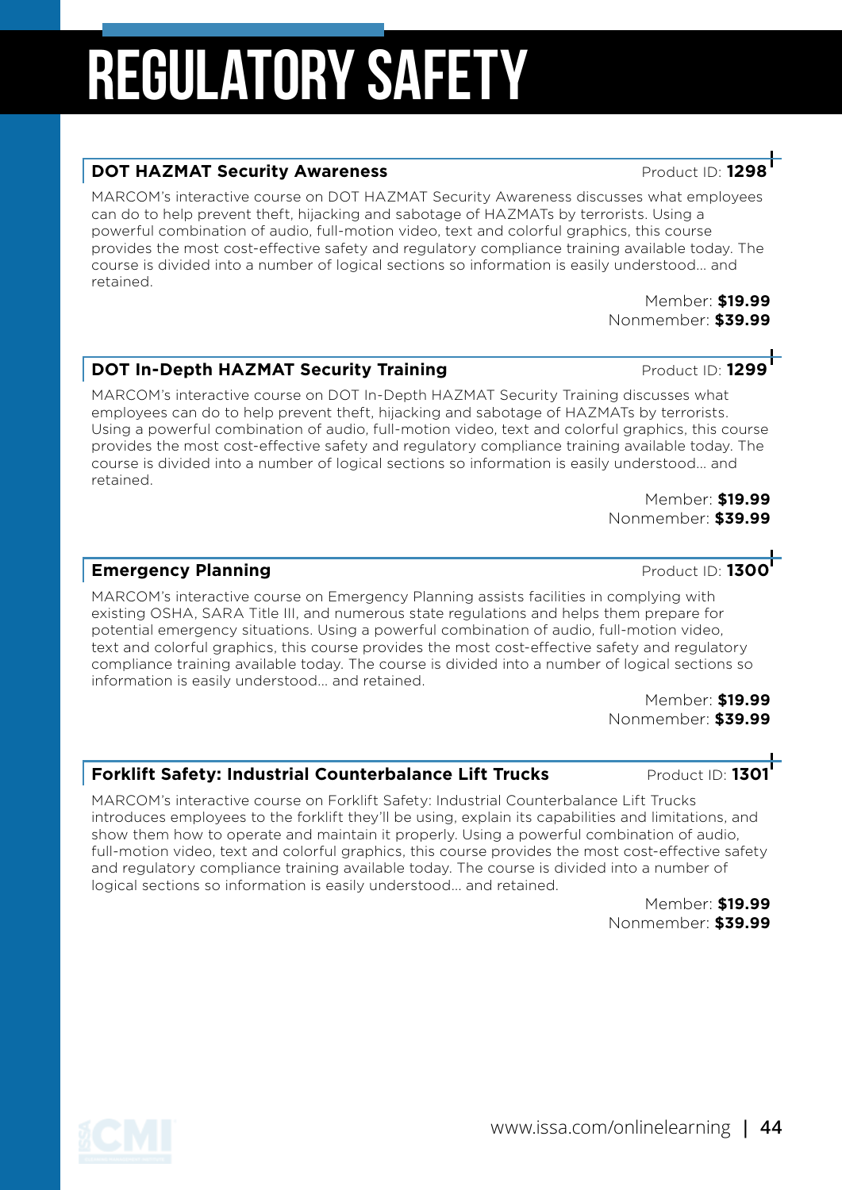# REGULATORY SAFETY

## DOT HAZMAT Security Awareness

Product ID: **1298**

MARCOM's interactive course on DOT HAZMAT Security Awareness discusses what employees can do to help prevent theft, hijacking and sabotage of HAZMATs by terrorists. Using a powerful combination of audio, full-motion video, text and colorful graphics, this course provides the most cost-effective safety and regulatory compliance training available today. The course is divided into a number of logical sections so information is easily understood… and retained.

Member: **$19.99**
Nonmember: **$39.99**

## DOT In-Depth HAZMAT Security Training

Product ID: **1299**

MARCOM's interactive course on DOT In-Depth HAZMAT Security Training discusses what employees can do to help prevent theft, hijacking and sabotage of HAZMATs by terrorists. Using a powerful combination of audio, full-motion video, text and colorful graphics, this course provides the most cost-effective safety and regulatory compliance training available today. The course is divided into a number of logical sections so information is easily understood… and retained.

Member: **$19.99**
Nonmember: **$39.99**

## Emergency Planning

Product ID: **1300**

MARCOM's interactive course on Emergency Planning assists facilities in complying with existing OSHA, SARA Title III, and numerous state regulations and helps them prepare for potential emergency situations. Using a powerful combination of audio, full-motion video, text and colorful graphics, this course provides the most cost-effective safety and regulatory compliance training available today. The course is divided into a number of logical sections so information is easily understood… and retained.

Member: **$19.99**
Nonmember: **$39.99**

## Forklift Safety: Industrial Counterbalance Lift Trucks

Product ID: **1301**

MARCOM's interactive course on Forklift Safety: Industrial Counterbalance Lift Trucks introduces employees to the forklift they'll be using, explain its capabilities and limitations, and show them how to operate and maintain it properly. Using a powerful combination of audio, full-motion video, text and colorful graphics, this course provides the most cost-effective safety and regulatory compliance training available today. The course is divided into a number of logical sections so information is easily understood… and retained.

Member: **$19.99**
Nonmember: **$39.99**

www.issa.com/onlinelearning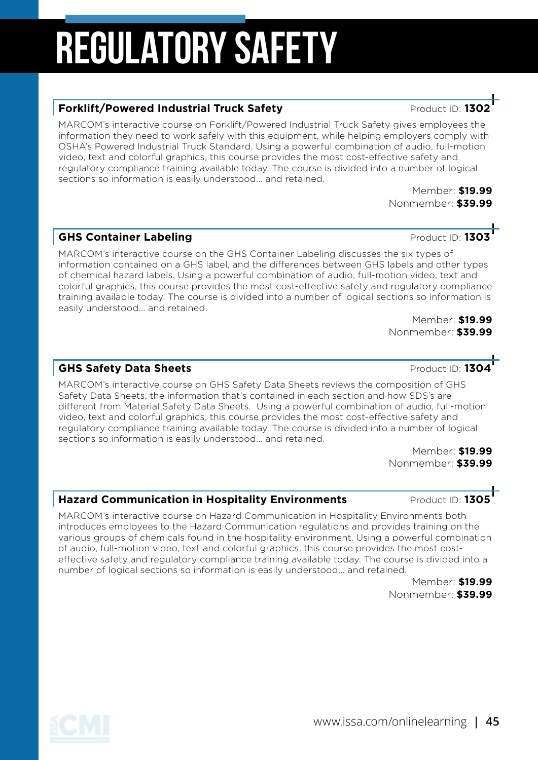# REGULATORY SAFETY

## Forklift/Powered Industrial Truck Safety

Product ID: **1302**

MARCOM's interactive course on Forklift/Powered Industrial Truck Safety gives employees the information they need to work safely with this equipment, while helping employers comply with OSHA's Powered Industrial Truck Standard. Using a powerful combination of audio, full-motion video, text and colorful graphics, this course provides the most cost-effective safety and regulatory compliance training available today. The course is divided into a number of logical sections so information is easily understood… and retained.

Member: **$19.99**
Nonmember: **$39.99**

## GHS Container Labeling

Product ID: **1303**

MARCOM's interactive course on the GHS Container Labeling discusses the six types of information contained on a GHS label, and the differences between GHS labels and other types of chemical hazard labels. Using a powerful combination of audio, full-motion video, text and colorful graphics, this course provides the most cost-effective safety and regulatory compliance training available today. The course is divided into a number of logical sections so information is easily understood… and retained.

Member: **$19.99**
Nonmember: **$39.99**

## GHS Safety Data Sheets

Product ID: **1304**

MARCOM's interactive course on GHS Safety Data Sheets reviews the composition of GHS Safety Data Sheets, the information that's contained in each section and how SDS's are different from Material Safety Data Sheets. Using a powerful combination of audio, full-motion video, text and colorful graphics, this course provides the most cost-effective safety and regulatory compliance training available today. The course is divided into a number of logical sections so information is easily understood… and retained.

Member: **$19.99**
Nonmember: **$39.99**

## Hazard Communication in Hospitality Environments

Product ID: **1305**

MARCOM's interactive course on Hazard Communication in Hospitality Environments both introduces employees to the Hazard Communication regulations and provides training on the various groups of chemicals found in the hospitality environment. Using a powerful combination of audio, full-motion video, text and colorful graphics, this course provides the most cost-effective safety and regulatory compliance training available today. The course is divided into a number of logical sections so information is easily understood… and retained.

Member: **$19.99**
Nonmember: **$39.99**

www.issa.com/onlinelearning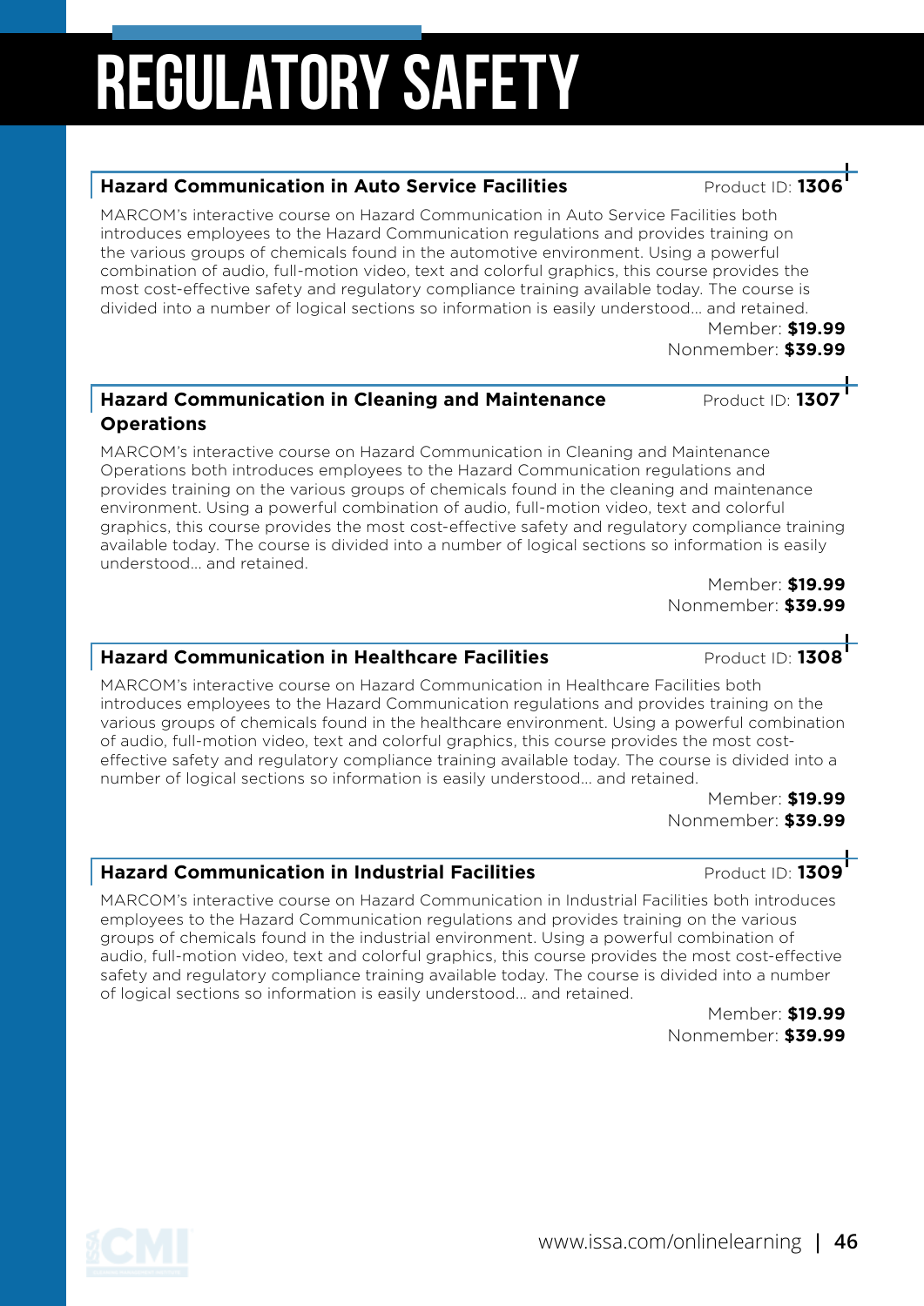# REGULATORY SAFETY

## Hazard Communication in Auto Service Facilities

Product ID: **1306**

MARCOM's interactive course on Hazard Communication in Auto Service Facilities both introduces employees to the Hazard Communication regulations and provides training on the various groups of chemicals found in the automotive environment. Using a powerful combination of audio, full-motion video, text and colorful graphics, this course provides the most cost-effective safety and regulatory compliance training available today. The course is divided into a number of logical sections so information is easily understood… and retained.

Member: **$19.99**
Nonmember: **$39.99**

## Hazard Communication in Cleaning and Maintenance Operations

Product ID: **1307**

MARCOM's interactive course on Hazard Communication in Cleaning and Maintenance Operations both introduces employees to the Hazard Communication regulations and provides training on the various groups of chemicals found in the cleaning and maintenance environment. Using a powerful combination of audio, full-motion video, text and colorful graphics, this course provides the most cost-effective safety and regulatory compliance training available today. The course is divided into a number of logical sections so information is easily understood… and retained.

Member: **$19.99**
Nonmember: **$39.99**

## Hazard Communication in Healthcare Facilities

Product ID: **1308**

MARCOM's interactive course on Hazard Communication in Healthcare Facilities both introduces employees to the Hazard Communication regulations and provides training on the various groups of chemicals found in the healthcare environment. Using a powerful combination of audio, full-motion video, text and colorful graphics, this course provides the most cost-effective safety and regulatory compliance training available today. The course is divided into a number of logical sections so information is easily understood… and retained.

Member: **$19.99**
Nonmember: **$39.99**

## Hazard Communication in Industrial Facilities

Product ID: **1309**

MARCOM's interactive course on Hazard Communication in Industrial Facilities both introduces employees to the Hazard Communication regulations and provides training on the various groups of chemicals found in the industrial environment. Using a powerful combination of audio, full-motion video, text and colorful graphics, this course provides the most cost-effective safety and regulatory compliance training available today. The course is divided into a number of logical sections so information is easily understood… and retained.

Member: **$19.99**
Nonmember: **$39.99**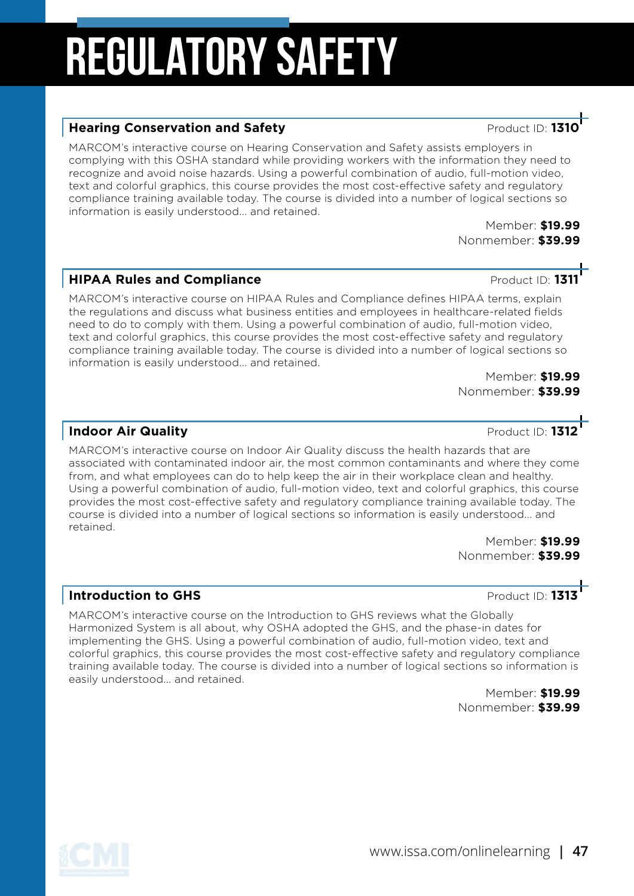# REGULATORY SAFETY

## Hearing Conservation and Safety

Product ID: **1310**

MARCOM's interactive course on Hearing Conservation and Safety assists employers in complying with this OSHA standard while providing workers with the information they need to recognize and avoid noise hazards. Using a powerful combination of audio, full-motion video, text and colorful graphics, this course provides the most cost-effective safety and regulatory compliance training available today. The course is divided into a number of logical sections so information is easily understood... and retained.

Member: **$19.99**
Nonmember: **$39.99**

## HIPAA Rules and Compliance

Product ID: **1311**

MARCOM's interactive course on HIPAA Rules and Compliance defines HIPAA terms, explain the regulations and discuss what business entities and employees in healthcare-related fields need to do to comply with them. Using a powerful combination of audio, full-motion video, text and colorful graphics, this course provides the most cost-effective safety and regulatory compliance training available today. The course is divided into a number of logical sections so information is easily understood... and retained.

Member: **$19.99**
Nonmember: **$39.99**

## Indoor Air Quality

Product ID: **1312**

MARCOM's interactive course on Indoor Air Quality discuss the health hazards that are associated with contaminated indoor air, the most common contaminants and where they come from, and what employees can do to help keep the air in their workplace clean and healthy. Using a powerful combination of audio, full-motion video, text and colorful graphics, this course provides the most cost-effective safety and regulatory compliance training available today. The course is divided into a number of logical sections so information is easily understood... and retained.

Member: **$19.99**
Nonmember: **$39.99**

## Introduction to GHS

Product ID: **1313**

MARCOM's interactive course on the Introduction to GHS reviews what the Globally Harmonized System is all about, why OSHA adopted the GHS, and the phase-in dates for implementing the GHS. Using a powerful combination of audio, full-motion video, text and colorful graphics, this course provides the most cost-effective safety and regulatory compliance training available today. The course is divided into a number of logical sections so information is easily understood... and retained.

Member: **$19.99**
Nonmember: **$39.99**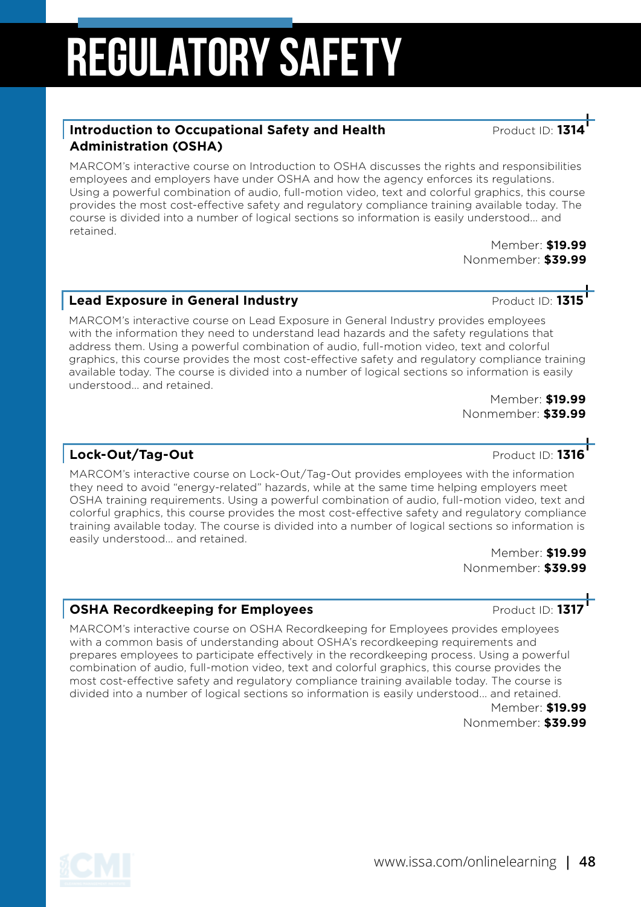# REGULATORY SAFETY

### Introduction to Occupational Safety and Health Administration (OSHA)

Product ID: **1314**

MARCOM's interactive course on Introduction to OSHA discusses the rights and responsibilities employees and employers have under OSHA and how the agency enforces its regulations. Using a powerful combination of audio, full-motion video, text and colorful graphics, this course provides the most cost-effective safety and regulatory compliance training available today. The course is divided into a number of logical sections so information is easily understood... and retained.

Member: **$19.99**
Nonmember: **$39.99**

### Lead Exposure in General Industry

Product ID: **1315**

MARCOM's interactive course on Lead Exposure in General Industry provides employees with the information they need to understand lead hazards and the safety regulations that address them. Using a powerful combination of audio, full-motion video, text and colorful graphics, this course provides the most cost-effective safety and regulatory compliance training available today. The course is divided into a number of logical sections so information is easily understood... and retained.

Member: **$19.99**
Nonmember: **$39.99**

### Lock-Out/Tag-Out

Product ID: **1316**

MARCOM's interactive course on Lock-Out/Tag-Out provides employees with the information they need to avoid "energy-related" hazards, while at the same time helping employers meet OSHA training requirements. Using a powerful combination of audio, full-motion video, text and colorful graphics, this course provides the most cost-effective safety and regulatory compliance training available today. The course is divided into a number of logical sections so information is easily understood... and retained.

Member: **$19.99**
Nonmember: **$39.99**

### OSHA Recordkeeping for Employees

Product ID: **1317**

MARCOM's interactive course on OSHA Recordkeeping for Employees provides employees with a common basis of understanding about OSHA's recordkeeping requirements and prepares employees to participate effectively in the recordkeeping process. Using a powerful combination of audio, full-motion video, text and colorful graphics, this course provides the most cost-effective safety and regulatory compliance training available today. The course is divided into a number of logical sections so information is easily understood... and retained.

Member: **$19.99**
Nonmember: **$39.99**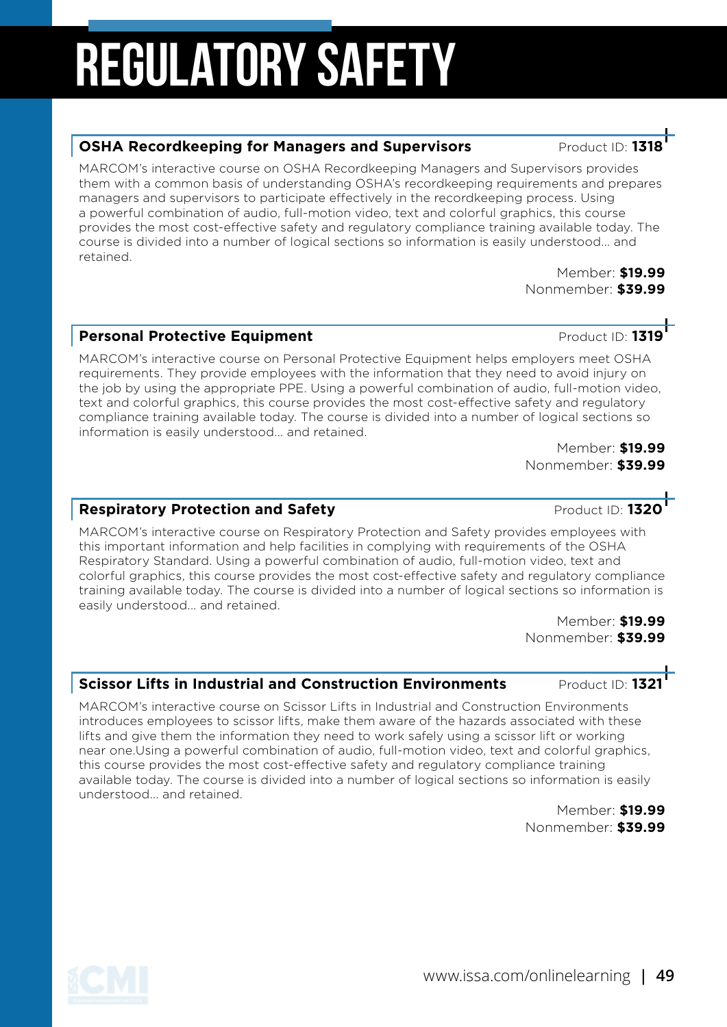# REGULATORY SAFETY

## OSHA Recordkeeping for Managers and Supervisors

Product ID: **1318**

MARCOM's interactive course on OSHA Recordkeeping Managers and Supervisors provides them with a common basis of understanding OSHA's recordkeeping requirements and prepares managers and supervisors to participate effectively in the recordkeeping process. Using a powerful combination of audio, full-motion video, text and colorful graphics, this course provides the most cost-effective safety and regulatory compliance training available today. The course is divided into a number of logical sections so information is easily understood... and retained.

Member: **$19.99**
Nonmember: **$39.99**

## Personal Protective Equipment

Product ID: **1319**

MARCOM's interactive course on Personal Protective Equipment helps employers meet OSHA requirements. They provide employees with the information that they need to avoid injury on the job by using the appropriate PPE. Using a powerful combination of audio, full-motion video, text and colorful graphics, this course provides the most cost-effective safety and regulatory compliance training available today. The course is divided into a number of logical sections so information is easily understood... and retained.

Member: **$19.99**
Nonmember: **$39.99**

## Respiratory Protection and Safety

Product ID: **1320**

MARCOM's interactive course on Respiratory Protection and Safety provides employees with this important information and help facilities in complying with requirements of the OSHA Respiratory Standard. Using a powerful combination of audio, full-motion video, text and colorful graphics, this course provides the most cost-effective safety and regulatory compliance training available today. The course is divided into a number of logical sections so information is easily understood... and retained.

Member: **$19.99**
Nonmember: **$39.99**

## Scissor Lifts in Industrial and Construction Environments

Product ID: **1321**

MARCOM's interactive course on Scissor Lifts in Industrial and Construction Environments introduces employees to scissor lifts, make them aware of the hazards associated with these lifts and give them the information they need to work safely using a scissor lift or working near one.Using a powerful combination of audio, full-motion video, text and colorful graphics, this course provides the most cost-effective safety and regulatory compliance training available today. The course is divided into a number of logical sections so information is easily understood... and retained.

Member: **$19.99**
Nonmember: **$39.99**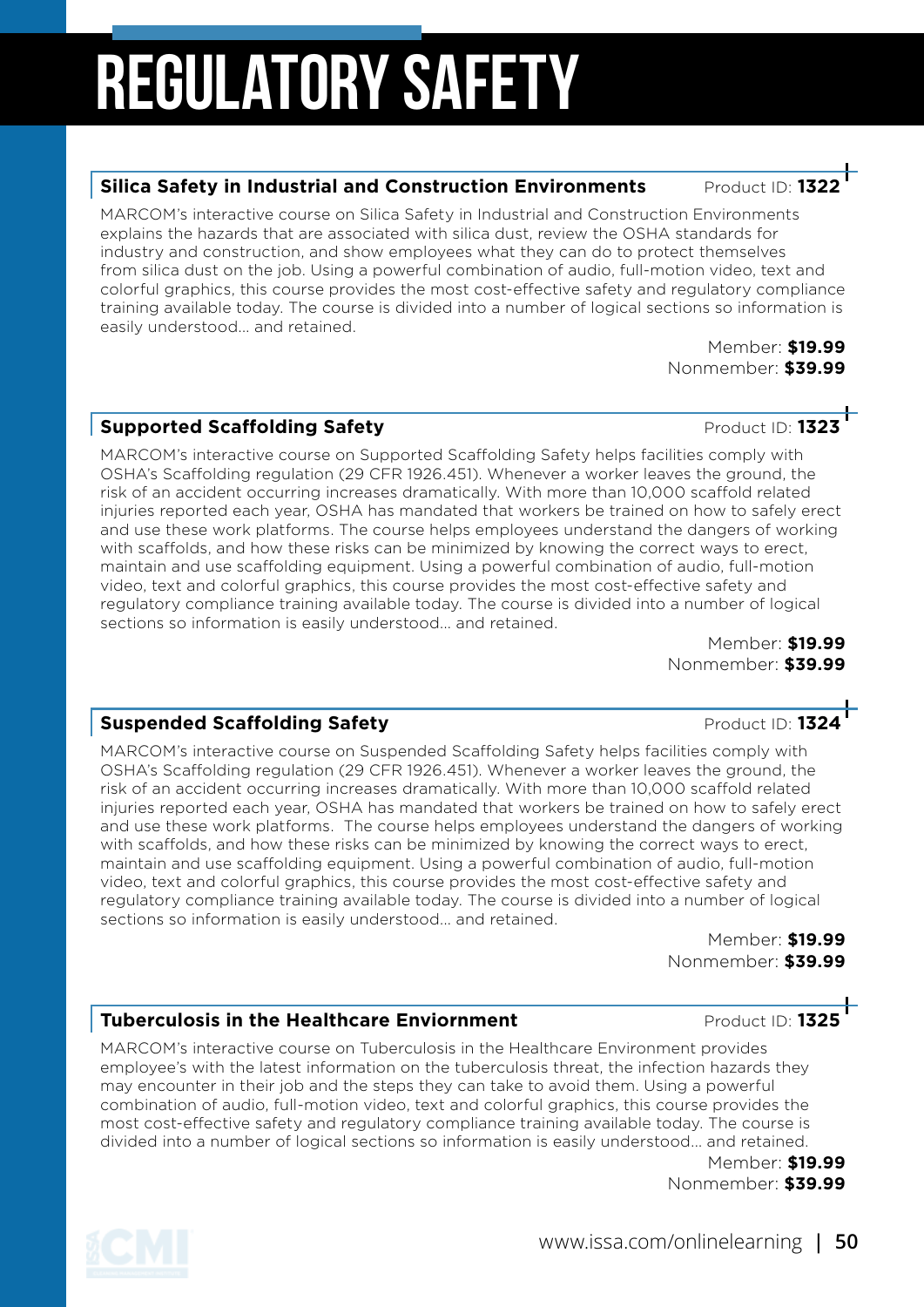# REGULATORY SAFETY

## Silica Safety in Industrial and Construction Environments

Product ID: **1322**

MARCOM's interactive course on Silica Safety in Industrial and Construction Environments explains the hazards that are associated with silica dust, review the OSHA standards for industry and construction, and show employees what they can do to protect themselves from silica dust on the job. Using a powerful combination of audio, full-motion video, text and colorful graphics, this course provides the most cost-effective safety and regulatory compliance training available today. The course is divided into a number of logical sections so information is easily understood... and retained.

Member: **$19.99**
Nonmember: **$39.99**

## Supported Scaffolding Safety

Product ID: **1323**

MARCOM's interactive course on Supported Scaffolding Safety helps facilities comply with OSHA's Scaffolding regulation (29 CFR 1926.451). Whenever a worker leaves the ground, the risk of an accident occurring increases dramatically. With more than 10,000 scaffold related injuries reported each year, OSHA has mandated that workers be trained on how to safely erect and use these work platforms. The course helps employees understand the dangers of working with scaffolds, and how these risks can be minimized by knowing the correct ways to erect, maintain and use scaffolding equipment. Using a powerful combination of audio, full-motion video, text and colorful graphics, this course provides the most cost-effective safety and regulatory compliance training available today. The course is divided into a number of logical sections so information is easily understood... and retained.

Member: **$19.99**
Nonmember: **$39.99**

## Suspended Scaffolding Safety

Product ID: **1324**

MARCOM's interactive course on Suspended Scaffolding Safety helps facilities comply with OSHA's Scaffolding regulation (29 CFR 1926.451). Whenever a worker leaves the ground, the risk of an accident occurring increases dramatically. With more than 10,000 scaffold related injuries reported each year, OSHA has mandated that workers be trained on how to safely erect and use these work platforms. The course helps employees understand the dangers of working with scaffolds, and how these risks can be minimized by knowing the correct ways to erect, maintain and use scaffolding equipment. Using a powerful combination of audio, full-motion video, text and colorful graphics, this course provides the most cost-effective safety and regulatory compliance training available today. The course is divided into a number of logical sections so information is easily understood... and retained.

Member: **$19.99**
Nonmember: **$39.99**

## Tuberculosis in the Healthcare Enviornment

Product ID: **1325**

MARCOM's interactive course on Tuberculosis in the Healthcare Environment provides employee's with the latest information on the tuberculosis threat, the infection hazards they may encounter in their job and the steps they can take to avoid them. Using a powerful combination of audio, full-motion video, text and colorful graphics, this course provides the most cost-effective safety and regulatory compliance training available today. The course is divided into a number of logical sections so information is easily understood... and retained.

Member: **$19.99**
Nonmember: **$39.99**

www.issa.com/onlinelearning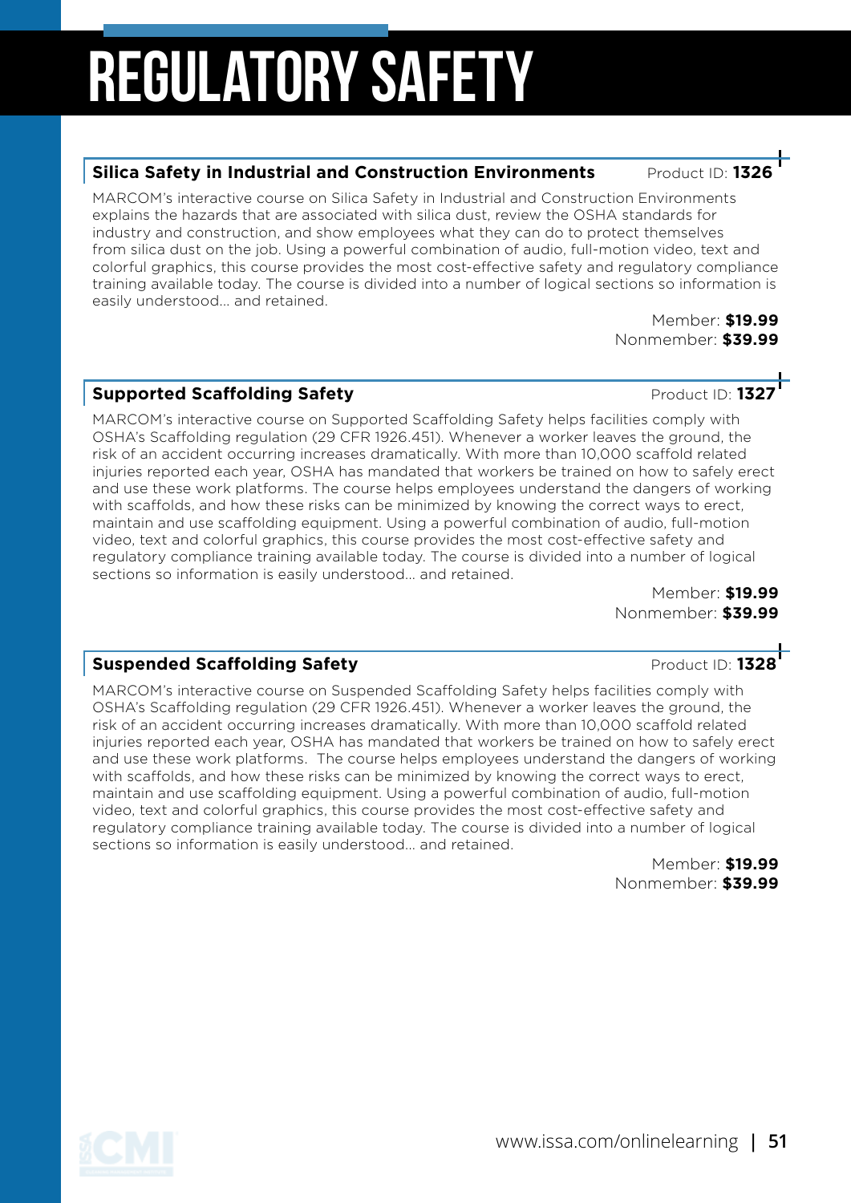# REGULATORY SAFETY

## Silica Safety in Industrial and Construction Environments

Product ID: **1326**

MARCOM's interactive course on Silica Safety in Industrial and Construction Environments explains the hazards that are associated with silica dust, review the OSHA standards for industry and construction, and show employees what they can do to protect themselves from silica dust on the job. Using a powerful combination of audio, full-motion video, text and colorful graphics, this course provides the most cost-effective safety and regulatory compliance training available today. The course is divided into a number of logical sections so information is easily understood... and retained.

Member: **$19.99**
Nonmember: **$39.99**

## Supported Scaffolding Safety

Product ID: **1327**

MARCOM's interactive course on Supported Scaffolding Safety helps facilities comply with OSHA's Scaffolding regulation (29 CFR 1926.451). Whenever a worker leaves the ground, the risk of an accident occurring increases dramatically. With more than 10,000 scaffold related injuries reported each year, OSHA has mandated that workers be trained on how to safely erect and use these work platforms. The course helps employees understand the dangers of working with scaffolds, and how these risks can be minimized by knowing the correct ways to erect, maintain and use scaffolding equipment. Using a powerful combination of audio, full-motion video, text and colorful graphics, this course provides the most cost-effective safety and regulatory compliance training available today. The course is divided into a number of logical sections so information is easily understood... and retained.

Member: **$19.99**
Nonmember: **$39.99**

## Suspended Scaffolding Safety

Product ID: **1328**

MARCOM's interactive course on Suspended Scaffolding Safety helps facilities comply with OSHA's Scaffolding regulation (29 CFR 1926.451). Whenever a worker leaves the ground, the risk of an accident occurring increases dramatically. With more than 10,000 scaffold related injuries reported each year, OSHA has mandated that workers be trained on how to safely erect and use these work platforms. The course helps employees understand the dangers of working with scaffolds, and how these risks can be minimized by knowing the correct ways to erect, maintain and use scaffolding equipment. Using a powerful combination of audio, full-motion video, text and colorful graphics, this course provides the most cost-effective safety and regulatory compliance training available today. The course is divided into a number of logical sections so information is easily understood... and retained.

Member: **$19.99**
Nonmember: **$39.99**

www.issa.com/onlinelearning